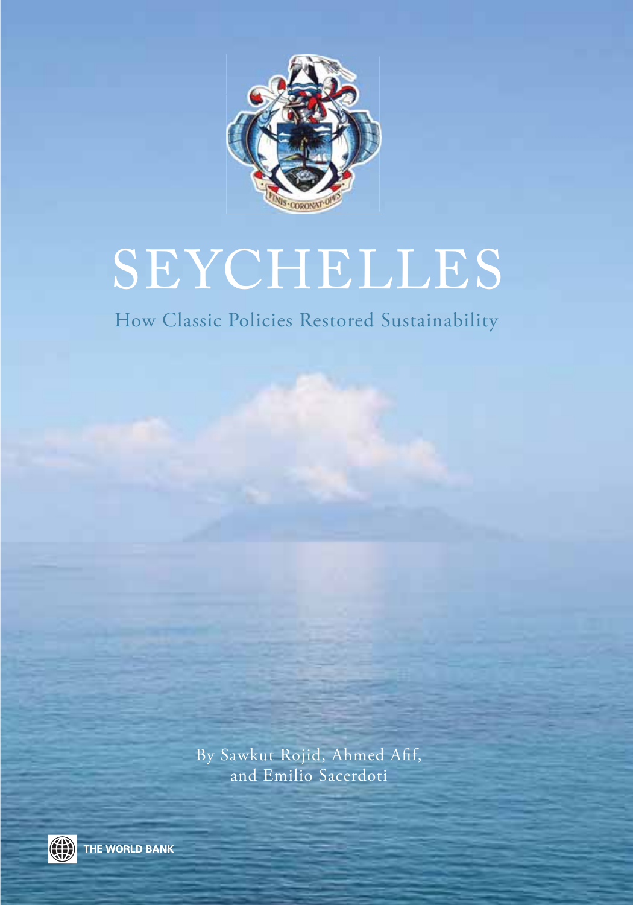# SEYCHELLES

## How Classic Policies Restored Sustainability

By Sawkut Rojid, Ahmed Afif, and Emilio Sacerdoti

THE WORLD BANK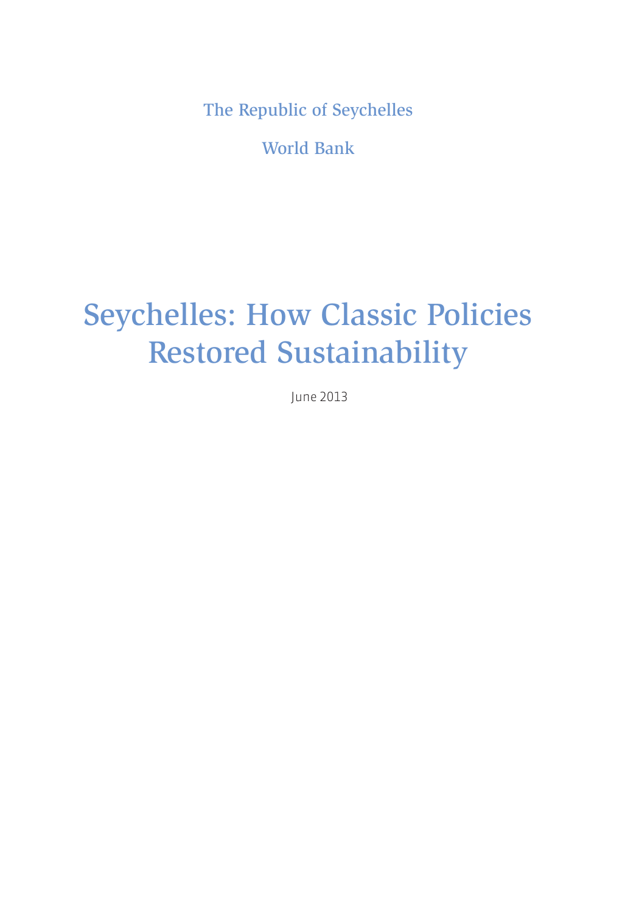The Republic of Seychelles

World Bank

# Seychelles: How Classic Policies Restored Sustainability

June 2013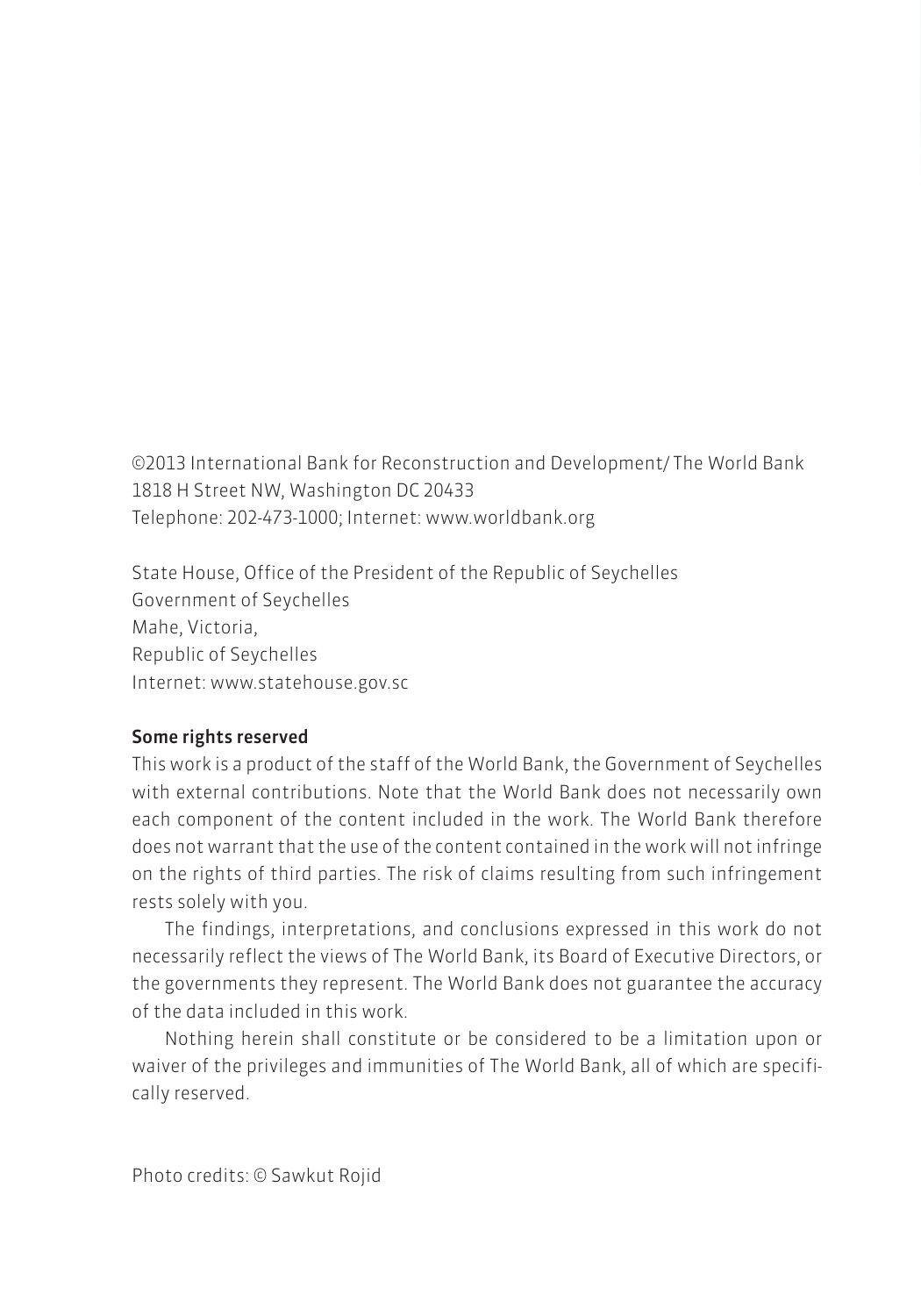©2013 International Bank for Reconstruction and Development/ The World Bank
1818 H Street NW, Washington DC 20433
Telephone: 202-473-1000; Internet: www.worldbank.org

State House, Office of the President of the Republic of Seychelles
Government of Seychelles
Mahe, Victoria,
Republic of Seychelles
Internet: www.statehouse.gov.sc

**Some rights reserved**

This work is a product of the staff of the World Bank, the Government of Seychelles with external contributions. Note that the World Bank does not necessarily own each component of the content included in the work. The World Bank therefore does not warrant that the use of the content contained in the work will not infringe on the rights of third parties. The risk of claims resulting from such infringement rests solely with you.

The findings, interpretations, and conclusions expressed in this work do not necessarily reflect the views of The World Bank, its Board of Executive Directors, or the governments they represent. The World Bank does not guarantee the accuracy of the data included in this work.

Nothing herein shall constitute or be considered to be a limitation upon or waiver of the privileges and immunities of The World Bank, all of which are specifically reserved.

Photo credits: © Sawkut Rojid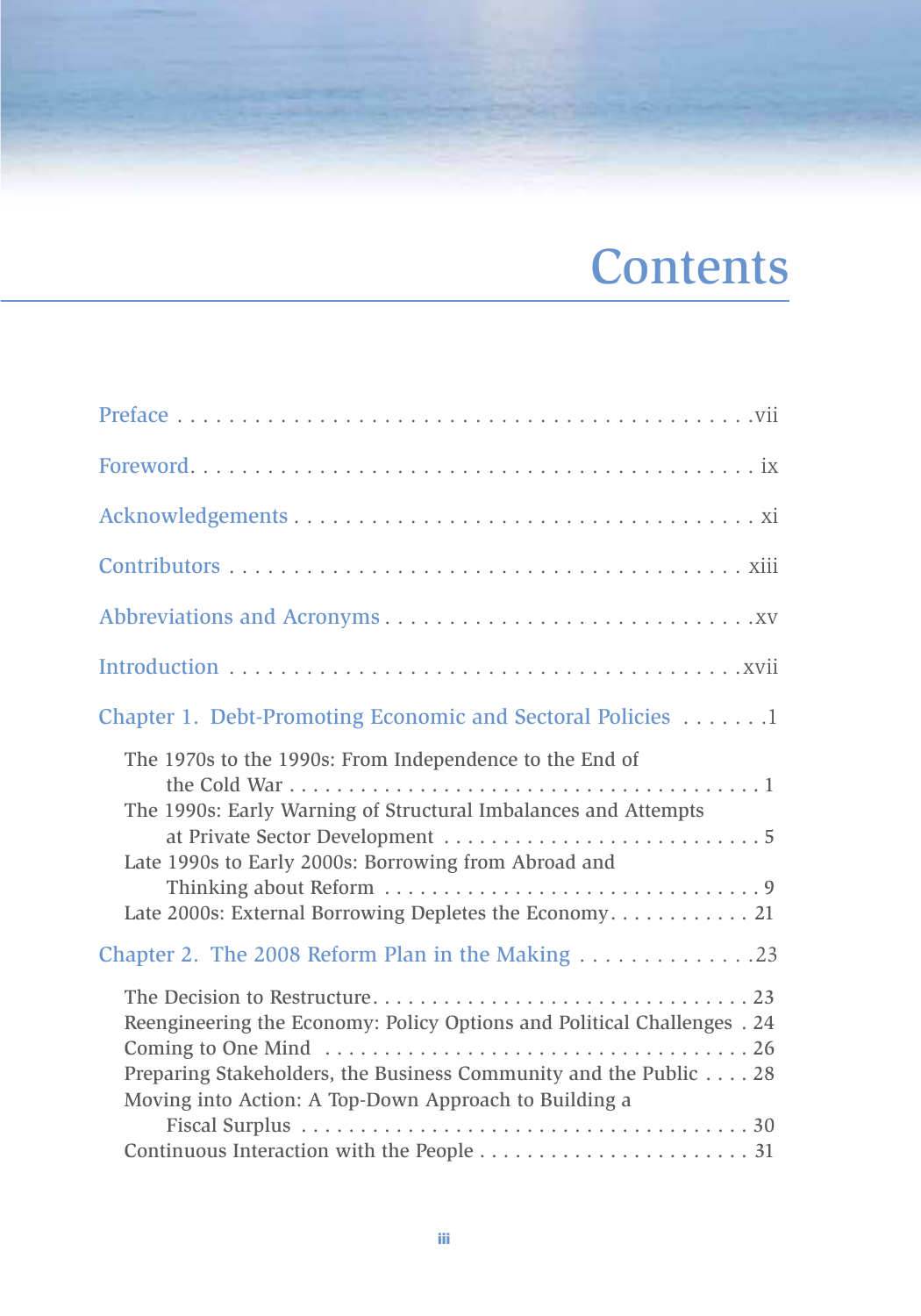# Contents

Preface . . . . . . . . . . . . . . . . . . . . . . . . . . . . . . . . . . . . . . . . . . . . vii

Foreword . . . . . . . . . . . . . . . . . . . . . . . . . . . . . . . . . . . . . . . . . . . . ix

Acknowledgements . . . . . . . . . . . . . . . . . . . . . . . . . . . . . . . . . . . . xi

Contributors . . . . . . . . . . . . . . . . . . . . . . . . . . . . . . . . . . . . . . . . . xiii

Abbreviations and Acronyms . . . . . . . . . . . . . . . . . . . . . . . . . . . . xv

Introduction . . . . . . . . . . . . . . . . . . . . . . . . . . . . . . . . . . . . . . . . xvii

Chapter 1. Debt-Promoting Economic and Sectoral Policies . . . . . . . 1

- The 1970s to the 1990s: From Independence to the End of the Cold War . . . . . . . . . . . . . . . . . . . . . . . . . . . . . . . . . . . . . 1
- The 1990s: Early Warning of Structural Imbalances and Attempts at Private Sector Development . . . . . . . . . . . . . . . . . . . . . . . . . . . 5
- Late 1990s to Early 2000s: Borrowing from Abroad and Thinking about Reform . . . . . . . . . . . . . . . . . . . . . . . . . . . . . . . . . . 9
- Late 2000s: External Borrowing Depletes the Economy . . . . . . . . . . . . 21

Chapter 2. The 2008 Reform Plan in the Making . . . . . . . . . . . . . . 23

- The Decision to Restructure . . . . . . . . . . . . . . . . . . . . . . . . . . . . . . . 23
- Reengineering the Economy: Policy Options and Political Challenges . 24
- Coming to One Mind . . . . . . . . . . . . . . . . . . . . . . . . . . . . . . . . . . . . 26
- Preparing Stakeholders, the Business Community and the Public . . . . 28
- Moving into Action: A Top-Down Approach to Building a Fiscal Surplus . . . . . . . . . . . . . . . . . . . . . . . . . . . . . . . . . . . . . . . 30
- Continuous Interaction with the People . . . . . . . . . . . . . . . . . . . . . . . 31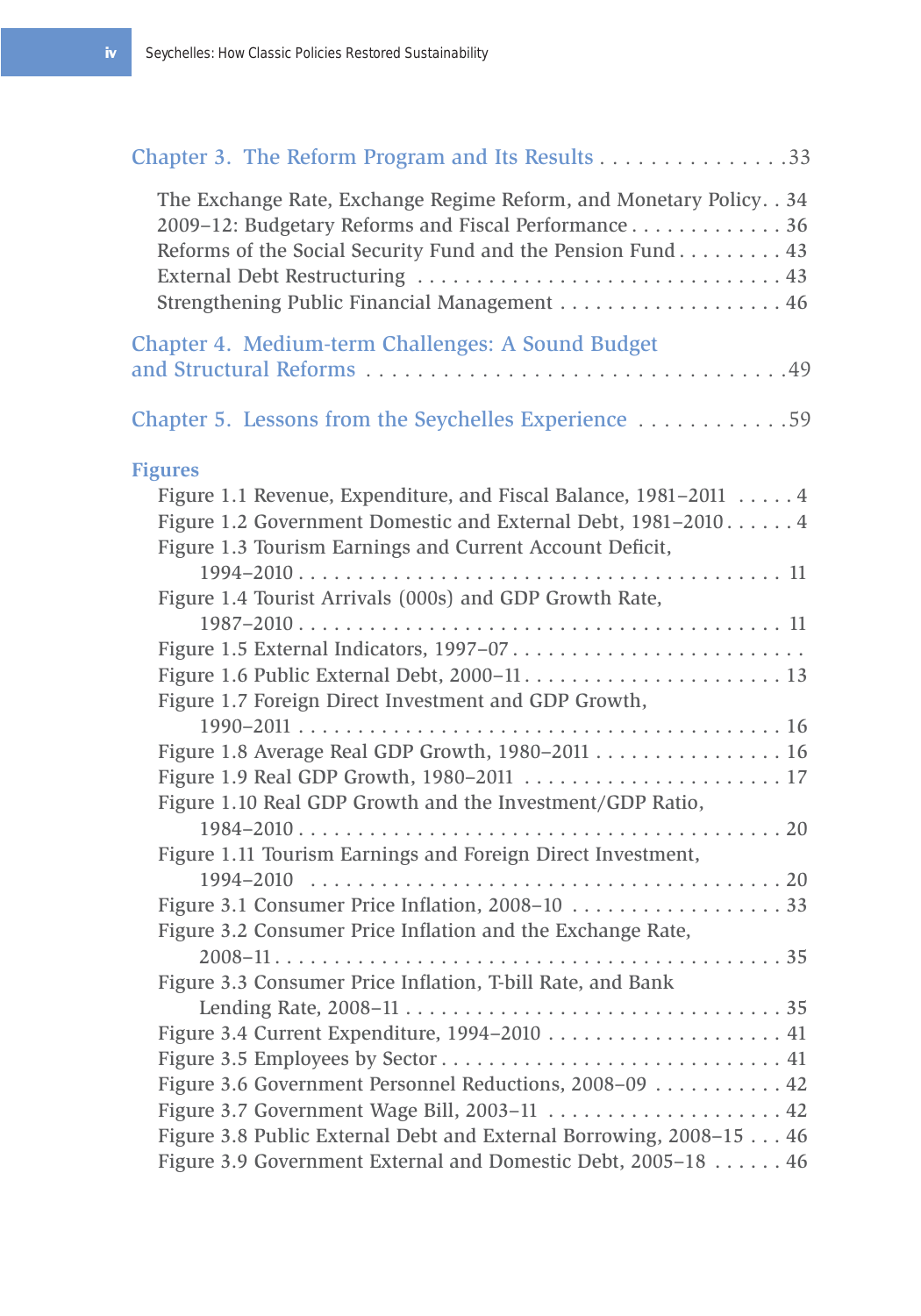Chapter 3. The Reform Program and Its Results . . . . . . . . . . . . . . . .33

- The Exchange Rate, Exchange Regime Reform, and Monetary Policy. . 34
- 2009–12: Budgetary Reforms and Fiscal Performance . . . . . . . . . . . . . 36
- Reforms of the Social Security Fund and the Pension Fund . . . . . . . . . 43
- External Debt Restructuring . . . . . . . . . . . . . . . . . . . . . . . . . . . . . 43
- Strengthening Public Financial Management . . . . . . . . . . . . . . . . . . 46

Chapter 4. Medium-term Challenges: A Sound Budget and Structural Reforms . . . . . . . . . . . . . . . . . . . . . . . . . . . . . . . .49

Chapter 5. Lessons from the Seychelles Experience . . . . . . . . . . . .59

## Figures

- Figure 1.1 Revenue, Expenditure, and Fiscal Balance, 1981–2011 . . . . . 4
- Figure 1.2 Government Domestic and External Debt, 1981–2010 . . . . . . 4
- Figure 1.3 Tourism Earnings and Current Account Deficit, 1994–2010 . . . . . . . . . . . . . . . . . . . . . . . . . . . . . . . . . . . . . . . 11
- Figure 1.4 Tourist Arrivals (000s) and GDP Growth Rate, 1987–2010 . . . . . . . . . . . . . . . . . . . . . . . . . . . . . . . . . . . . . . . 11
- Figure 1.5 External Indicators, 1997–07 . . . . . . . . . . . . . . . . . . . . . . . .
- Figure 1.6 Public External Debt, 2000–11 . . . . . . . . . . . . . . . . . . . . . . 13
- Figure 1.7 Foreign Direct Investment and GDP Growth, 1990–2011 . . . . . . . . . . . . . . . . . . . . . . . . . . . . . . . . . . . . . . . 16
- Figure 1.8 Average Real GDP Growth, 1980–2011 . . . . . . . . . . . . . . . . 16
- Figure 1.9 Real GDP Growth, 1980–2011 . . . . . . . . . . . . . . . . . . . . . . 17
- Figure 1.10 Real GDP Growth and the Investment/GDP Ratio, 1984–2010 . . . . . . . . . . . . . . . . . . . . . . . . . . . . . . . . . . . . . . . 20
- Figure 1.11 Tourism Earnings and Foreign Direct Investment, 1994–2010 . . . . . . . . . . . . . . . . . . . . . . . . . . . . . . . . . . . . . . . 20
- Figure 3.1 Consumer Price Inflation, 2008–10 . . . . . . . . . . . . . . . . . . . 33
- Figure 3.2 Consumer Price Inflation and the Exchange Rate, 2008–11 . . . . . . . . . . . . . . . . . . . . . . . . . . . . . . . . . . . . . . . . . 35
- Figure 3.3 Consumer Price Inflation, T-bill Rate, and Bank Lending Rate, 2008–11 . . . . . . . . . . . . . . . . . . . . . . . . . . . . . . . 35
- Figure 3.4 Current Expenditure, 1994–2010 . . . . . . . . . . . . . . . . . . . . 41
- Figure 3.5 Employees by Sector . . . . . . . . . . . . . . . . . . . . . . . . . . . . 41
- Figure 3.6 Government Personnel Reductions, 2008–09 . . . . . . . . . . . 42
- Figure 3.7 Government Wage Bill, 2003–11 . . . . . . . . . . . . . . . . . . . . 42
- Figure 3.8 Public External Debt and External Borrowing, 2008–15 . . . 46
- Figure 3.9 Government External and Domestic Debt, 2005–18 . . . . . . 46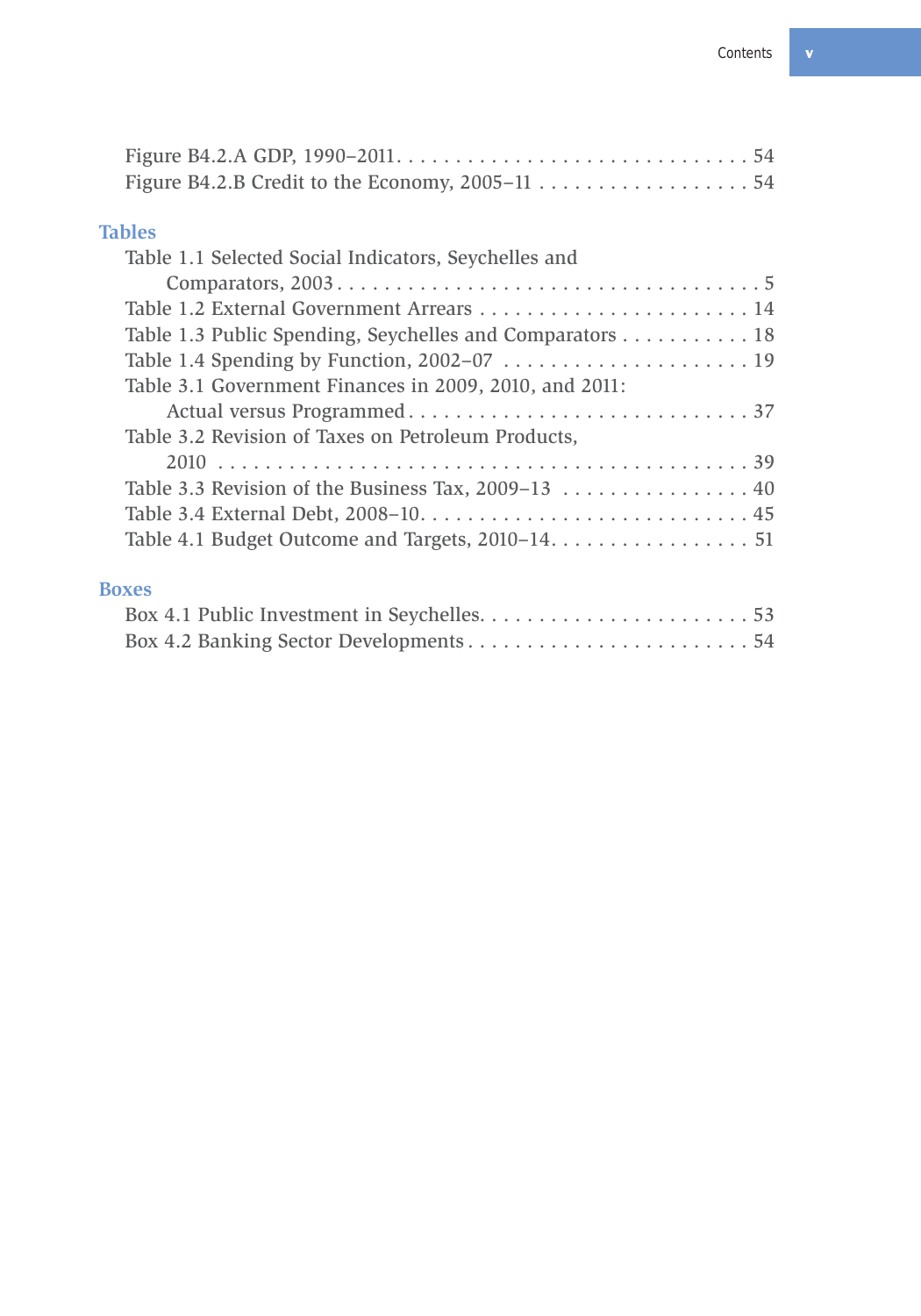Figure B4.2.A GDP, 1990–2011. . . . . . . . . . . . . . . . . . . . . . . . . . . . . . 54
Figure B4.2.B Credit to the Economy, 2005–11 . . . . . . . . . . . . . . . . . . 54

## Tables

Table 1.1 Selected Social Indicators, Seychelles and Comparators, 2003 . . . . . . . . . . . . . . . . . . . . . . . . . . . . . . . . . . . . . 5
Table 1.2 External Government Arrears . . . . . . . . . . . . . . . . . . . . . . . 14
Table 1.3 Public Spending, Seychelles and Comparators . . . . . . . . . . . 18
Table 1.4 Spending by Function, 2002–07 . . . . . . . . . . . . . . . . . . . . . 19
Table 3.1 Government Finances in 2009, 2010, and 2011: Actual versus Programmed . . . . . . . . . . . . . . . . . . . . . . . . . . . . . 37
Table 3.2 Revision of Taxes on Petroleum Products, 2010 . . . . . . . . . . . . . . . . . . . . . . . . . . . . . . . . . . . . . . . . . . . . 39
Table 3.3 Revision of the Business Tax, 2009–13 . . . . . . . . . . . . . . . . 40
Table 3.4 External Debt, 2008–10. . . . . . . . . . . . . . . . . . . . . . . . . . . . 45
Table 4.1 Budget Outcome and Targets, 2010–14. . . . . . . . . . . . . . . . . 51

## Boxes

Box 4.1 Public Investment in Seychelles. . . . . . . . . . . . . . . . . . . . . . . 53
Box 4.2 Banking Sector Developments . . . . . . . . . . . . . . . . . . . . . . . . 54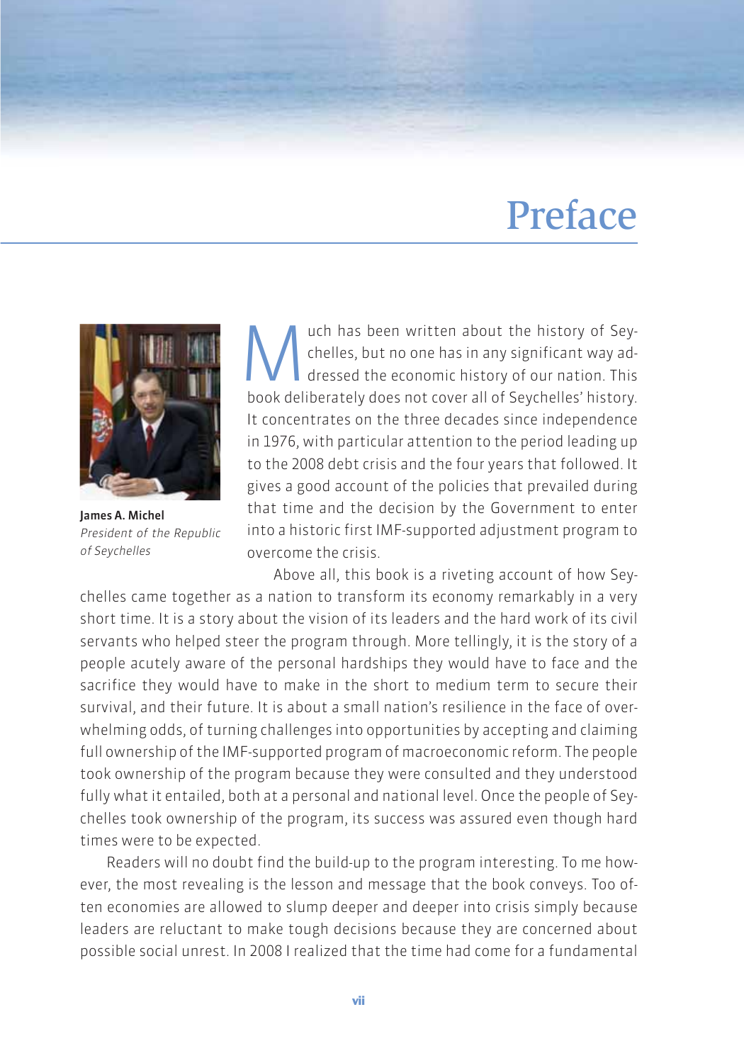# Preface

**James A. Michel**
*President of the Republic of Seychelles*

Much has been written about the history of Seychelles, but no one has in any significant way addressed the economic history of our nation. This book deliberately does not cover all of Seychelles' history. It concentrates on the three decades since independence in 1976, with particular attention to the period leading up to the 2008 debt crisis and the four years that followed. It gives a good account of the policies that prevailed during that time and the decision by the Government to enter into a historic first IMF-supported adjustment program to overcome the crisis.

Above all, this book is a riveting account of how Seychelles came together as a nation to transform its economy remarkably in a very short time. It is a story about the vision of its leaders and the hard work of its civil servants who helped steer the program through. More tellingly, it is the story of a people acutely aware of the personal hardships they would have to face and the sacrifice they would have to make in the short to medium term to secure their survival, and their future. It is about a small nation's resilience in the face of overwhelming odds, of turning challenges into opportunities by accepting and claiming full ownership of the IMF-supported program of macroeconomic reform. The people took ownership of the program because they were consulted and they understood fully what it entailed, both at a personal and national level. Once the people of Seychelles took ownership of the program, its success was assured even though hard times were to be expected.

Readers will no doubt find the build-up to the program interesting. To me however, the most revealing is the lesson and message that the book conveys. Too often economies are allowed to slump deeper and deeper into crisis simply because leaders are reluctant to make tough decisions because they are concerned about possible social unrest. In 2008 I realized that the time had come for a fundamental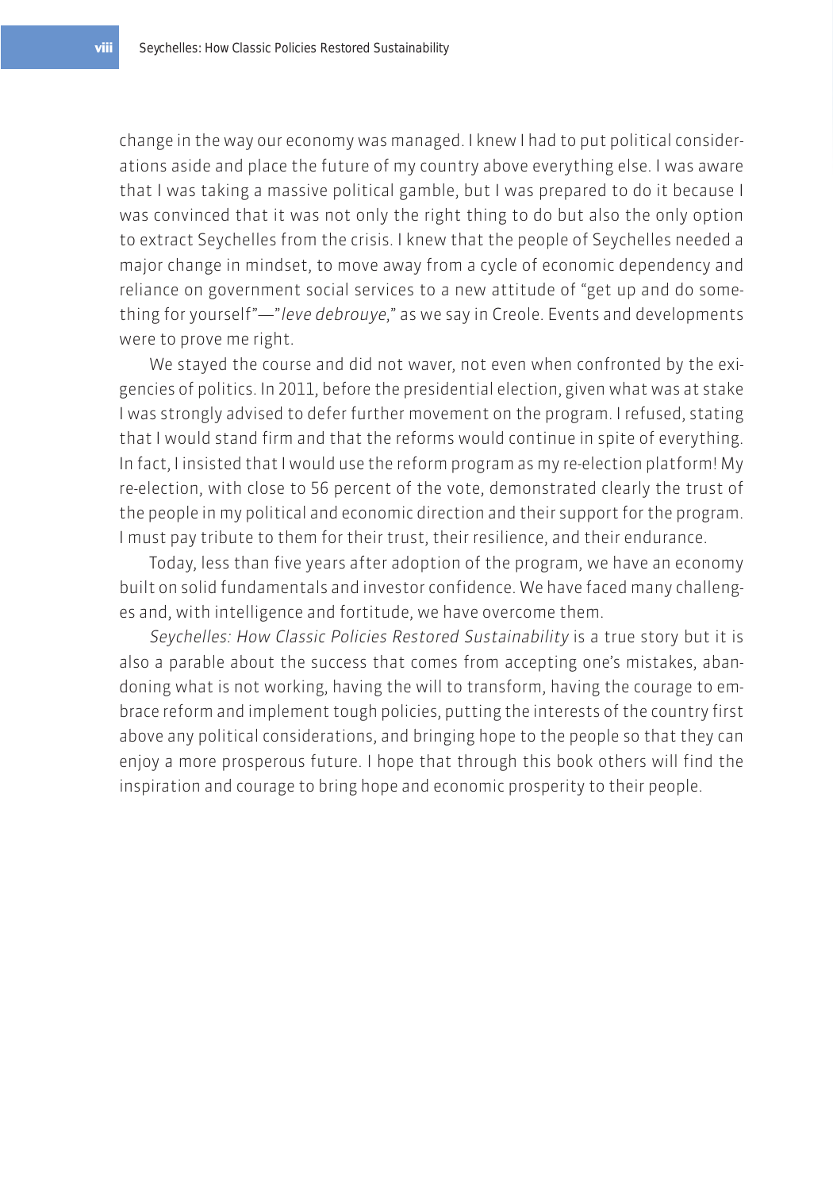change in the way our economy was managed. I knew I had to put political considerations aside and place the future of my country above everything else. I was aware that I was taking a massive political gamble, but I was prepared to do it because I was convinced that it was not only the right thing to do but also the only option to extract Seychelles from the crisis. I knew that the people of Seychelles needed a major change in mindset, to move away from a cycle of economic dependency and reliance on government social services to a new attitude of "get up and do something for yourself"—"*leve debrouye*," as we say in Creole. Events and developments were to prove me right.

We stayed the course and did not waver, not even when confronted by the exigencies of politics. In 2011, before the presidential election, given what was at stake I was strongly advised to defer further movement on the program. I refused, stating that I would stand firm and that the reforms would continue in spite of everything. In fact, I insisted that I would use the reform program as my re-election platform! My re-election, with close to 56 percent of the vote, demonstrated clearly the trust of the people in my political and economic direction and their support for the program. I must pay tribute to them for their trust, their resilience, and their endurance.

Today, less than five years after adoption of the program, we have an economy built on solid fundamentals and investor confidence. We have faced many challenges and, with intelligence and fortitude, we have overcome them.

*Seychelles: How Classic Policies Restored Sustainability* is a true story but it is also a parable about the success that comes from accepting one's mistakes, abandoning what is not working, having the will to transform, having the courage to embrace reform and implement tough policies, putting the interests of the country first above any political considerations, and bringing hope to the people so that they can enjoy a more prosperous future. I hope that through this book others will find the inspiration and courage to bring hope and economic prosperity to their people.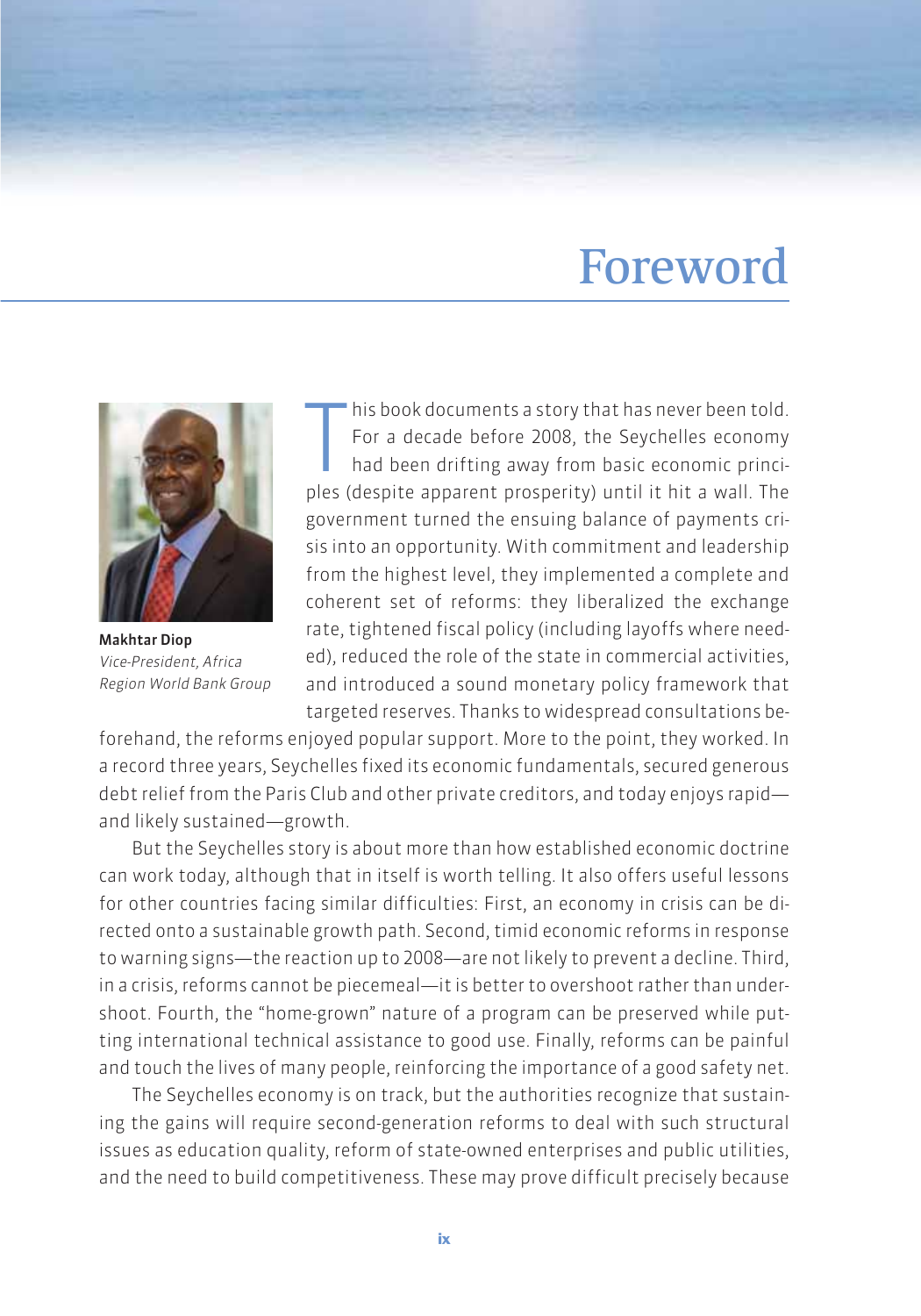# Foreword

**Makhtar Diop**
*Vice-President, Africa Region World Bank Group*

This book documents a story that has never been told. For a decade before 2008, the Seychelles economy had been drifting away from basic economic principles (despite apparent prosperity) until it hit a wall. The government turned the ensuing balance of payments crisis into an opportunity. With commitment and leadership from the highest level, they implemented a complete and coherent set of reforms: they liberalized the exchange rate, tightened fiscal policy (including layoffs where needed), reduced the role of the state in commercial activities, and introduced a sound monetary policy framework that targeted reserves. Thanks to widespread consultations beforehand, the reforms enjoyed popular support. More to the point, they worked. In a record three years, Seychelles fixed its economic fundamentals, secured generous debt relief from the Paris Club and other private creditors, and today enjoys rapid—and likely sustained—growth.

But the Seychelles story is about more than how established economic doctrine can work today, although that in itself is worth telling. It also offers useful lessons for other countries facing similar difficulties: First, an economy in crisis can be directed onto a sustainable growth path. Second, timid economic reforms in response to warning signs—the reaction up to 2008—are not likely to prevent a decline. Third, in a crisis, reforms cannot be piecemeal—it is better to overshoot rather than undershoot. Fourth, the "home-grown" nature of a program can be preserved while putting international technical assistance to good use. Finally, reforms can be painful and touch the lives of many people, reinforcing the importance of a good safety net.

The Seychelles economy is on track, but the authorities recognize that sustaining the gains will require second-generation reforms to deal with such structural issues as education quality, reform of state-owned enterprises and public utilities, and the need to build competitiveness. These may prove difficult precisely because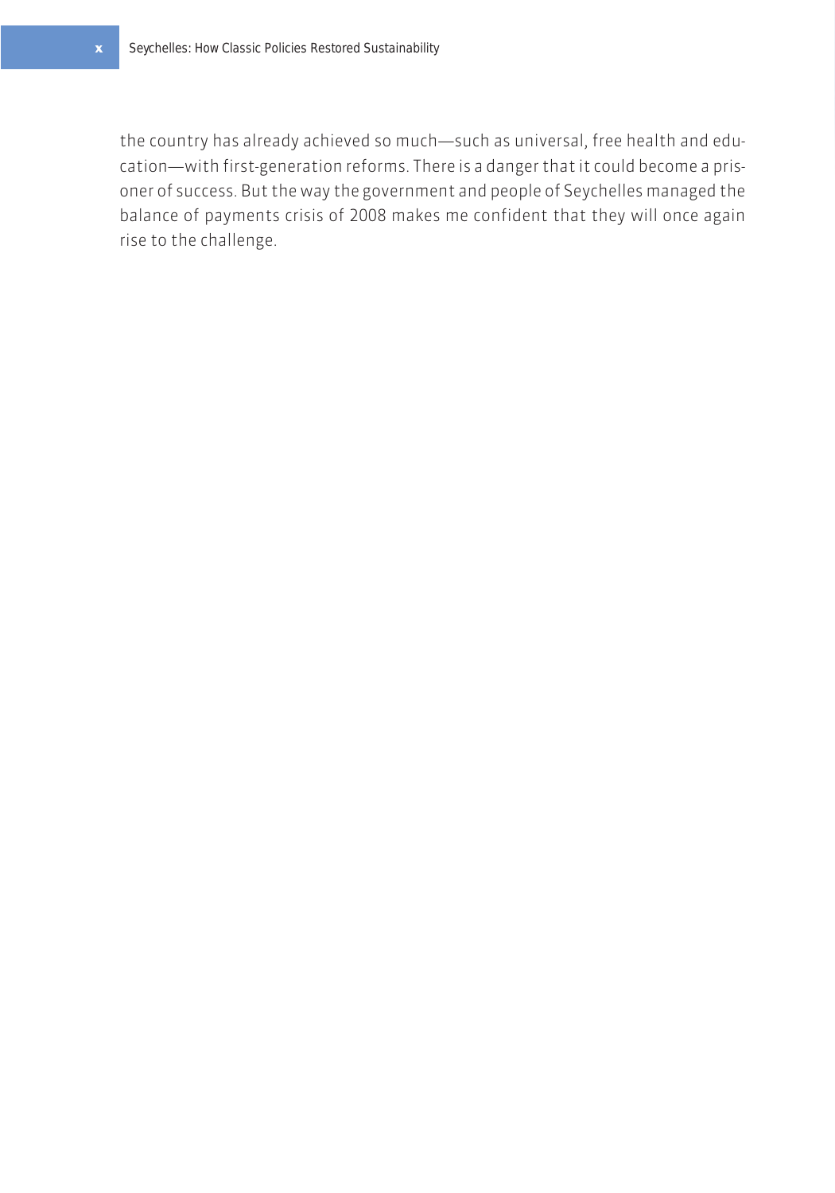the country has already achieved so much—such as universal, free health and education—with first-generation reforms. There is a danger that it could become a prisoner of success. But the way the government and people of Seychelles managed the balance of payments crisis of 2008 makes me confident that they will once again rise to the challenge.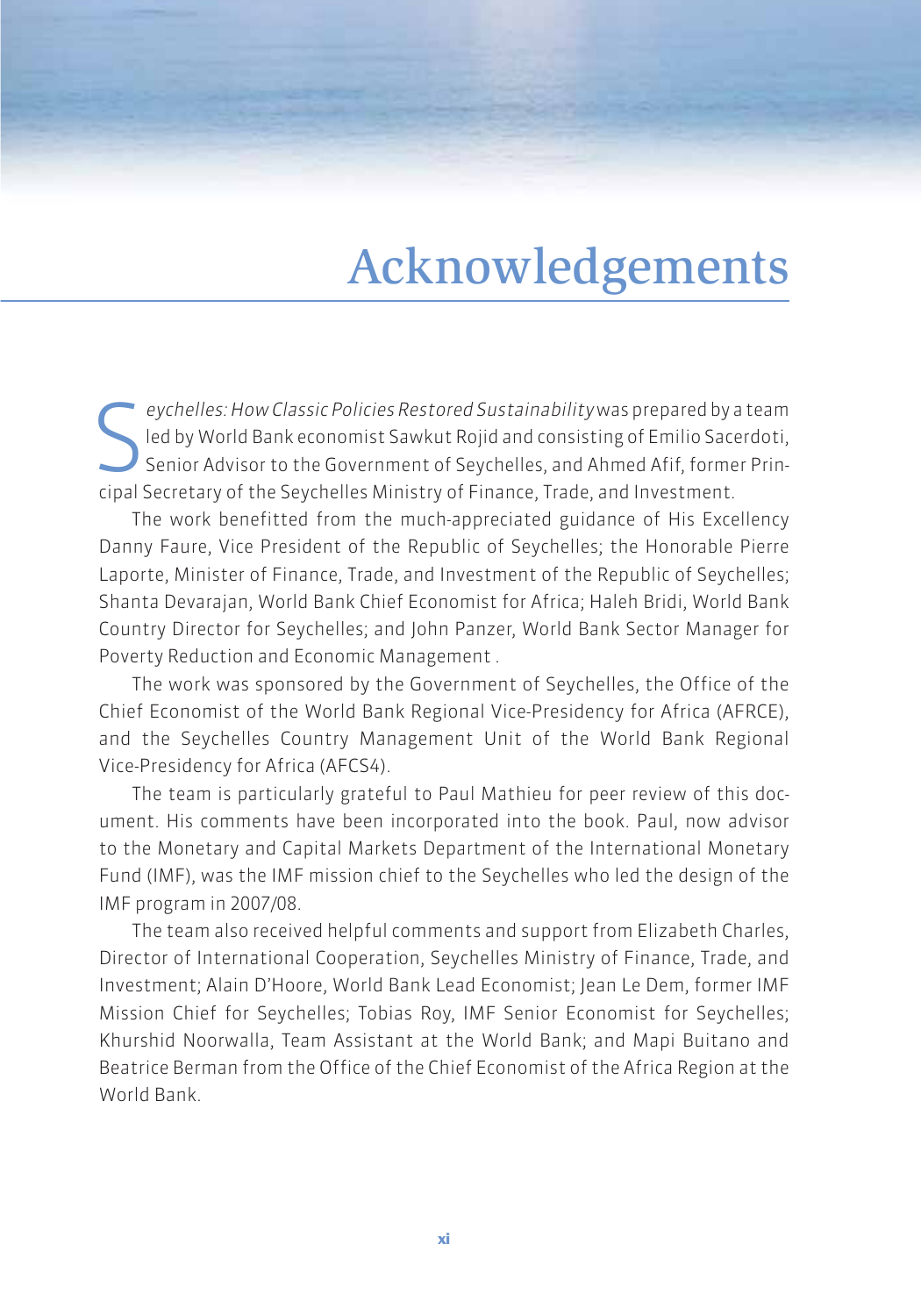# Acknowledgements

*Seychelles: How Classic Policies Restored Sustainability* was prepared by a team led by World Bank economist Sawkut Rojid and consisting of Emilio Sacerdoti, Senior Advisor to the Government of Seychelles, and Ahmed Afif, former Principal Secretary of the Seychelles Ministry of Finance, Trade, and Investment.

The work benefitted from the much-appreciated guidance of His Excellency Danny Faure, Vice President of the Republic of Seychelles; the Honorable Pierre Laporte, Minister of Finance, Trade, and Investment of the Republic of Seychelles; Shanta Devarajan, World Bank Chief Economist for Africa; Haleh Bridi, World Bank Country Director for Seychelles; and John Panzer, World Bank Sector Manager for Poverty Reduction and Economic Management .

The work was sponsored by the Government of Seychelles, the Office of the Chief Economist of the World Bank Regional Vice-Presidency for Africa (AFRCE), and the Seychelles Country Management Unit of the World Bank Regional Vice-Presidency for Africa (AFCS4).

The team is particularly grateful to Paul Mathieu for peer review of this document. His comments have been incorporated into the book. Paul, now advisor to the Monetary and Capital Markets Department of the International Monetary Fund (IMF), was the IMF mission chief to the Seychelles who led the design of the IMF program in 2007/08.

The team also received helpful comments and support from Elizabeth Charles, Director of International Cooperation, Seychelles Ministry of Finance, Trade, and Investment; Alain D'Hoore, World Bank Lead Economist; Jean Le Dem, former IMF Mission Chief for Seychelles; Tobias Roy, IMF Senior Economist for Seychelles; Khurshid Noorwalla, Team Assistant at the World Bank; and Mapi Buitano and Beatrice Berman from the Office of the Chief Economist of the Africa Region at the World Bank.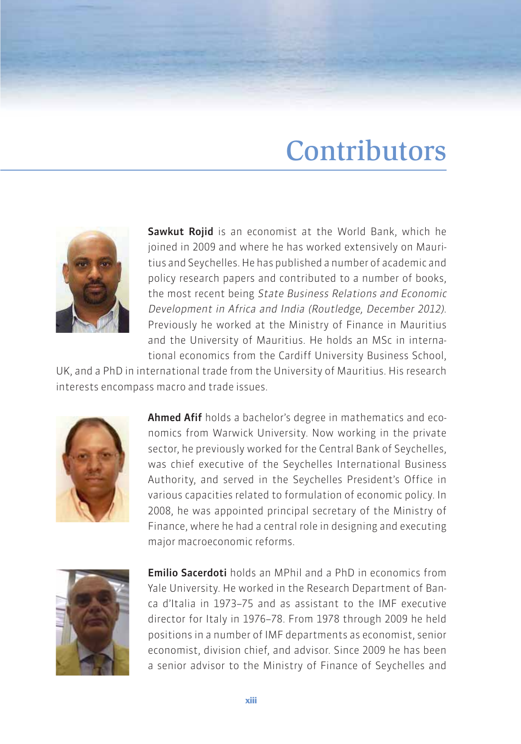# Contributors

**Sawkut Rojid** is an economist at the World Bank, which he joined in 2009 and where he has worked extensively on Mauritius and Seychelles. He has published a number of academic and policy research papers and contributed to a number of books, the most recent being *State Business Relations and Economic Development in Africa and India (Routledge, December 2012)*. Previously he worked at the Ministry of Finance in Mauritius and the University of Mauritius. He holds an MSc in international economics from the Cardiff University Business School, UK, and a PhD in international trade from the University of Mauritius. His research interests encompass macro and trade issues.

**Ahmed Afif** holds a bachelor's degree in mathematics and economics from Warwick University. Now working in the private sector, he previously worked for the Central Bank of Seychelles, was chief executive of the Seychelles International Business Authority, and served in the Seychelles President's Office in various capacities related to formulation of economic policy. In 2008, he was appointed principal secretary of the Ministry of Finance, where he had a central role in designing and executing major macroeconomic reforms.

**Emilio Sacerdoti** holds an MPhil and a PhD in economics from Yale University. He worked in the Research Department of Banca d'Italia in 1973–75 and as assistant to the IMF executive director for Italy in 1976–78. From 1978 through 2009 he held positions in a number of IMF departments as economist, senior economist, division chief, and advisor. Since 2009 he has been a senior advisor to the Ministry of Finance of Seychelles and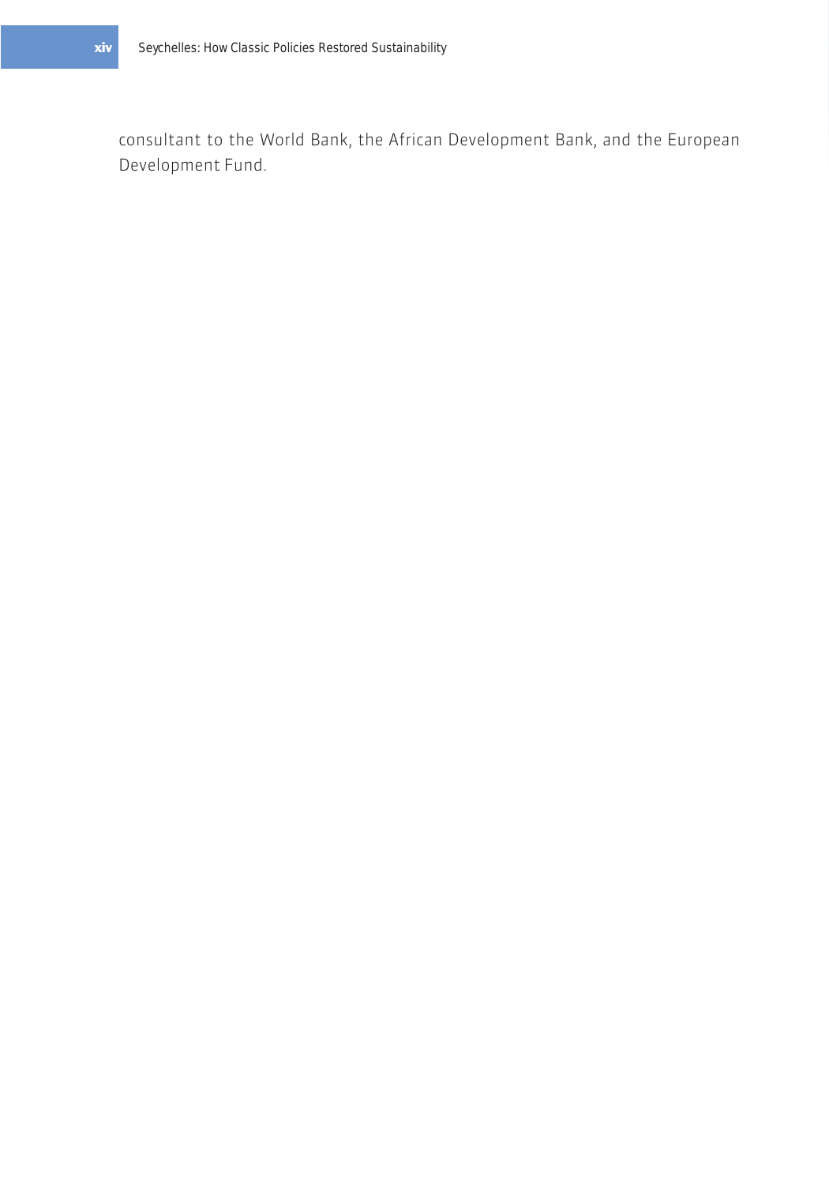consultant to the World Bank, the African Development Bank, and the European Development Fund.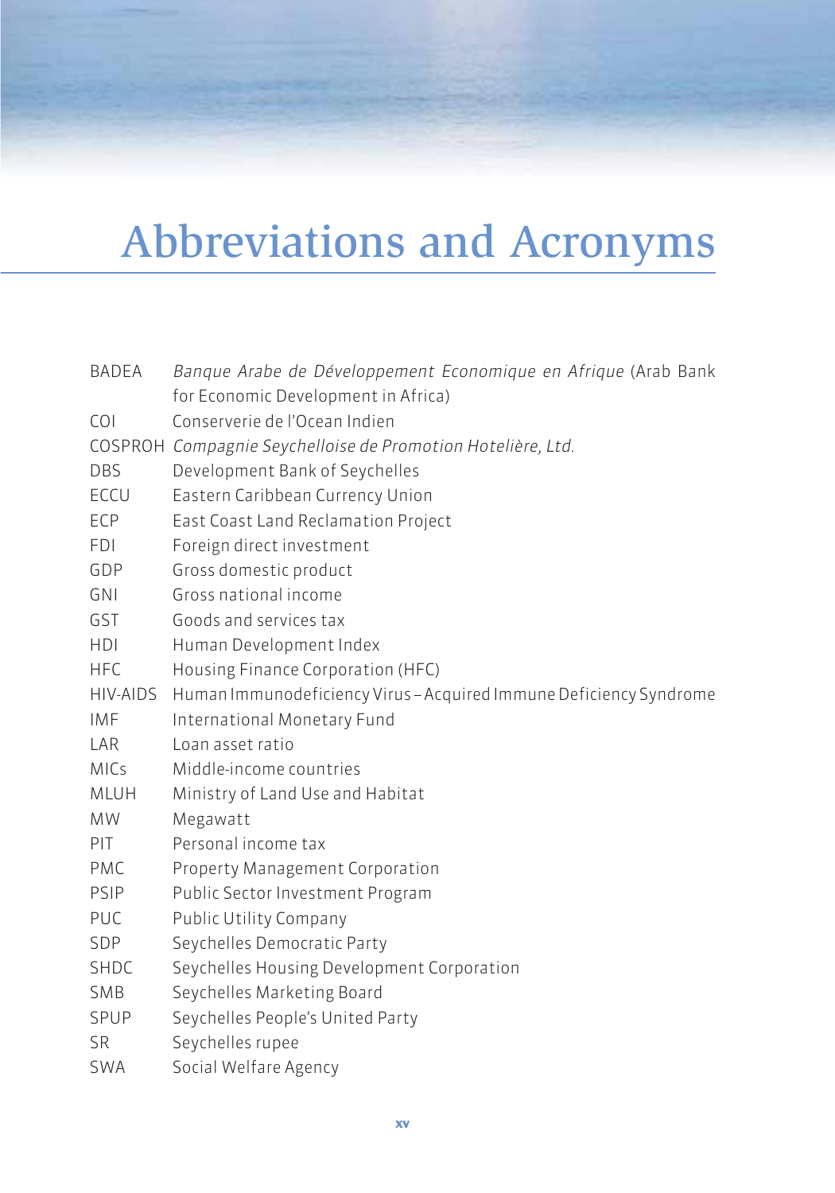# Abbreviations and Acronyms

| | |
|---|---|
| BADEA | *Banque Arabe de Développement Economique en Afrique* (Arab Bank for Economic Development in Africa) |
| COI | Conserverie de l'Ocean Indien |
| COSPROH | *Compagnie Seychelloise de Promotion Hotelière, Ltd.* |
| DBS | Development Bank of Seychelles |
| ECCU | Eastern Caribbean Currency Union |
| ECP | East Coast Land Reclamation Project |
| FDI | Foreign direct investment |
| GDP | Gross domestic product |
| GNI | Gross national income |
| GST | Goods and services tax |
| HDI | Human Development Index |
| HFC | Housing Finance Corporation (HFC) |
| HIV-AIDS | Human Immunodeficiency Virus – Acquired Immune Deficiency Syndrome |
| IMF | International Monetary Fund |
| LAR | Loan asset ratio |
| MICs | Middle-income countries |
| MLUH | Ministry of Land Use and Habitat |
| MW | Megawatt |
| PIT | Personal income tax |
| PMC | Property Management Corporation |
| PSIP | Public Sector Investment Program |
| PUC | Public Utility Company |
| SDP | Seychelles Democratic Party |
| SHDC | Seychelles Housing Development Corporation |
| SMB | Seychelles Marketing Board |
| SPUP | Seychelles People's United Party |
| SR | Seychelles rupee |
| SWA | Social Welfare Agency |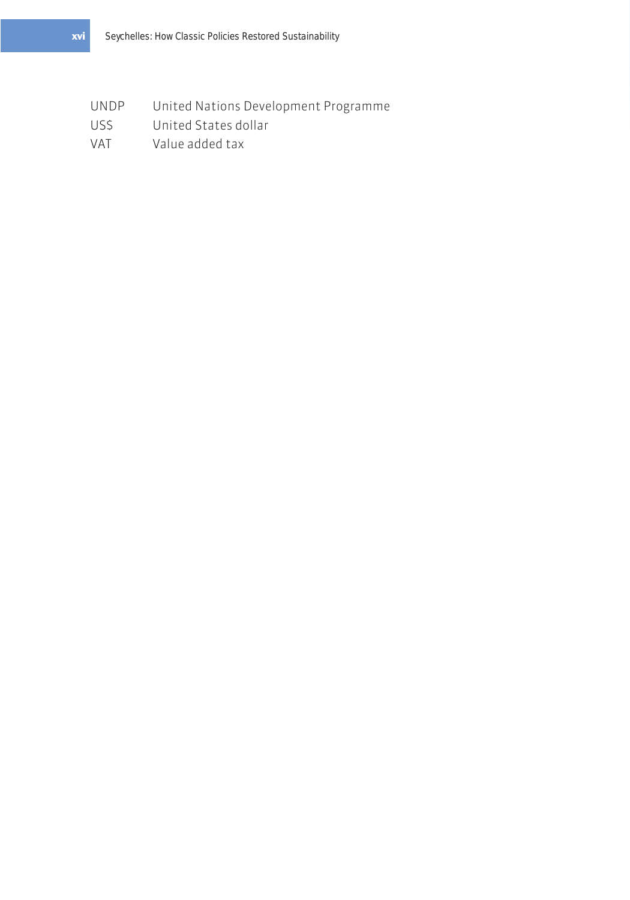| | |
|---|---|
| UNDP | United Nations Development Programme |
| US$ | United States dollar |
| VAT | Value added tax |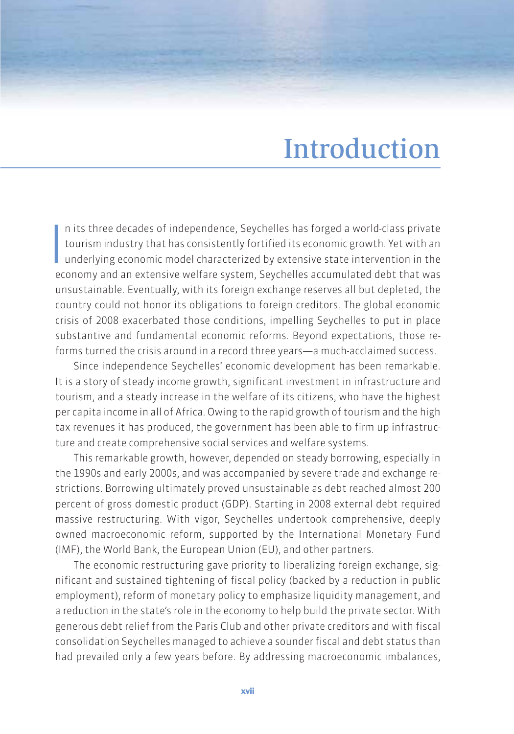# Introduction

In its three decades of independence, Seychelles has forged a world-class private tourism industry that has consistently fortified its economic growth. Yet with an underlying economic model characterized by extensive state intervention in the economy and an extensive welfare system, Seychelles accumulated debt that was unsustainable. Eventually, with its foreign exchange reserves all but depleted, the country could not honor its obligations to foreign creditors. The global economic crisis of 2008 exacerbated those conditions, impelling Seychelles to put in place substantive and fundamental economic reforms. Beyond expectations, those reforms turned the crisis around in a record three years—a much-acclaimed success.

Since independence Seychelles' economic development has been remarkable. It is a story of steady income growth, significant investment in infrastructure and tourism, and a steady increase in the welfare of its citizens, who have the highest per capita income in all of Africa. Owing to the rapid growth of tourism and the high tax revenues it has produced, the government has been able to firm up infrastructure and create comprehensive social services and welfare systems.

This remarkable growth, however, depended on steady borrowing, especially in the 1990s and early 2000s, and was accompanied by severe trade and exchange restrictions. Borrowing ultimately proved unsustainable as debt reached almost 200 percent of gross domestic product (GDP). Starting in 2008 external debt required massive restructuring. With vigor, Seychelles undertook comprehensive, deeply owned macroeconomic reform, supported by the International Monetary Fund (IMF), the World Bank, the European Union (EU), and other partners.

The economic restructuring gave priority to liberalizing foreign exchange, significant and sustained tightening of fiscal policy (backed by a reduction in public employment), reform of monetary policy to emphasize liquidity management, and a reduction in the state's role in the economy to help build the private sector. With generous debt relief from the Paris Club and other private creditors and with fiscal consolidation Seychelles managed to achieve a sounder fiscal and debt status than had prevailed only a few years before. By addressing macroeconomic imbalances,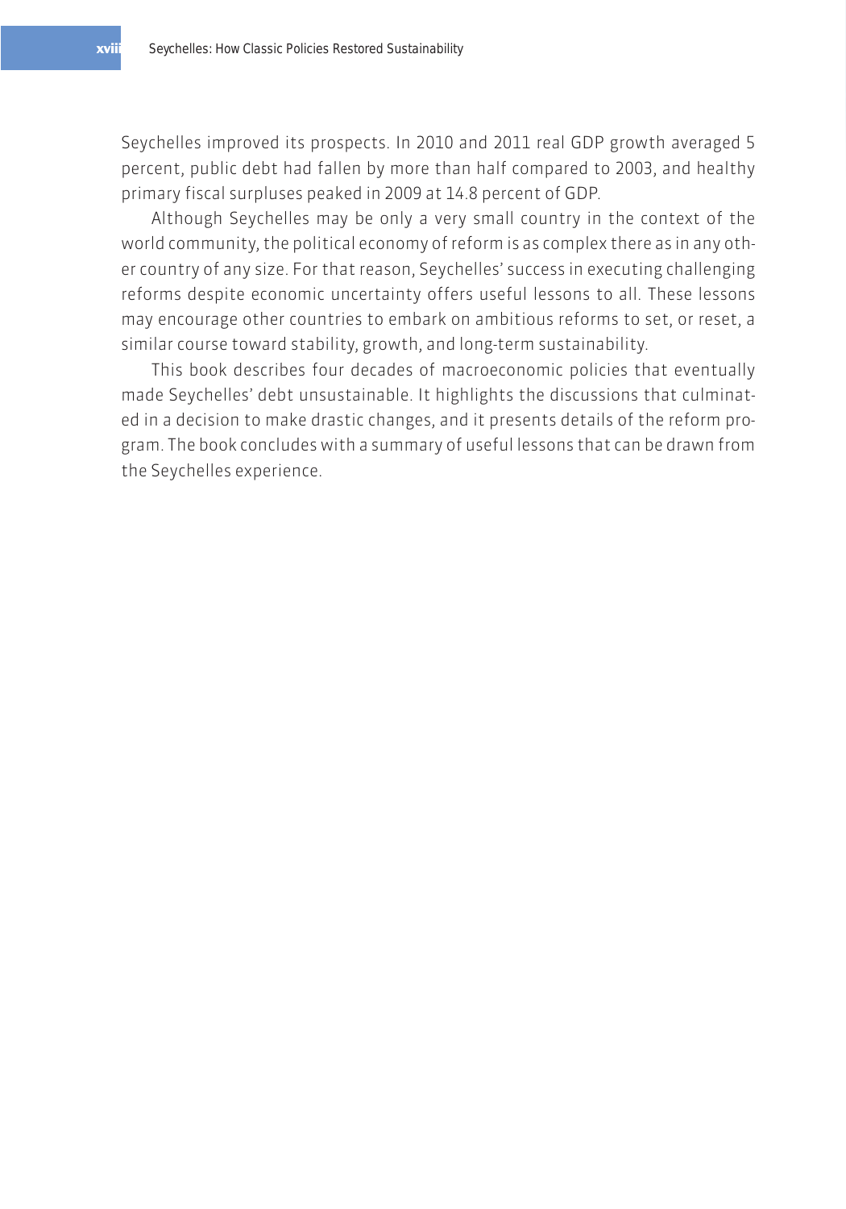Seychelles improved its prospects. In 2010 and 2011 real GDP growth averaged 5 percent, public debt had fallen by more than half compared to 2003, and healthy primary fiscal surpluses peaked in 2009 at 14.8 percent of GDP.

Although Seychelles may be only a very small country in the context of the world community, the political economy of reform is as complex there as in any other country of any size. For that reason, Seychelles' success in executing challenging reforms despite economic uncertainty offers useful lessons to all. These lessons may encourage other countries to embark on ambitious reforms to set, or reset, a similar course toward stability, growth, and long-term sustainability.

This book describes four decades of macroeconomic policies that eventually made Seychelles' debt unsustainable. It highlights the discussions that culminated in a decision to make drastic changes, and it presents details of the reform program. The book concludes with a summary of useful lessons that can be drawn from the Seychelles experience.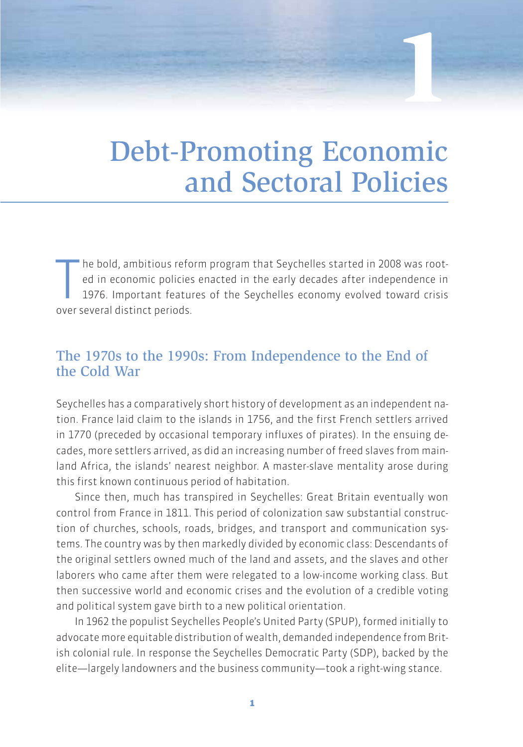# 1

# Debt-Promoting Economic and Sectoral Policies

The bold, ambitious reform program that Seychelles started in 2008 was rooted in economic policies enacted in the early decades after independence in 1976. Important features of the Seychelles economy evolved toward crisis over several distinct periods.

## The 1970s to the 1990s: From Independence to the End of the Cold War

Seychelles has a comparatively short history of development as an independent nation. France laid claim to the islands in 1756, and the first French settlers arrived in 1770 (preceded by occasional temporary influxes of pirates). In the ensuing decades, more settlers arrived, as did an increasing number of freed slaves from mainland Africa, the islands' nearest neighbor. A master-slave mentality arose during this first known continuous period of habitation.

Since then, much has transpired in Seychelles: Great Britain eventually won control from France in 1811. This period of colonization saw substantial construction of churches, schools, roads, bridges, and transport and communication systems. The country was by then markedly divided by economic class: Descendants of the original settlers owned much of the land and assets, and the slaves and other laborers who came after them were relegated to a low-income working class. But then successive world and economic crises and the evolution of a credible voting and political system gave birth to a new political orientation.

In 1962 the populist Seychelles People's United Party (SPUP), formed initially to advocate more equitable distribution of wealth, demanded independence from British colonial rule. In response the Seychelles Democratic Party (SDP), backed by the elite—largely landowners and the business community—took a right-wing stance.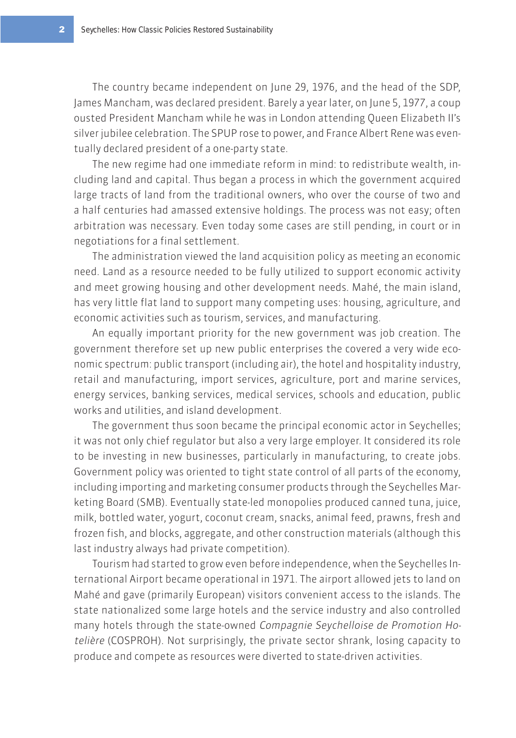The country became independent on June 29, 1976, and the head of the SDP, James Mancham, was declared president. Barely a year later, on June 5, 1977, a coup ousted President Mancham while he was in London attending Queen Elizabeth II's silver jubilee celebration. The SPUP rose to power, and France Albert Rene was eventually declared president of a one-party state.

The new regime had one immediate reform in mind: to redistribute wealth, including land and capital. Thus began a process in which the government acquired large tracts of land from the traditional owners, who over the course of two and a half centuries had amassed extensive holdings. The process was not easy; often arbitration was necessary. Even today some cases are still pending, in court or in negotiations for a final settlement.

The administration viewed the land acquisition policy as meeting an economic need. Land as a resource needed to be fully utilized to support economic activity and meet growing housing and other development needs. Mahé, the main island, has very little flat land to support many competing uses: housing, agriculture, and economic activities such as tourism, services, and manufacturing.

An equally important priority for the new government was job creation. The government therefore set up new public enterprises the covered a very wide economic spectrum: public transport (including air), the hotel and hospitality industry, retail and manufacturing, import services, agriculture, port and marine services, energy services, banking services, medical services, schools and education, public works and utilities, and island development.

The government thus soon became the principal economic actor in Seychelles; it was not only chief regulator but also a very large employer. It considered its role to be investing in new businesses, particularly in manufacturing, to create jobs. Government policy was oriented to tight state control of all parts of the economy, including importing and marketing consumer products through the Seychelles Marketing Board (SMB). Eventually state-led monopolies produced canned tuna, juice, milk, bottled water, yogurt, coconut cream, snacks, animal feed, prawns, fresh and frozen fish, and blocks, aggregate, and other construction materials (although this last industry always had private competition).

Tourism had started to grow even before independence, when the Seychelles International Airport became operational in 1971. The airport allowed jets to land on Mahé and gave (primarily European) visitors convenient access to the islands. The state nationalized some large hotels and the service industry and also controlled many hotels through the state-owned *Compagnie Seychelloise de Promotion Hotelière* (COSPROH). Not surprisingly, the private sector shrank, losing capacity to produce and compete as resources were diverted to state-driven activities.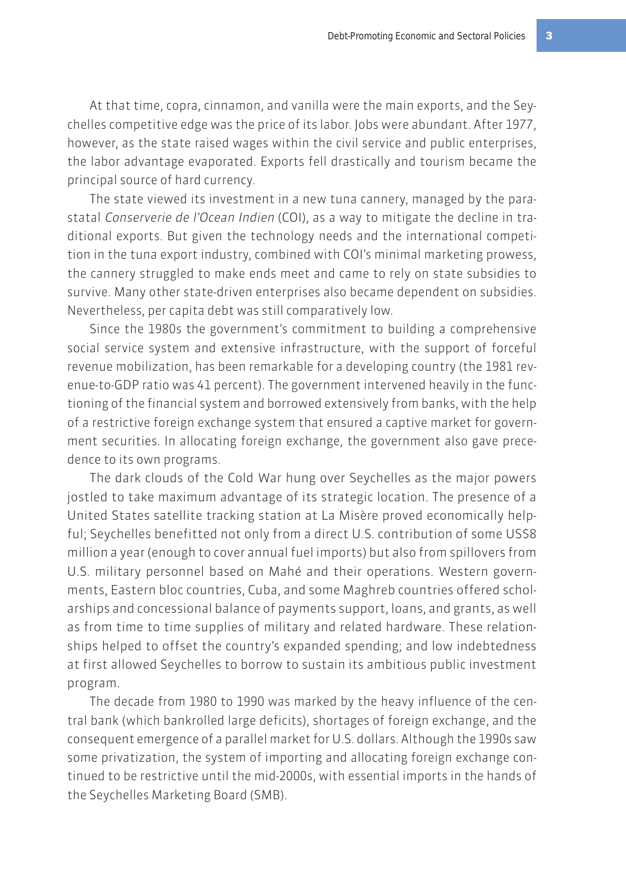At that time, copra, cinnamon, and vanilla were the main exports, and the Seychelles competitive edge was the price of its labor. Jobs were abundant. After 1977, however, as the state raised wages within the civil service and public enterprises, the labor advantage evaporated. Exports fell drastically and tourism became the principal source of hard currency.

The state viewed its investment in a new tuna cannery, managed by the parastatal *Conserverie de l'Ocean Indien* (COI), as a way to mitigate the decline in traditional exports. But given the technology needs and the international competition in the tuna export industry, combined with COI's minimal marketing prowess, the cannery struggled to make ends meet and came to rely on state subsidies to survive. Many other state-driven enterprises also became dependent on subsidies. Nevertheless, per capita debt was still comparatively low.

Since the 1980s the government's commitment to building a comprehensive social service system and extensive infrastructure, with the support of forceful revenue mobilization, has been remarkable for a developing country (the 1981 revenue-to-GDP ratio was 41 percent). The government intervened heavily in the functioning of the financial system and borrowed extensively from banks, with the help of a restrictive foreign exchange system that ensured a captive market for government securities. In allocating foreign exchange, the government also gave precedence to its own programs.

The dark clouds of the Cold War hung over Seychelles as the major powers jostled to take maximum advantage of its strategic location. The presence of a United States satellite tracking station at La Misère proved economically helpful; Seychelles benefitted not only from a direct U.S. contribution of some US$8 million a year (enough to cover annual fuel imports) but also from spillovers from U.S. military personnel based on Mahé and their operations. Western governments, Eastern bloc countries, Cuba, and some Maghreb countries offered scholarships and concessional balance of payments support, loans, and grants, as well as from time to time supplies of military and related hardware. These relationships helped to offset the country's expanded spending; and low indebtedness at first allowed Seychelles to borrow to sustain its ambitious public investment program.

The decade from 1980 to 1990 was marked by the heavy influence of the central bank (which bankrolled large deficits), shortages of foreign exchange, and the consequent emergence of a parallel market for U.S. dollars. Although the 1990s saw some privatization, the system of importing and allocating foreign exchange continued to be restrictive until the mid-2000s, with essential imports in the hands of the Seychelles Marketing Board (SMB).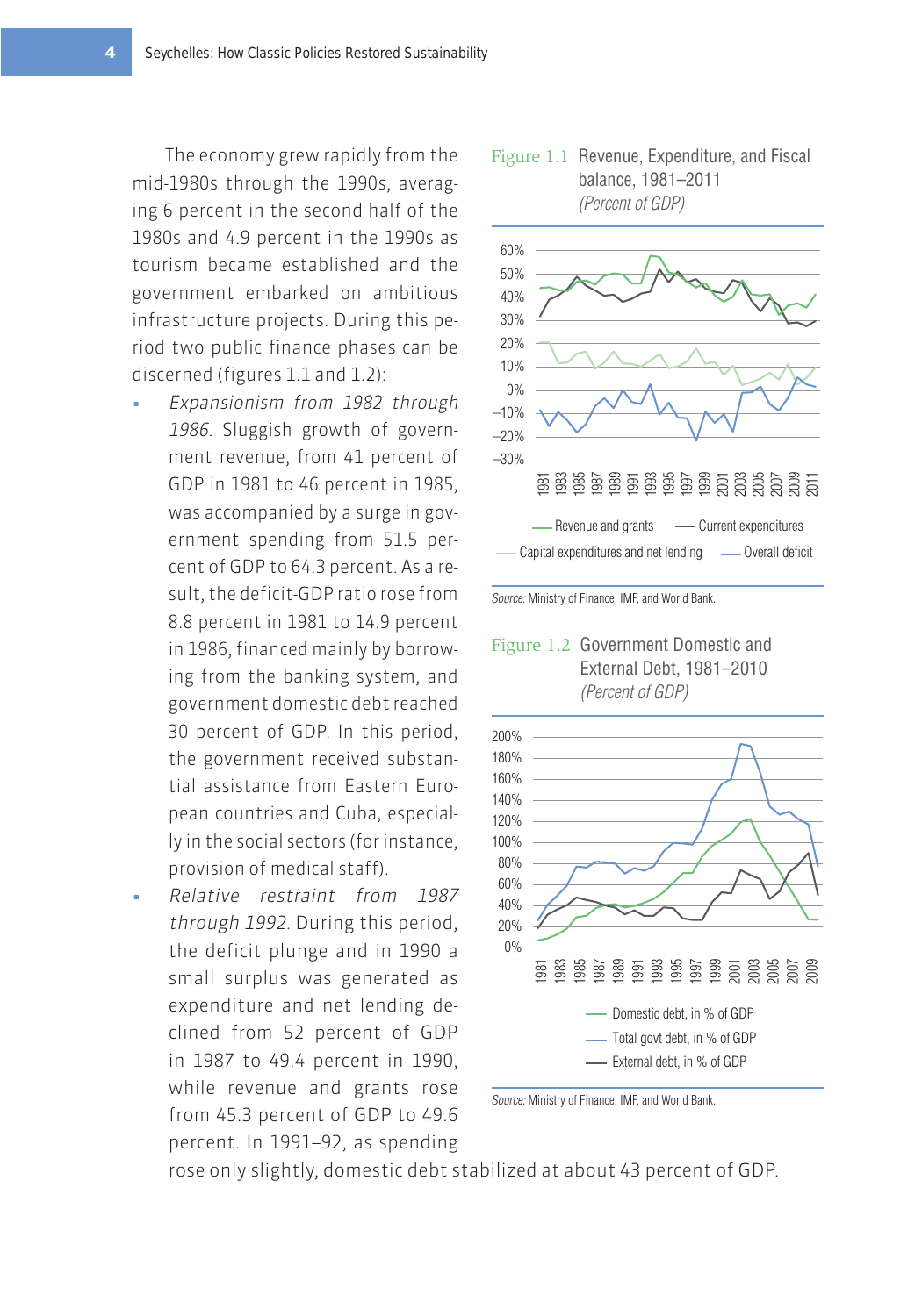The economy grew rapidly from the mid-1980s through the 1990s, averaging 6 percent in the second half of the 1980s and 4.9 percent in the 1990s as tourism became established and the government embarked on ambitious infrastructure projects. During this period two public finance phases can be discerned (figures 1.1 and 1.2):

- *Expansionism from 1982 through 1986.* Sluggish growth of government revenue, from 41 percent of GDP in 1981 to 46 percent in 1985, was accompanied by a surge in government spending from 51.5 percent of GDP to 64.3 percent. As a result, the deficit-GDP ratio rose from 8.8 percent in 1981 to 14.9 percent in 1986, financed mainly by borrowing from the banking system, and government domestic debt reached 30 percent of GDP. In this period, the government received substantial assistance from Eastern European countries and Cuba, especially in the social sectors (for instance, provision of medical staff).
- *Relative restraint from 1987 through 1992.* During this period, the deficit plunge and in 1990 a small surplus was generated as expenditure and net lending declined from 52 percent of GDP in 1987 to 49.4 percent in 1990, while revenue and grants rose from 45.3 percent of GDP to 49.6 percent. In 1991–92, as spending rose only slightly, domestic debt stabilized at about 43 percent of GDP.

**Figure 1.1** Revenue, Expenditure, and Fiscal balance, 1981–2011
*(Percent of GDP)*

Source: Ministry of Finance, IMF, and World Bank.

**Figure 1.2** Government Domestic and External Debt, 1981–2010
*(Percent of GDP)*

Source: Ministry of Finance, IMF, and World Bank.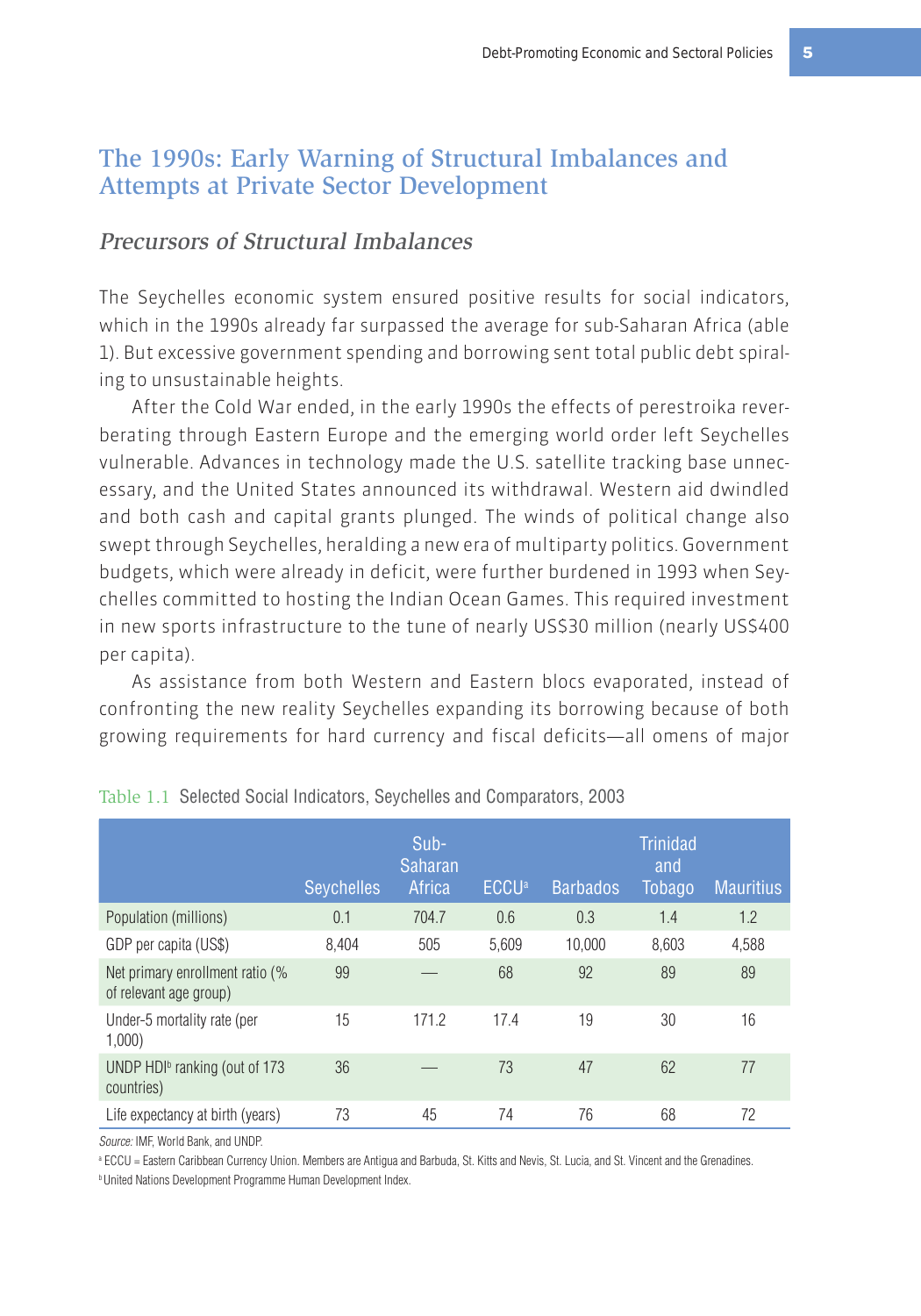## The 1990s: Early Warning of Structural Imbalances and Attempts at Private Sector Development

### *Precursors of Structural Imbalances*

The Seychelles economic system ensured positive results for social indicators, which in the 1990s already far surpassed the average for sub-Saharan Africa (able 1). But excessive government spending and borrowing sent total public debt spiraling to unsustainable heights.

After the Cold War ended, in the early 1990s the effects of perestroika reverberating through Eastern Europe and the emerging world order left Seychelles vulnerable. Advances in technology made the U.S. satellite tracking base unnecessary, and the United States announced its withdrawal. Western aid dwindled and both cash and capital grants plunged. The winds of political change also swept through Seychelles, heralding a new era of multiparty politics. Government budgets, which were already in deficit, were further burdened in 1993 when Seychelles committed to hosting the Indian Ocean Games. This required investment in new sports infrastructure to the tune of nearly US$30 million (nearly US$400 per capita).

As assistance from both Western and Eastern blocs evaporated, instead of confronting the new reality Seychelles expanding its borrowing because of both growing requirements for hard currency and fiscal deficits—all omens of major

Table 1.1 Selected Social Indicators, Seychelles and Comparators, 2003

| | Seychelles | Sub-Saharan Africa | ECCU[a] | Barbados | Trinidad and Tobago | Mauritius |
|---|---|---|---|---|---|---|
| Population (millions) | 0.1 | 704.7 | 0.6 | 0.3 | 1.4 | 1.2 |
| GDP per capita (US$) | 8,404 | 505 | 5,609 | 10,000 | 8,603 | 4,588 |
| Net primary enrollment ratio (% of relevant age group) | 99 | — | 68 | 92 | 89 | 89 |
| Under-5 mortality rate (per 1,000) | 15 | 171.2 | 17.4 | 19 | 30 | 16 |
| UNDP HDI[b] ranking (out of 173 countries) | 36 | — | 73 | 47 | 62 | 77 |
| Life expectancy at birth (years) | 73 | 45 | 74 | 76 | 68 | 72 |

*Source:* IMF, World Bank, and UNDP.

[a] ECCU = Eastern Caribbean Currency Union. Members are Antigua and Barbuda, St. Kitts and Nevis, St. Lucia, and St. Vincent and the Grenadines.

[b] United Nations Development Programme Human Development Index.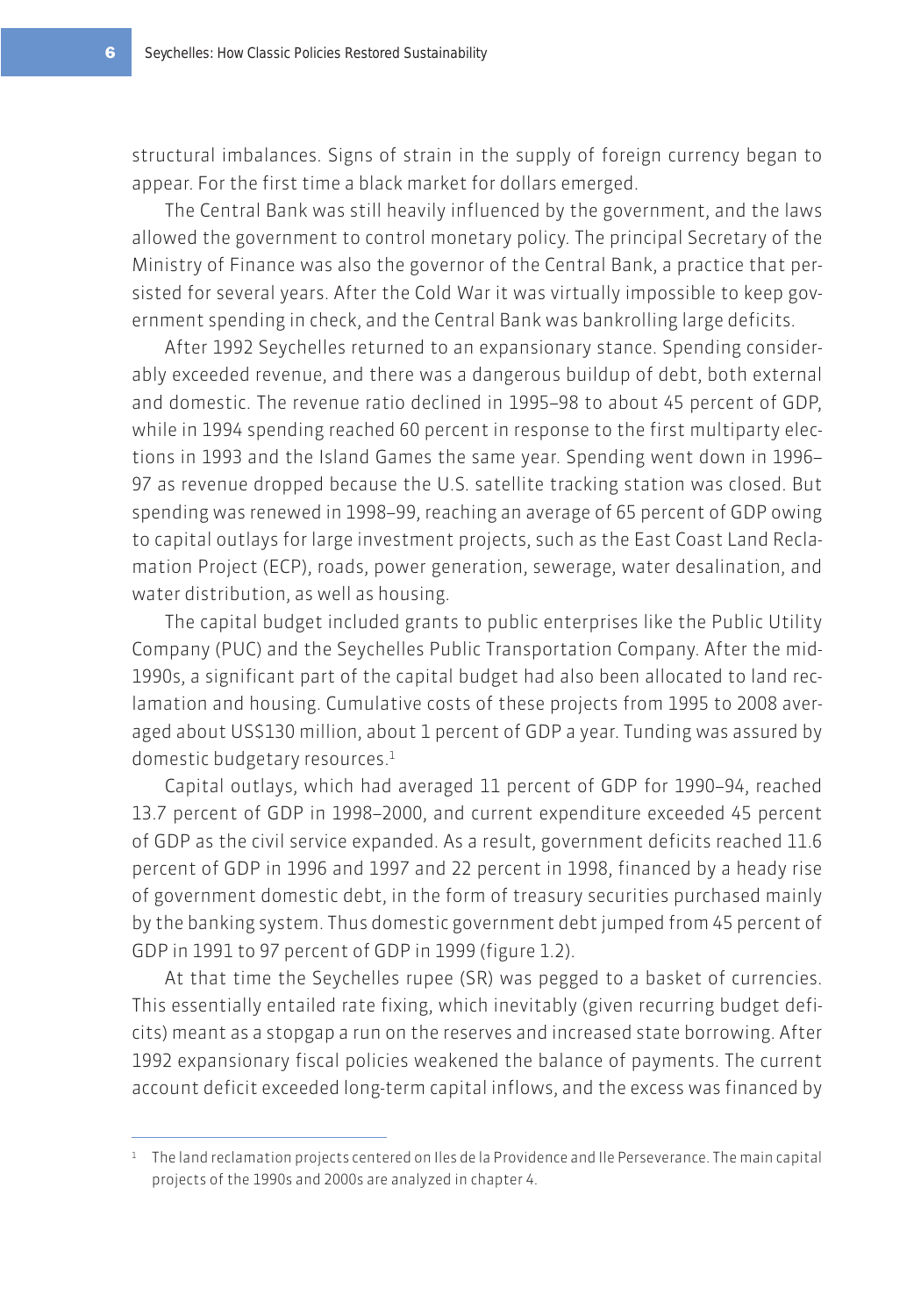structural imbalances. Signs of strain in the supply of foreign currency began to appear. For the first time a black market for dollars emerged.

The Central Bank was still heavily influenced by the government, and the laws allowed the government to control monetary policy. The principal Secretary of the Ministry of Finance was also the governor of the Central Bank, a practice that persisted for several years. After the Cold War it was virtually impossible to keep government spending in check, and the Central Bank was bankrolling large deficits.

After 1992 Seychelles returned to an expansionary stance. Spending considerably exceeded revenue, and there was a dangerous buildup of debt, both external and domestic. The revenue ratio declined in 1995–98 to about 45 percent of GDP, while in 1994 spending reached 60 percent in response to the first multiparty elections in 1993 and the Island Games the same year. Spending went down in 1996–97 as revenue dropped because the U.S. satellite tracking station was closed. But spending was renewed in 1998–99, reaching an average of 65 percent of GDP owing to capital outlays for large investment projects, such as the East Coast Land Reclamation Project (ECP), roads, power generation, sewerage, water desalination, and water distribution, as well as housing.

The capital budget included grants to public enterprises like the Public Utility Company (PUC) and the Seychelles Public Transportation Company. After the mid-1990s, a significant part of the capital budget had also been allocated to land reclamation and housing. Cumulative costs of these projects from 1995 to 2008 averaged about US$130 million, about 1 percent of GDP a year. Tunding was assured by domestic budgetary resources.[1]

Capital outlays, which had averaged 11 percent of GDP for 1990–94, reached 13.7 percent of GDP in 1998–2000, and current expenditure exceeded 45 percent of GDP as the civil service expanded. As a result, government deficits reached 11.6 percent of GDP in 1996 and 1997 and 22 percent in 1998, financed by a heady rise of government domestic debt, in the form of treasury securities purchased mainly by the banking system. Thus domestic government debt jumped from 45 percent of GDP in 1991 to 97 percent of GDP in 1999 (figure 1.2).

At that time the Seychelles rupee (SR) was pegged to a basket of currencies. This essentially entailed rate fixing, which inevitably (given recurring budget deficits) meant as a stopgap a run on the reserves and increased state borrowing. After 1992 expansionary fiscal policies weakened the balance of payments. The current account deficit exceeded long-term capital inflows, and the excess was financed by

[1] The land reclamation projects centered on Iles de la Providence and Ile Perseverance. The main capital projects of the 1990s and 2000s are analyzed in chapter 4.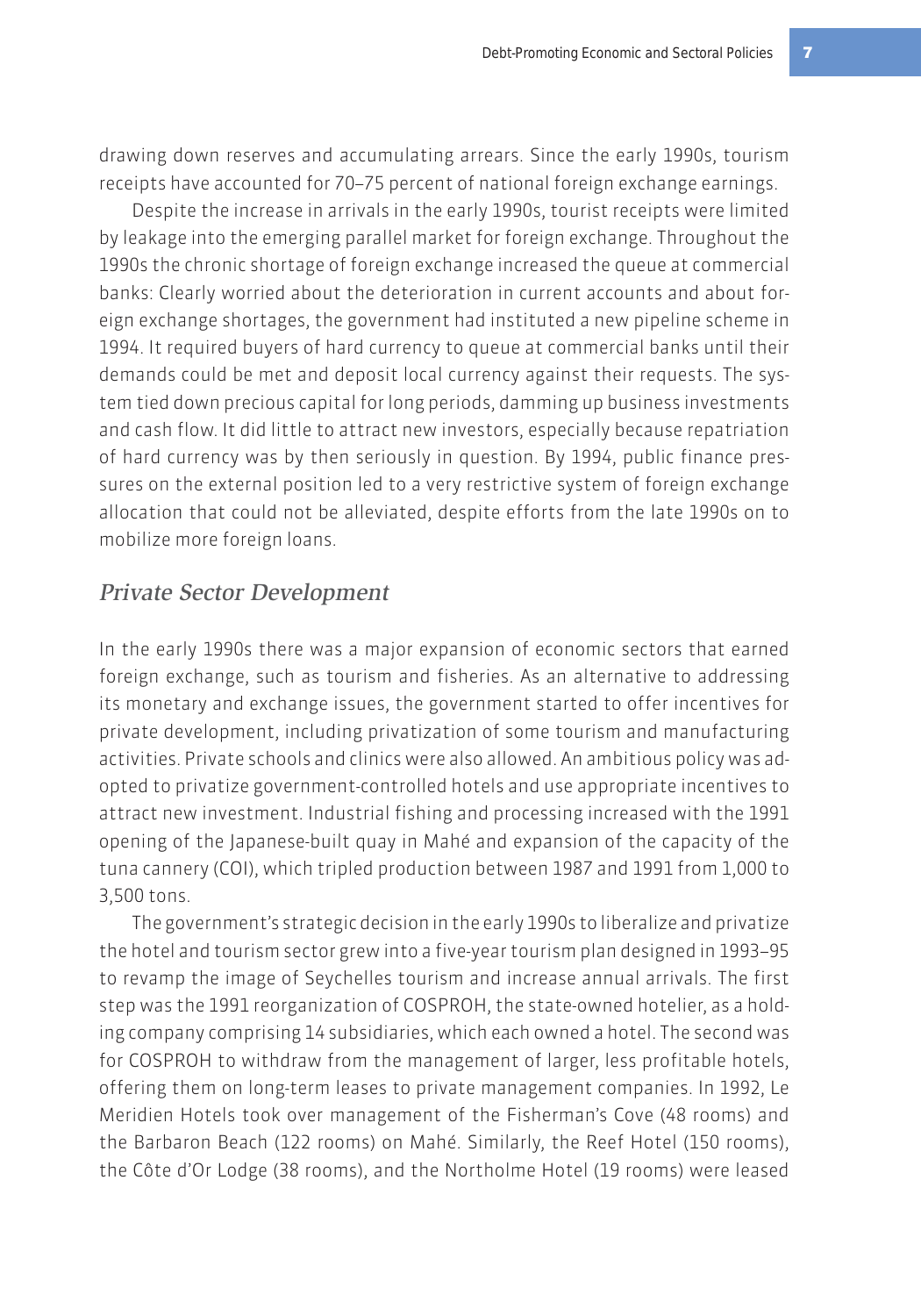drawing down reserves and accumulating arrears. Since the early 1990s, tourism receipts have accounted for 70–75 percent of national foreign exchange earnings.

Despite the increase in arrivals in the early 1990s, tourist receipts were limited by leakage into the emerging parallel market for foreign exchange. Throughout the 1990s the chronic shortage of foreign exchange increased the queue at commercial banks: Clearly worried about the deterioration in current accounts and about foreign exchange shortages, the government had instituted a new pipeline scheme in 1994. It required buyers of hard currency to queue at commercial banks until their demands could be met and deposit local currency against their requests. The system tied down precious capital for long periods, damming up business investments and cash flow. It did little to attract new investors, especially because repatriation of hard currency was by then seriously in question. By 1994, public finance pressures on the external position led to a very restrictive system of foreign exchange allocation that could not be alleviated, despite efforts from the late 1990s on to mobilize more foreign loans.

## *Private Sector Development*

In the early 1990s there was a major expansion of economic sectors that earned foreign exchange, such as tourism and fisheries. As an alternative to addressing its monetary and exchange issues, the government started to offer incentives for private development, including privatization of some tourism and manufacturing activities. Private schools and clinics were also allowed. An ambitious policy was adopted to privatize government-controlled hotels and use appropriate incentives to attract new investment. Industrial fishing and processing increased with the 1991 opening of the Japanese-built quay in Mahé and expansion of the capacity of the tuna cannery (COI), which tripled production between 1987 and 1991 from 1,000 to 3,500 tons.

The government's strategic decision in the early 1990s to liberalize and privatize the hotel and tourism sector grew into a five-year tourism plan designed in 1993–95 to revamp the image of Seychelles tourism and increase annual arrivals. The first step was the 1991 reorganization of COSPROH, the state-owned hotelier, as a holding company comprising 14 subsidiaries, which each owned a hotel. The second was for COSPROH to withdraw from the management of larger, less profitable hotels, offering them on long-term leases to private management companies. In 1992, Le Meridien Hotels took over management of the Fisherman's Cove (48 rooms) and the Barbaron Beach (122 rooms) on Mahé. Similarly, the Reef Hotel (150 rooms), the Côte d'Or Lodge (38 rooms), and the Northolme Hotel (19 rooms) were leased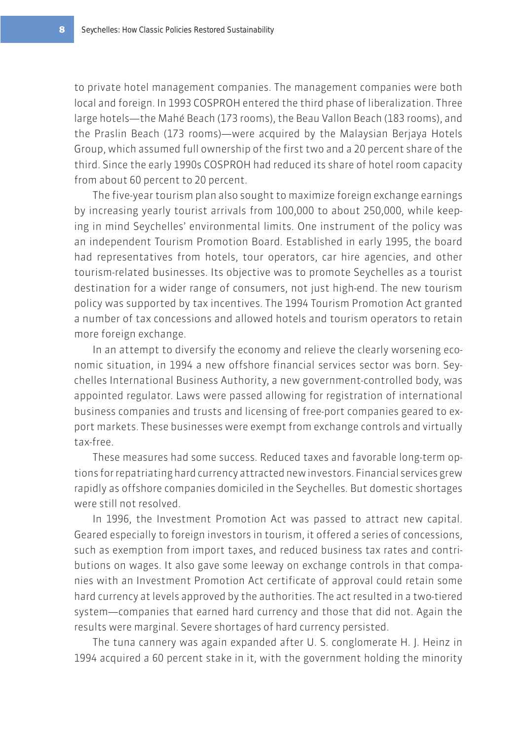to private hotel management companies. The management companies were both local and foreign. In 1993 COSPROH entered the third phase of liberalization. Three large hotels—the Mahé Beach (173 rooms), the Beau Vallon Beach (183 rooms), and the Praslin Beach (173 rooms)—were acquired by the Malaysian Berjaya Hotels Group, which assumed full ownership of the first two and a 20 percent share of the third. Since the early 1990s COSPROH had reduced its share of hotel room capacity from about 60 percent to 20 percent.

The five-year tourism plan also sought to maximize foreign exchange earnings by increasing yearly tourist arrivals from 100,000 to about 250,000, while keeping in mind Seychelles' environmental limits. One instrument of the policy was an independent Tourism Promotion Board. Established in early 1995, the board had representatives from hotels, tour operators, car hire agencies, and other tourism-related businesses. Its objective was to promote Seychelles as a tourist destination for a wider range of consumers, not just high-end. The new tourism policy was supported by tax incentives. The 1994 Tourism Promotion Act granted a number of tax concessions and allowed hotels and tourism operators to retain more foreign exchange.

In an attempt to diversify the economy and relieve the clearly worsening economic situation, in 1994 a new offshore financial services sector was born. Seychelles International Business Authority, a new government-controlled body, was appointed regulator. Laws were passed allowing for registration of international business companies and trusts and licensing of free-port companies geared to export markets. These businesses were exempt from exchange controls and virtually tax-free.

These measures had some success. Reduced taxes and favorable long-term options for repatriating hard currency attracted new investors. Financial services grew rapidly as offshore companies domiciled in the Seychelles. But domestic shortages were still not resolved.

In 1996, the Investment Promotion Act was passed to attract new capital. Geared especially to foreign investors in tourism, it offered a series of concessions, such as exemption from import taxes, and reduced business tax rates and contributions on wages. It also gave some leeway on exchange controls in that companies with an Investment Promotion Act certificate of approval could retain some hard currency at levels approved by the authorities. The act resulted in a two-tiered system—companies that earned hard currency and those that did not. Again the results were marginal. Severe shortages of hard currency persisted.

The tuna cannery was again expanded after U. S. conglomerate H. J. Heinz in 1994 acquired a 60 percent stake in it, with the government holding the minority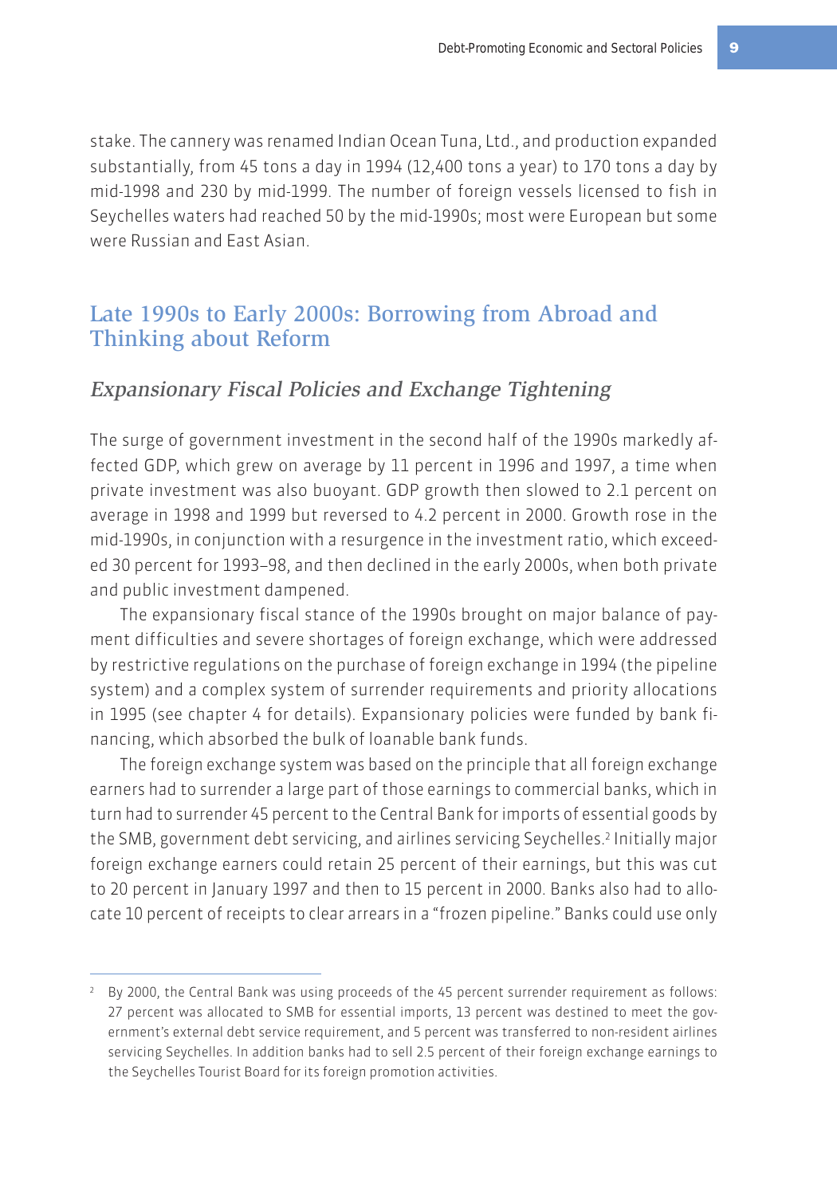stake. The cannery was renamed Indian Ocean Tuna, Ltd., and production expanded substantially, from 45 tons a day in 1994 (12,400 tons a year) to 170 tons a day by mid-1998 and 230 by mid-1999. The number of foreign vessels licensed to fish in Seychelles waters had reached 50 by the mid-1990s; most were European but some were Russian and East Asian.

## Late 1990s to Early 2000s: Borrowing from Abroad and Thinking about Reform

### *Expansionary Fiscal Policies and Exchange Tightening*

The surge of government investment in the second half of the 1990s markedly affected GDP, which grew on average by 11 percent in 1996 and 1997, a time when private investment was also buoyant. GDP growth then slowed to 2.1 percent on average in 1998 and 1999 but reversed to 4.2 percent in 2000. Growth rose in the mid-1990s, in conjunction with a resurgence in the investment ratio, which exceeded 30 percent for 1993–98, and then declined in the early 2000s, when both private and public investment dampened.

The expansionary fiscal stance of the 1990s brought on major balance of payment difficulties and severe shortages of foreign exchange, which were addressed by restrictive regulations on the purchase of foreign exchange in 1994 (the pipeline system) and a complex system of surrender requirements and priority allocations in 1995 (see chapter 4 for details). Expansionary policies were funded by bank financing, which absorbed the bulk of loanable bank funds.

The foreign exchange system was based on the principle that all foreign exchange earners had to surrender a large part of those earnings to commercial banks, which in turn had to surrender 45 percent to the Central Bank for imports of essential goods by the SMB, government debt servicing, and airlines servicing Seychelles.[2] Initially major foreign exchange earners could retain 25 percent of their earnings, but this was cut to 20 percent in January 1997 and then to 15 percent in 2000. Banks also had to allocate 10 percent of receipts to clear arrears in a "frozen pipeline." Banks could use only

[2] By 2000, the Central Bank was using proceeds of the 45 percent surrender requirement as follows: 27 percent was allocated to SMB for essential imports, 13 percent was destined to meet the government's external debt service requirement, and 5 percent was transferred to non-resident airlines servicing Seychelles. In addition banks had to sell 2.5 percent of their foreign exchange earnings to the Seychelles Tourist Board for its foreign promotion activities.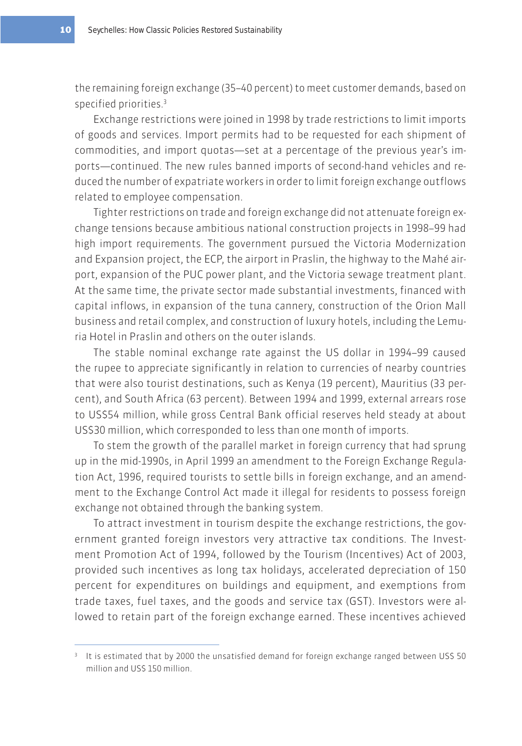the remaining foreign exchange (35–40 percent) to meet customer demands, based on specified priorities.[3]

Exchange restrictions were joined in 1998 by trade restrictions to limit imports of goods and services. Import permits had to be requested for each shipment of commodities, and import quotas—set at a percentage of the previous year's imports—continued. The new rules banned imports of second-hand vehicles and reduced the number of expatriate workers in order to limit foreign exchange outflows related to employee compensation.

Tighter restrictions on trade and foreign exchange did not attenuate foreign exchange tensions because ambitious national construction projects in 1998–99 had high import requirements. The government pursued the Victoria Modernization and Expansion project, the ECP, the airport in Praslin, the highway to the Mahé airport, expansion of the PUC power plant, and the Victoria sewage treatment plant. At the same time, the private sector made substantial investments, financed with capital inflows, in expansion of the tuna cannery, construction of the Orion Mall business and retail complex, and construction of luxury hotels, including the Lemuria Hotel in Praslin and others on the outer islands.

The stable nominal exchange rate against the US dollar in 1994–99 caused the rupee to appreciate significantly in relation to currencies of nearby countries that were also tourist destinations, such as Kenya (19 percent), Mauritius (33 percent), and South Africa (63 percent). Between 1994 and 1999, external arrears rose to US$54 million, while gross Central Bank official reserves held steady at about US$30 million, which corresponded to less than one month of imports.

To stem the growth of the parallel market in foreign currency that had sprung up in the mid-1990s, in April 1999 an amendment to the Foreign Exchange Regulation Act, 1996, required tourists to settle bills in foreign exchange, and an amendment to the Exchange Control Act made it illegal for residents to possess foreign exchange not obtained through the banking system.

To attract investment in tourism despite the exchange restrictions, the government granted foreign investors very attractive tax conditions. The Investment Promotion Act of 1994, followed by the Tourism (Incentives) Act of 2003, provided such incentives as long tax holidays, accelerated depreciation of 150 percent for expenditures on buildings and equipment, and exemptions from trade taxes, fuel taxes, and the goods and service tax (GST). Investors were allowed to retain part of the foreign exchange earned. These incentives achieved

---

[3] It is estimated that by 2000 the unsatisfied demand for foreign exchange ranged between US$ 50 million and US$ 150 million.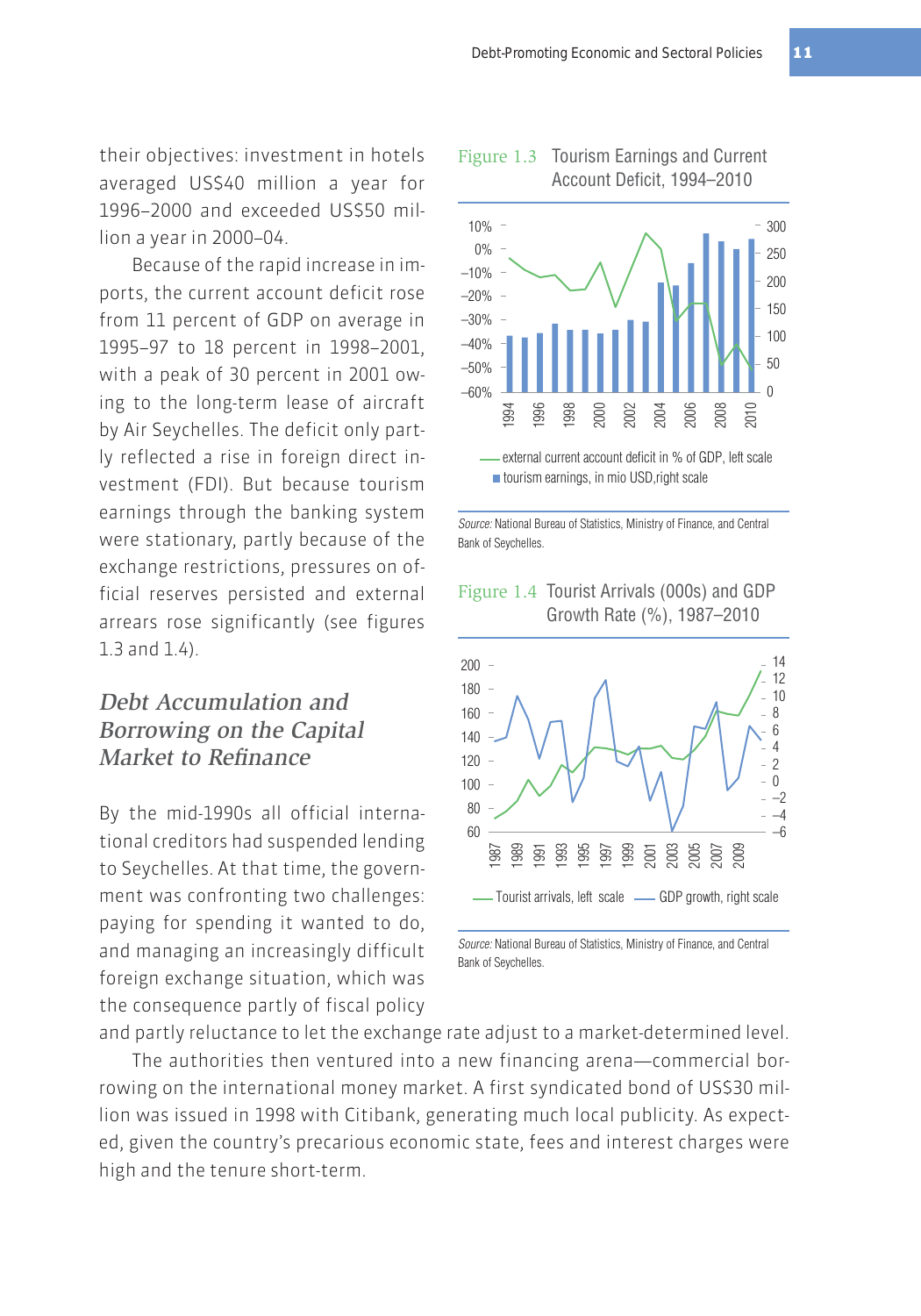their objectives: investment in hotels averaged US$40 million a year for 1996–2000 and exceeded US$50 million a year in 2000–04.

Because of the rapid increase in imports, the current account deficit rose from 11 percent of GDP on average in 1995–97 to 18 percent in 1998–2001, with a peak of 30 percent in 2001 owing to the long-term lease of aircraft by Air Seychelles. The deficit only partly reflected a rise in foreign direct investment (FDI). But because tourism earnings through the banking system were stationary, partly because of the exchange restrictions, pressures on official reserves persisted and external arrears rose significantly (see figures 1.3 and 1.4).

Figure 1.3 Tourism Earnings and Current Account Deficit, 1994–2010

Source: National Bureau of Statistics, Ministry of Finance, and Central Bank of Seychelles.

Figure 1.4 Tourist Arrivals (000s) and GDP Growth Rate (%), 1987–2010

Source: National Bureau of Statistics, Ministry of Finance, and Central Bank of Seychelles.

## *Debt Accumulation and Borrowing on the Capital Market to Refinance*

By the mid-1990s all official international creditors had suspended lending to Seychelles. At that time, the government was confronting two challenges: paying for spending it wanted to do, and managing an increasingly difficult foreign exchange situation, which was the consequence partly of fiscal policy and partly reluctance to let the exchange rate adjust to a market-determined level.

The authorities then ventured into a new financing arena—commercial borrowing on the international money market. A first syndicated bond of US$30 million was issued in 1998 with Citibank, generating much local publicity. As expected, given the country's precarious economic state, fees and interest charges were high and the tenure short-term.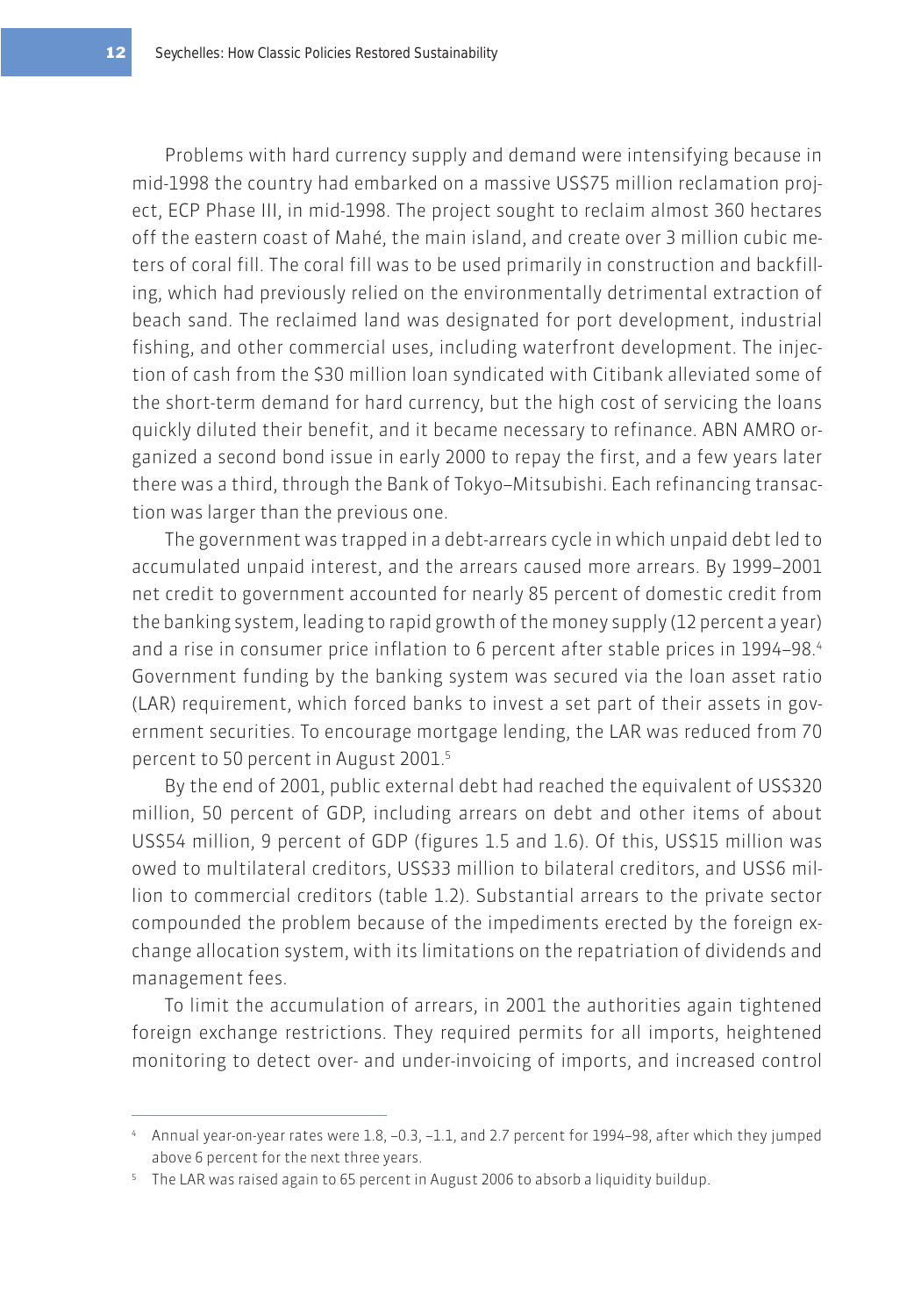Problems with hard currency supply and demand were intensifying because in mid-1998 the country had embarked on a massive US$75 million reclamation project, ECP Phase III, in mid-1998. The project sought to reclaim almost 360 hectares off the eastern coast of Mahé, the main island, and create over 3 million cubic meters of coral fill. The coral fill was to be used primarily in construction and backfilling, which had previously relied on the environmentally detrimental extraction of beach sand. The reclaimed land was designated for port development, industrial fishing, and other commercial uses, including waterfront development. The injection of cash from the $30 million loan syndicated with Citibank alleviated some of the short-term demand for hard currency, but the high cost of servicing the loans quickly diluted their benefit, and it became necessary to refinance. ABN AMRO organized a second bond issue in early 2000 to repay the first, and a few years later there was a third, through the Bank of Tokyo–Mitsubishi. Each refinancing transaction was larger than the previous one.

The government was trapped in a debt-arrears cycle in which unpaid debt led to accumulated unpaid interest, and the arrears caused more arrears. By 1999–2001 net credit to government accounted for nearly 85 percent of domestic credit from the banking system, leading to rapid growth of the money supply (12 percent a year) and a rise in consumer price inflation to 6 percent after stable prices in 1994–98.[4] Government funding by the banking system was secured via the loan asset ratio (LAR) requirement, which forced banks to invest a set part of their assets in government securities. To encourage mortgage lending, the LAR was reduced from 70 percent to 50 percent in August 2001.[5]

By the end of 2001, public external debt had reached the equivalent of US$320 million, 50 percent of GDP, including arrears on debt and other items of about US$54 million, 9 percent of GDP (figures 1.5 and 1.6). Of this, US$15 million was owed to multilateral creditors, US$33 million to bilateral creditors, and US$6 million to commercial creditors (table 1.2). Substantial arrears to the private sector compounded the problem because of the impediments erected by the foreign exchange allocation system, with its limitations on the repatriation of dividends and management fees.

To limit the accumulation of arrears, in 2001 the authorities again tightened foreign exchange restrictions. They required permits for all imports, heightened monitoring to detect over- and under-invoicing of imports, and increased control

---

[4] Annual year-on-year rates were 1.8, –0.3, –1.1, and 2.7 percent for 1994–98, after which they jumped above 6 percent for the next three years.

[5] The LAR was raised again to 65 percent in August 2006 to absorb a liquidity buildup.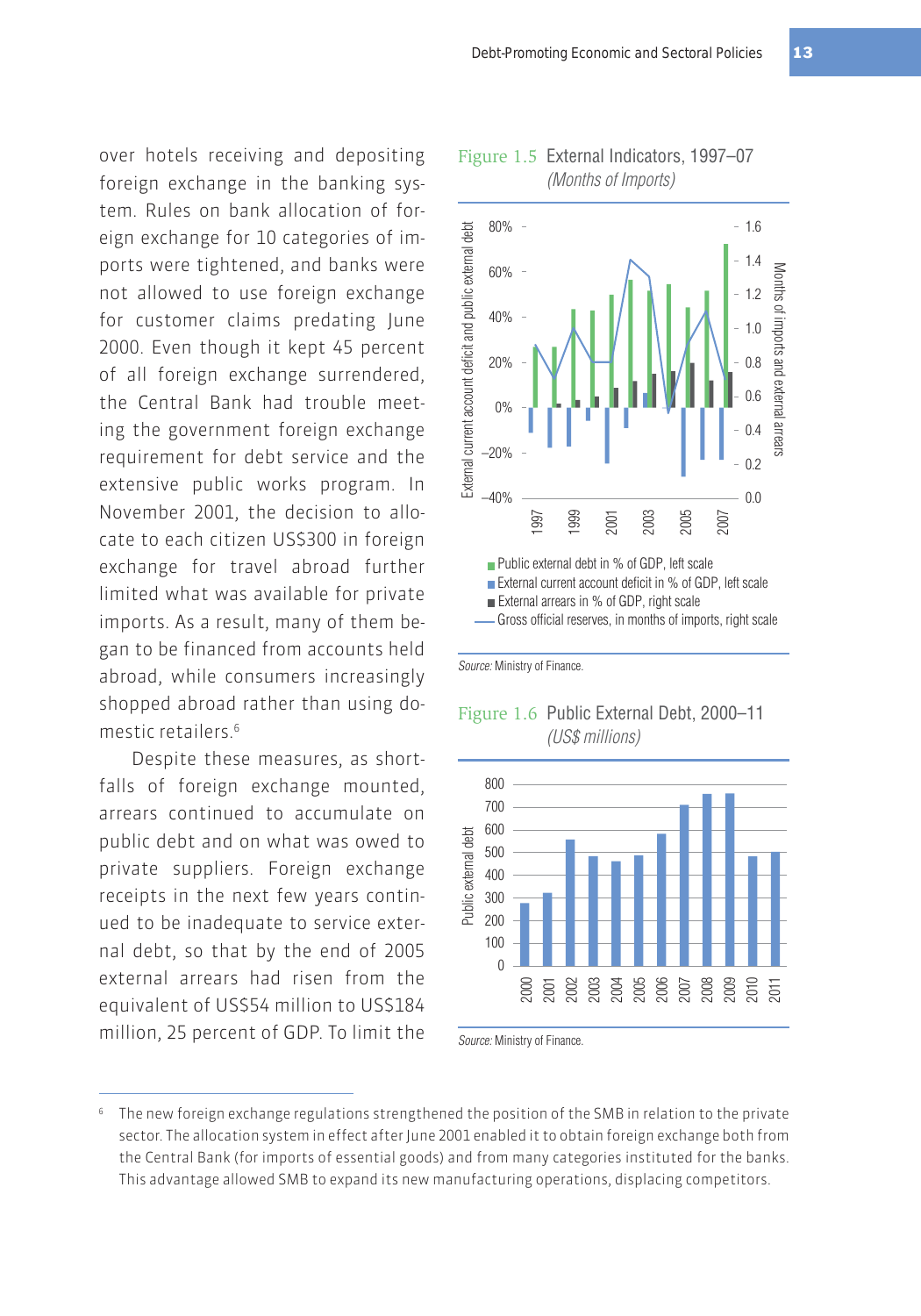over hotels receiving and depositing foreign exchange in the banking system. Rules on bank allocation of foreign exchange for 10 categories of imports were tightened, and banks were not allowed to use foreign exchange for customer claims predating June 2000. Even though it kept 45 percent of all foreign exchange surrendered, the Central Bank had trouble meeting the government foreign exchange requirement for debt service and the extensive public works program. In November 2001, the decision to allocate to each citizen US$300 in foreign exchange for travel abroad further limited what was available for private imports. As a result, many of them began to be financed from accounts held abroad, while consumers increasingly shopped abroad rather than using domestic retailers.[6]

Despite these measures, as shortfalls of foreign exchange mounted, arrears continued to accumulate on public debt and on what was owed to private suppliers. Foreign exchange receipts in the next few years continued to be inadequate to service external debt, so that by the end of 2005 external arrears had risen from the equivalent of US$54 million to US$184 million, 25 percent of GDP. To limit the

**Figure 1.5** External Indicators, 1997–07
*(Months of Imports)*

- Public external debt in % of GDP, left scale
- External current account deficit in % of GDP, left scale
- External arrears in % of GDP, right scale
- Gross official reserves, in months of imports, right scale

*Source:* Ministry of Finance.

**Figure 1.6** Public External Debt, 2000–11
*(US$ millions)*

*Source:* Ministry of Finance.

---

[6] The new foreign exchange regulations strengthened the position of the SMB in relation to the private sector. The allocation system in effect after June 2001 enabled it to obtain foreign exchange both from the Central Bank (for imports of essential goods) and from many categories instituted for the banks. This advantage allowed SMB to expand its new manufacturing operations, displacing competitors.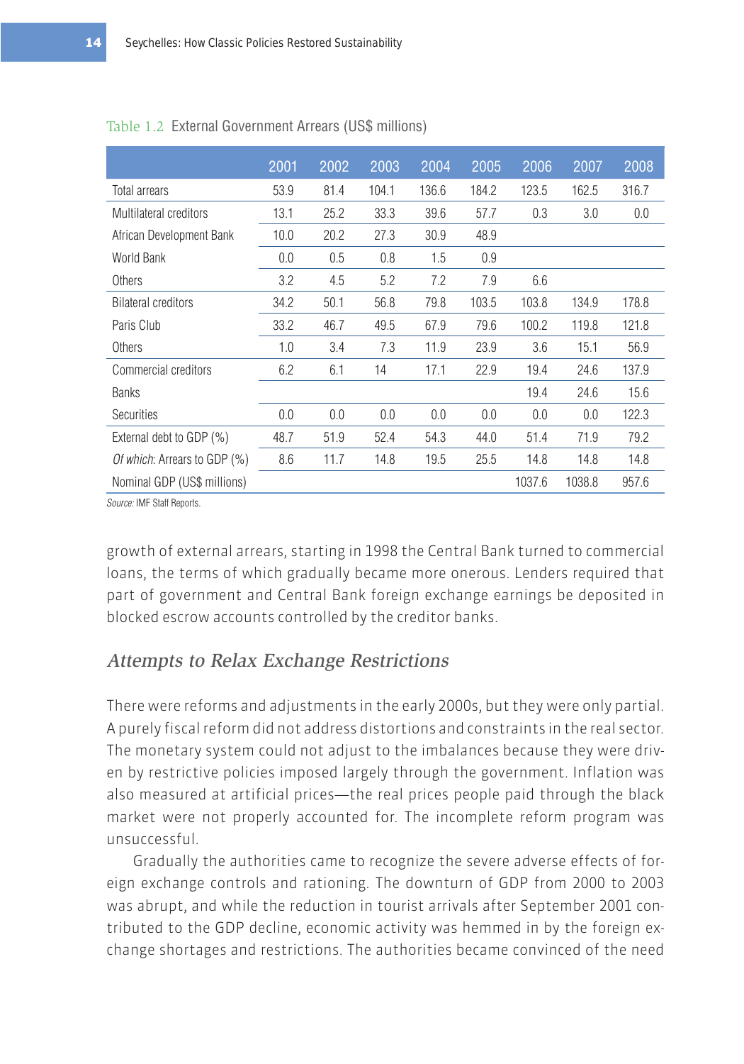Table 1.2 External Government Arrears (US$ millions)

| | 2001 | 2002 | 2003 | 2004 | 2005 | 2006 | 2007 | 2008 |
|---|---|---|---|---|---|---|---|---|
| Total arrears | 53.9 | 81.4 | 104.1 | 136.6 | 184.2 | 123.5 | 162.5 | 316.7 |
| Multilateral creditors | 13.1 | 25.2 | 33.3 | 39.6 | 57.7 | 0.3 | 3.0 | 0.0 |
| African Development Bank | 10.0 | 20.2 | 27.3 | 30.9 | 48.9 | | | |
| World Bank | 0.0 | 0.5 | 0.8 | 1.5 | 0.9 | | | |
| Others | 3.2 | 4.5 | 5.2 | 7.2 | 7.9 | 6.6 | | |
| Bilateral creditors | 34.2 | 50.1 | 56.8 | 79.8 | 103.5 | 103.8 | 134.9 | 178.8 |
| Paris Club | 33.2 | 46.7 | 49.5 | 67.9 | 79.6 | 100.2 | 119.8 | 121.8 |
| Others | 1.0 | 3.4 | 7.3 | 11.9 | 23.9 | 3.6 | 15.1 | 56.9 |
| Commercial creditors | 6.2 | 6.1 | 14 | 17.1 | 22.9 | 19.4 | 24.6 | 137.9 |
| Banks | | | | | | 19.4 | 24.6 | 15.6 |
| Securities | 0.0 | 0.0 | 0.0 | 0.0 | 0.0 | 0.0 | 0.0 | 122.3 |
| External debt to GDP (%) | 48.7 | 51.9 | 52.4 | 54.3 | 44.0 | 51.4 | 71.9 | 79.2 |
| *Of which*: Arrears to GDP (%) | 8.6 | 11.7 | 14.8 | 19.5 | 25.5 | 14.8 | 14.8 | 14.8 |
| Nominal GDP (US$ millions) | | | | | | 1037.6 | 1038.8 | 957.6 |

*Source:* IMF Staff Reports.

growth of external arrears, starting in 1998 the Central Bank turned to commercial loans, the terms of which gradually became more onerous. Lenders required that part of government and Central Bank foreign exchange earnings be deposited in blocked escrow accounts controlled by the creditor banks.

## *Attempts to Relax Exchange Restrictions*

There were reforms and adjustments in the early 2000s, but they were only partial. A purely fiscal reform did not address distortions and constraints in the real sector. The monetary system could not adjust to the imbalances because they were driven by restrictive policies imposed largely through the government. Inflation was also measured at artificial prices—the real prices people paid through the black market were not properly accounted for. The incomplete reform program was unsuccessful.

Gradually the authorities came to recognize the severe adverse effects of foreign exchange controls and rationing. The downturn of GDP from 2000 to 2003 was abrupt, and while the reduction in tourist arrivals after September 2001 contributed to the GDP decline, economic activity was hemmed in by the foreign exchange shortages and restrictions. The authorities became convinced of the need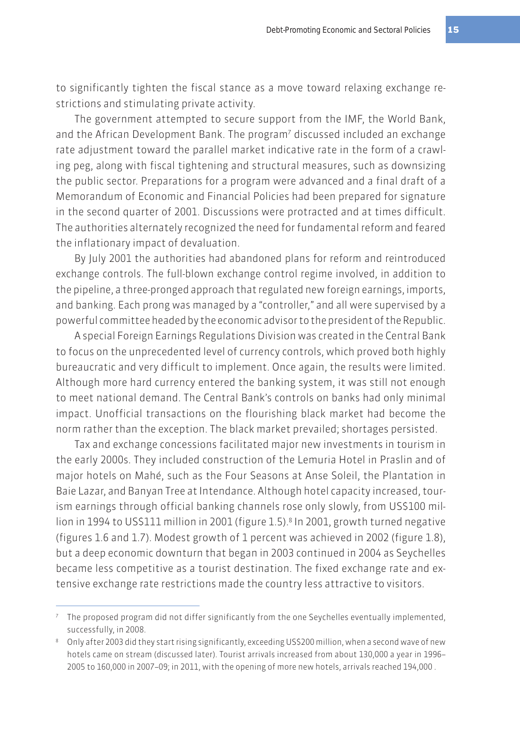to significantly tighten the fiscal stance as a move toward relaxing exchange restrictions and stimulating private activity.

The government attempted to secure support from the IMF, the World Bank, and the African Development Bank. The program[7] discussed included an exchange rate adjustment toward the parallel market indicative rate in the form of a crawling peg, along with fiscal tightening and structural measures, such as downsizing the public sector. Preparations for a program were advanced and a final draft of a Memorandum of Economic and Financial Policies had been prepared for signature in the second quarter of 2001. Discussions were protracted and at times difficult. The authorities alternately recognized the need for fundamental reform and feared the inflationary impact of devaluation.

By July 2001 the authorities had abandoned plans for reform and reintroduced exchange controls. The full-blown exchange control regime involved, in addition to the pipeline, a three-pronged approach that regulated new foreign earnings, imports, and banking. Each prong was managed by a "controller," and all were supervised by a powerful committee headed by the economic advisor to the president of the Republic.

A special Foreign Earnings Regulations Division was created in the Central Bank to focus on the unprecedented level of currency controls, which proved both highly bureaucratic and very difficult to implement. Once again, the results were limited. Although more hard currency entered the banking system, it was still not enough to meet national demand. The Central Bank's controls on banks had only minimal impact. Unofficial transactions on the flourishing black market had become the norm rather than the exception. The black market prevailed; shortages persisted.

Tax and exchange concessions facilitated major new investments in tourism in the early 2000s. They included construction of the Lemuria Hotel in Praslin and of major hotels on Mahé, such as the Four Seasons at Anse Soleil, the Plantation in Baie Lazar, and Banyan Tree at Intendance. Although hotel capacity increased, tourism earnings through official banking channels rose only slowly, from US$100 million in 1994 to US$111 million in 2001 (figure 1.5).[8] In 2001, growth turned negative (figures 1.6 and 1.7). Modest growth of 1 percent was achieved in 2002 (figure 1.8), but a deep economic downturn that began in 2003 continued in 2004 as Seychelles became less competitive as a tourist destination. The fixed exchange rate and extensive exchange rate restrictions made the country less attractive to visitors.

---

[7] The proposed program did not differ significantly from the one Seychelles eventually implemented, successfully, in 2008.

[8] Only after 2003 did they start rising significantly, exceeding US$200 million, when a second wave of new hotels came on stream (discussed later). Tourist arrivals increased from about 130,000 a year in 1996–2005 to 160,000 in 2007–09; in 2011, with the opening of more new hotels, arrivals reached 194,000 .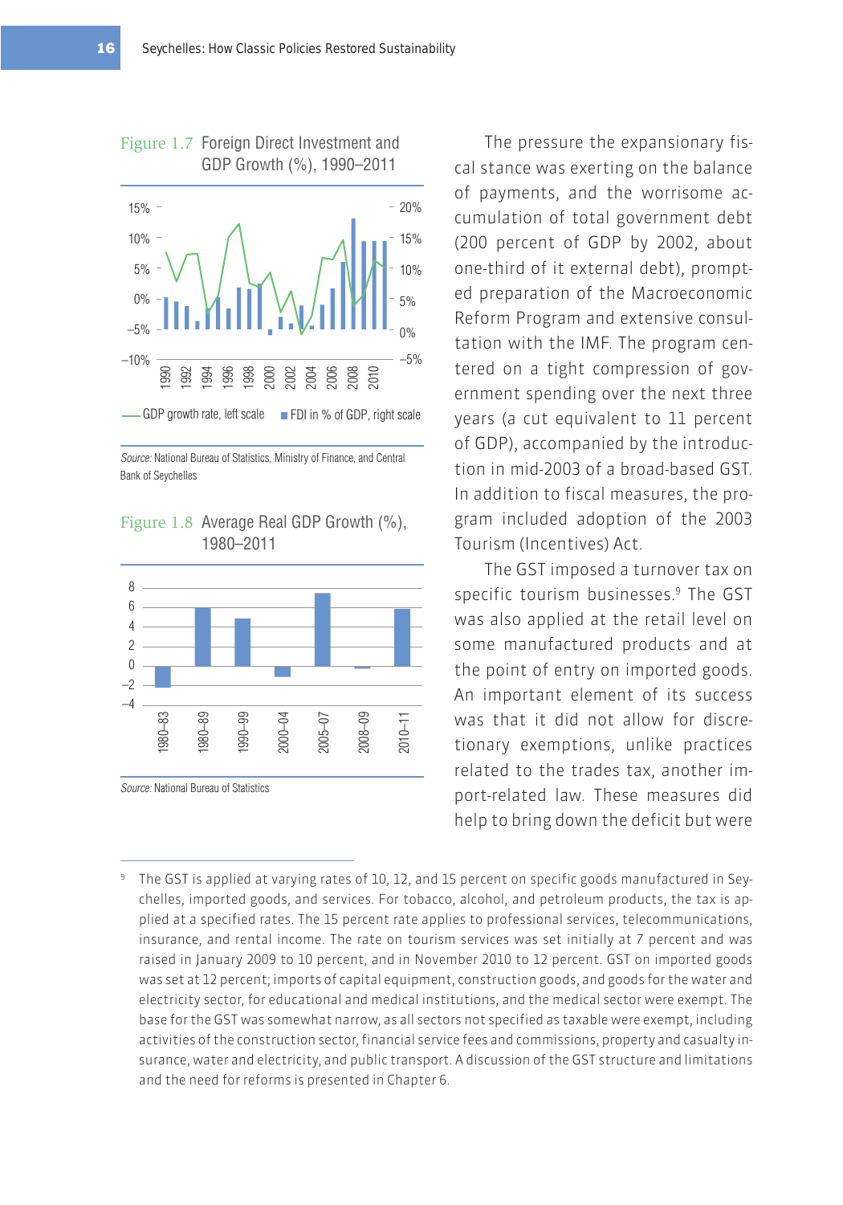Figure 1.7 Foreign Direct Investment and GDP Growth (%), 1990–2011

Source: National Bureau of Statistics, Ministry of Finance, and Central Bank of Seychelles

Figure 1.8 Average Real GDP Growth (%), 1980–2011

Source: National Bureau of Statistics

The pressure the expansionary fiscal stance was exerting on the balance of payments, and the worrisome accumulation of total government debt (200 percent of GDP by 2002, about one-third of it external debt), prompted preparation of the Macroeconomic Reform Program and extensive consultation with the IMF. The program centered on a tight compression of government spending over the next three years (a cut equivalent to 11 percent of GDP), accompanied by the introduction in mid-2003 of a broad-based GST. In addition to fiscal measures, the program included adoption of the 2003 Tourism (Incentives) Act.

The GST imposed a turnover tax on specific tourism businesses.[9] The GST was also applied at the retail level on some manufactured products and at the point of entry on imported goods. An important element of its success was that it did not allow for discretionary exemptions, unlike practices related to the trades tax, another import-related law. These measures did help to bring down the deficit but were

[9] The GST is applied at varying rates of 10, 12, and 15 percent on specific goods manufactured in Seychelles, imported goods, and services. For tobacco, alcohol, and petroleum products, the tax is applied at a specified rates. The 15 percent rate applies to professional services, telecommunications, insurance, and rental income. The rate on tourism services was set initially at 7 percent and was raised in January 2009 to 10 percent, and in November 2010 to 12 percent. GST on imported goods was set at 12 percent; imports of capital equipment, construction goods, and goods for the water and electricity sector, for educational and medical institutions, and the medical sector were exempt. The base for the GST was somewhat narrow, as all sectors not specified as taxable were exempt, including activities of the construction sector, financial service fees and commissions, property and casualty insurance, water and electricity, and public transport. A discussion of the GST structure and limitations and the need for reforms is presented in Chapter 6.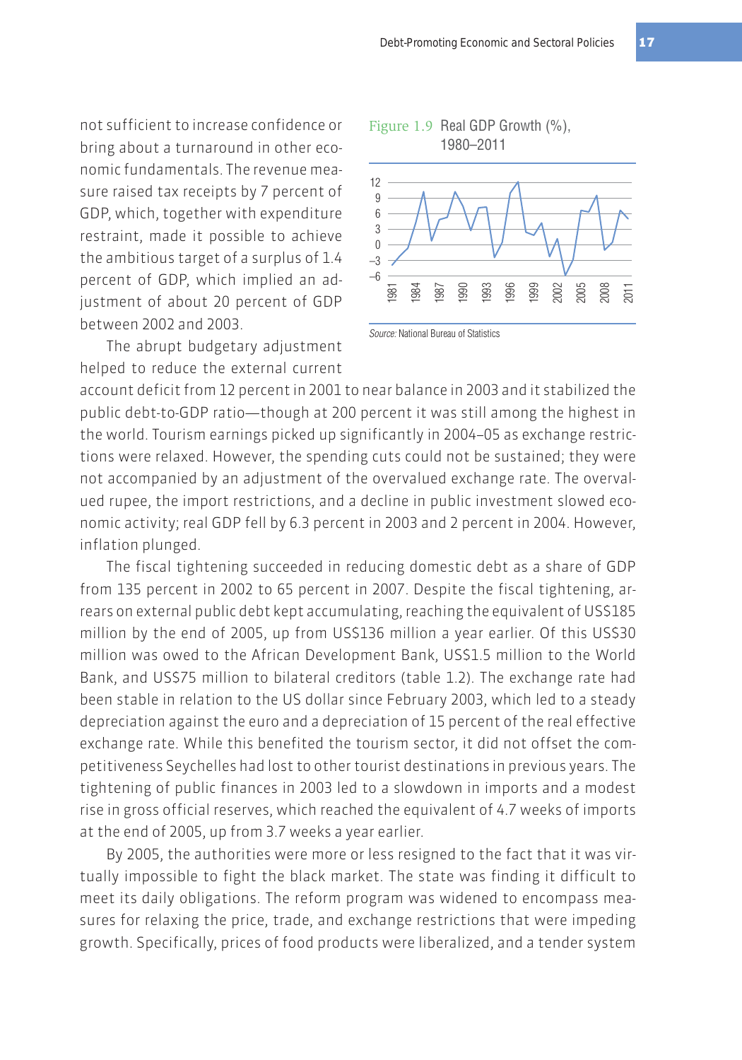not sufficient to increase confidence or bring about a turnaround in other economic fundamentals. The revenue measure raised tax receipts by 7 percent of GDP, which, together with expenditure restraint, made it possible to achieve the ambitious target of a surplus of 1.4 percent of GDP, which implied an adjustment of about 20 percent of GDP between 2002 and 2003.

Figure 1.9 Real GDP Growth (%), 1980–2011

*Source:* National Bureau of Statistics

The abrupt budgetary adjustment helped to reduce the external current account deficit from 12 percent in 2001 to near balance in 2003 and it stabilized the public debt-to-GDP ratio—though at 200 percent it was still among the highest in the world. Tourism earnings picked up significantly in 2004–05 as exchange restrictions were relaxed. However, the spending cuts could not be sustained; they were not accompanied by an adjustment of the overvalued exchange rate. The overvalued rupee, the import restrictions, and a decline in public investment slowed economic activity; real GDP fell by 6.3 percent in 2003 and 2 percent in 2004. However, inflation plunged.

The fiscal tightening succeeded in reducing domestic debt as a share of GDP from 135 percent in 2002 to 65 percent in 2007. Despite the fiscal tightening, arrears on external public debt kept accumulating, reaching the equivalent of US$185 million by the end of 2005, up from US$136 million a year earlier. Of this US$30 million was owed to the African Development Bank, US$1.5 million to the World Bank, and US$75 million to bilateral creditors (table 1.2). The exchange rate had been stable in relation to the US dollar since February 2003, which led to a steady depreciation against the euro and a depreciation of 15 percent of the real effective exchange rate. While this benefited the tourism sector, it did not offset the competitiveness Seychelles had lost to other tourist destinations in previous years. The tightening of public finances in 2003 led to a slowdown in imports and a modest rise in gross official reserves, which reached the equivalent of 4.7 weeks of imports at the end of 2005, up from 3.7 weeks a year earlier.

By 2005, the authorities were more or less resigned to the fact that it was virtually impossible to fight the black market. The state was finding it difficult to meet its daily obligations. The reform program was widened to encompass measures for relaxing the price, trade, and exchange restrictions that were impeding growth. Specifically, prices of food products were liberalized, and a tender system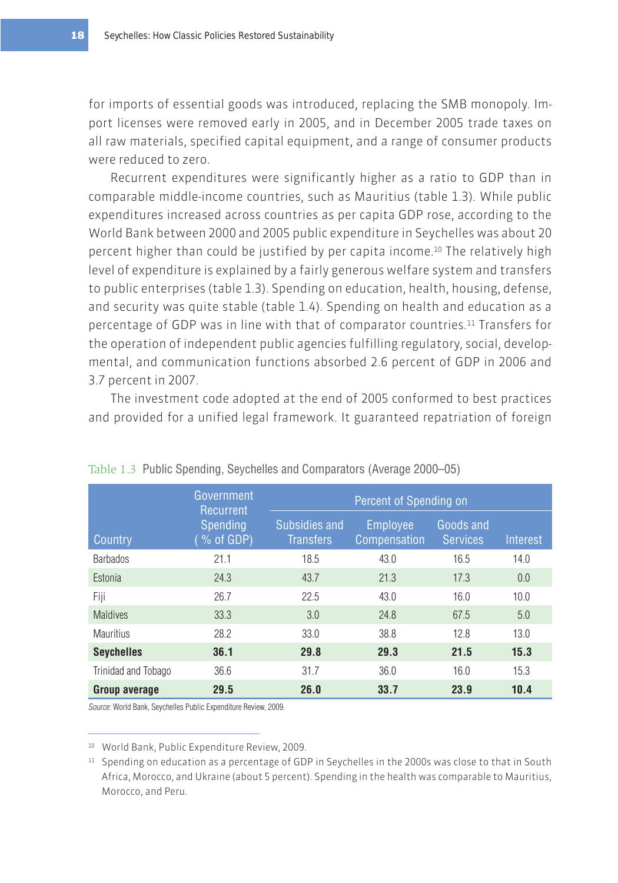for imports of essential goods was introduced, replacing the SMB monopoly. Import licenses were removed early in 2005, and in December 2005 trade taxes on all raw materials, specified capital equipment, and a range of consumer products were reduced to zero.

Recurrent expenditures were significantly higher as a ratio to GDP than in comparable middle-income countries, such as Mauritius (table 1.3). While public expenditures increased across countries as per capita GDP rose, according to the World Bank between 2000 and 2005 public expenditure in Seychelles was about 20 percent higher than could be justified by per capita income.[10] The relatively high level of expenditure is explained by a fairly generous welfare system and transfers to public enterprises (table 1.3). Spending on education, health, housing, defense, and security was quite stable (table 1.4). Spending on health and education as a percentage of GDP was in line with that of comparator countries.[11] Transfers for the operation of independent public agencies fulfilling regulatory, social, developmental, and communication functions absorbed 2.6 percent of GDP in 2006 and 3.7 percent in 2007.

The investment code adopted at the end of 2005 conformed to best practices and provided for a unified legal framework. It guaranteed repatriation of foreign

Table 1.3 Public Spending, Seychelles and Comparators (Average 2000–05)

| Country | Government Recurrent Spending (% of GDP) | Percent of Spending on | | | |
|---|---|---|---|---|---|
| | | Subsidies and Transfers | Employee Compensation | Goods and Services | Interest |
| Barbados | 21.1 | 18.5 | 43.0 | 16.5 | 14.0 |
| Estonia | 24.3 | 43.7 | 21.3 | 17.3 | 0.0 |
| Fiji | 26.7 | 22.5 | 43.0 | 16.0 | 10.0 |
| Maldives | 33.3 | 3.0 | 24.8 | 67.5 | 5.0 |
| Mauritius | 28.2 | 33.0 | 38.8 | 12.8 | 13.0 |
| **Seychelles** | **36.1** | **29.8** | **29.3** | **21.5** | **15.3** |
| Trinidad and Tobago | 36.6 | 31.7 | 36.0 | 16.0 | 15.3 |
| **Group average** | **29.5** | **26.0** | **33.7** | **23.9** | **10.4** |

*Source:* World Bank, Seychelles Public Expenditure Review, 2009.

[10] World Bank, Public Expenditure Review, 2009.

[11] Spending on education as a percentage of GDP in Seychelles in the 2000s was close to that in South Africa, Morocco, and Ukraine (about 5 percent). Spending in the health was comparable to Mauritius, Morocco, and Peru.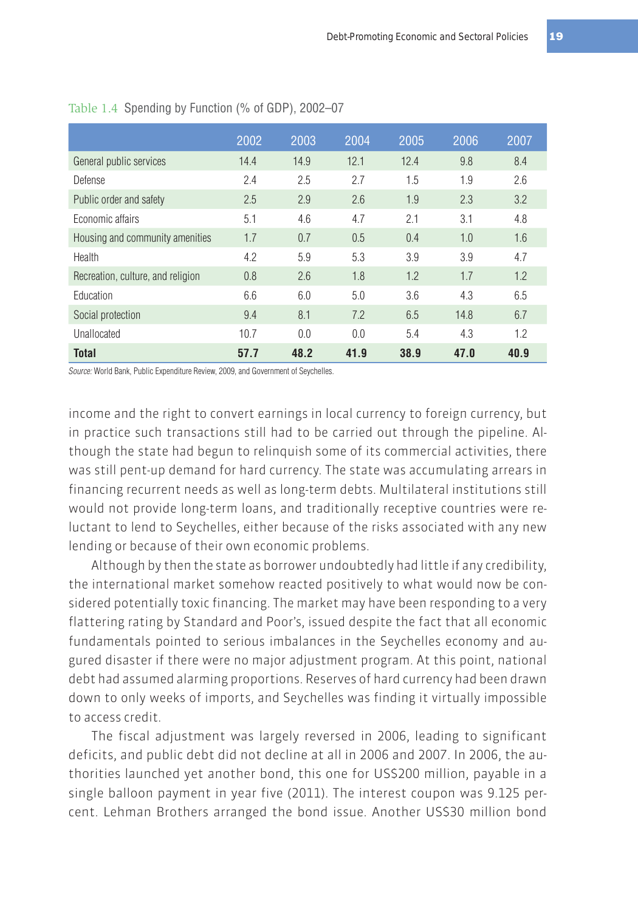Table 1.4 Spending by Function (% of GDP), 2002–07

| | 2002 | 2003 | 2004 | 2005 | 2006 | 2007 |
|---|---|---|---|---|---|---|
| General public services | 14.4 | 14.9 | 12.1 | 12.4 | 9.8 | 8.4 |
| Defense | 2.4 | 2.5 | 2.7 | 1.5 | 1.9 | 2.6 |
| Public order and safety | 2.5 | 2.9 | 2.6 | 1.9 | 2.3 | 3.2 |
| Economic affairs | 5.1 | 4.6 | 4.7 | 2.1 | 3.1 | 4.8 |
| Housing and community amenities | 1.7 | 0.7 | 0.5 | 0.4 | 1.0 | 1.6 |
| Health | 4.2 | 5.9 | 5.3 | 3.9 | 3.9 | 4.7 |
| Recreation, culture, and religion | 0.8 | 2.6 | 1.8 | 1.2 | 1.7 | 1.2 |
| Education | 6.6 | 6.0 | 5.0 | 3.6 | 4.3 | 6.5 |
| Social protection | 9.4 | 8.1 | 7.2 | 6.5 | 14.8 | 6.7 |
| Unallocated | 10.7 | 0.0 | 0.0 | 5.4 | 4.3 | 1.2 |
| **Total** | **57.7** | **48.2** | **41.9** | **38.9** | **47.0** | **40.9** |

*Source:* World Bank, Public Expenditure Review, 2009, and Government of Seychelles.

income and the right to convert earnings in local currency to foreign currency, but in practice such transactions still had to be carried out through the pipeline. Although the state had begun to relinquish some of its commercial activities, there was still pent-up demand for hard currency. The state was accumulating arrears in financing recurrent needs as well as long-term debts. Multilateral institutions still would not provide long-term loans, and traditionally receptive countries were reluctant to lend to Seychelles, either because of the risks associated with any new lending or because of their own economic problems.

Although by then the state as borrower undoubtedly had little if any credibility, the international market somehow reacted positively to what would now be considered potentially toxic financing. The market may have been responding to a very flattering rating by Standard and Poor's, issued despite the fact that all economic fundamentals pointed to serious imbalances in the Seychelles economy and augured disaster if there were no major adjustment program. At this point, national debt had assumed alarming proportions. Reserves of hard currency had been drawn down to only weeks of imports, and Seychelles was finding it virtually impossible to access credit.

The fiscal adjustment was largely reversed in 2006, leading to significant deficits, and public debt did not decline at all in 2006 and 2007. In 2006, the authorities launched yet another bond, this one for US$200 million, payable in a single balloon payment in year five (2011). The interest coupon was 9.125 percent. Lehman Brothers arranged the bond issue. Another US$30 million bond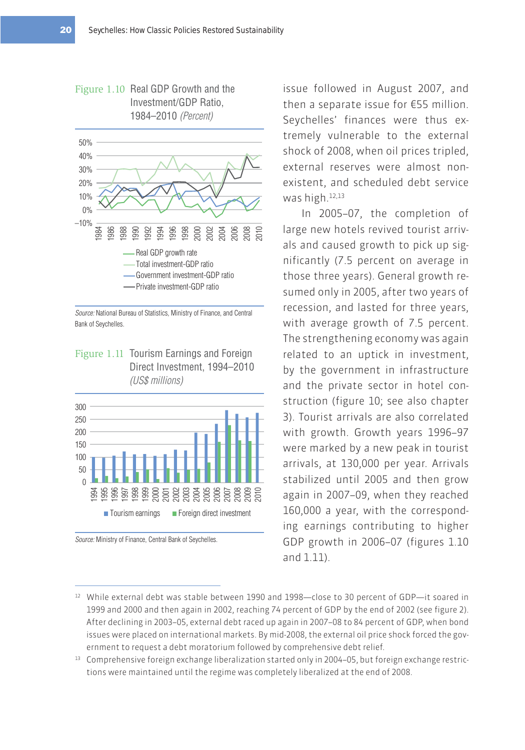Figure 1.10 Real GDP Growth and the Investment/GDP Ratio, 1984–2010 *(Percent)*

Source: National Bureau of Statistics, Ministry of Finance, and Central Bank of Seychelles.

Figure 1.11 Tourism Earnings and Foreign Direct Investment, 1994–2010 *(US$ millions)*

Source: Ministry of Finance, Central Bank of Seychelles.

issue followed in August 2007, and then a separate issue for €55 million. Seychelles' finances were thus extremely vulnerable to the external shock of 2008, when oil prices tripled, external reserves were almost nonexistent, and scheduled debt service was high.[12,13]

In 2005–07, the completion of large new hotels revived tourist arrivals and caused growth to pick up significantly (7.5 percent on average in those three years). General growth resumed only in 2005, after two years of recession, and lasted for three years, with average growth of 7.5 percent. The strengthening economy was again related to an uptick in investment, by the government in infrastructure and the private sector in hotel construction (figure 10; see also chapter 3). Tourist arrivals are also correlated with growth. Growth years 1996–97 were marked by a new peak in tourist arrivals, at 130,000 per year. Arrivals stabilized until 2005 and then grow again in 2007–09, when they reached 160,000 a year, with the corresponding earnings contributing to higher GDP growth in 2006–07 (figures 1.10 and 1.11).

---

[12] While external debt was stable between 1990 and 1998—close to 30 percent of GDP—it soared in 1999 and 2000 and then again in 2002, reaching 74 percent of GDP by the end of 2002 (see figure 2). After declining in 2003–05, external debt raced up again in 2007–08 to 84 percent of GDP, when bond issues were placed on international markets. By mid-2008, the external oil price shock forced the government to request a debt moratorium followed by comprehensive debt relief.

[13] Comprehensive foreign exchange liberalization started only in 2004–05, but foreign exchange restrictions were maintained until the regime was completely liberalized at the end of 2008.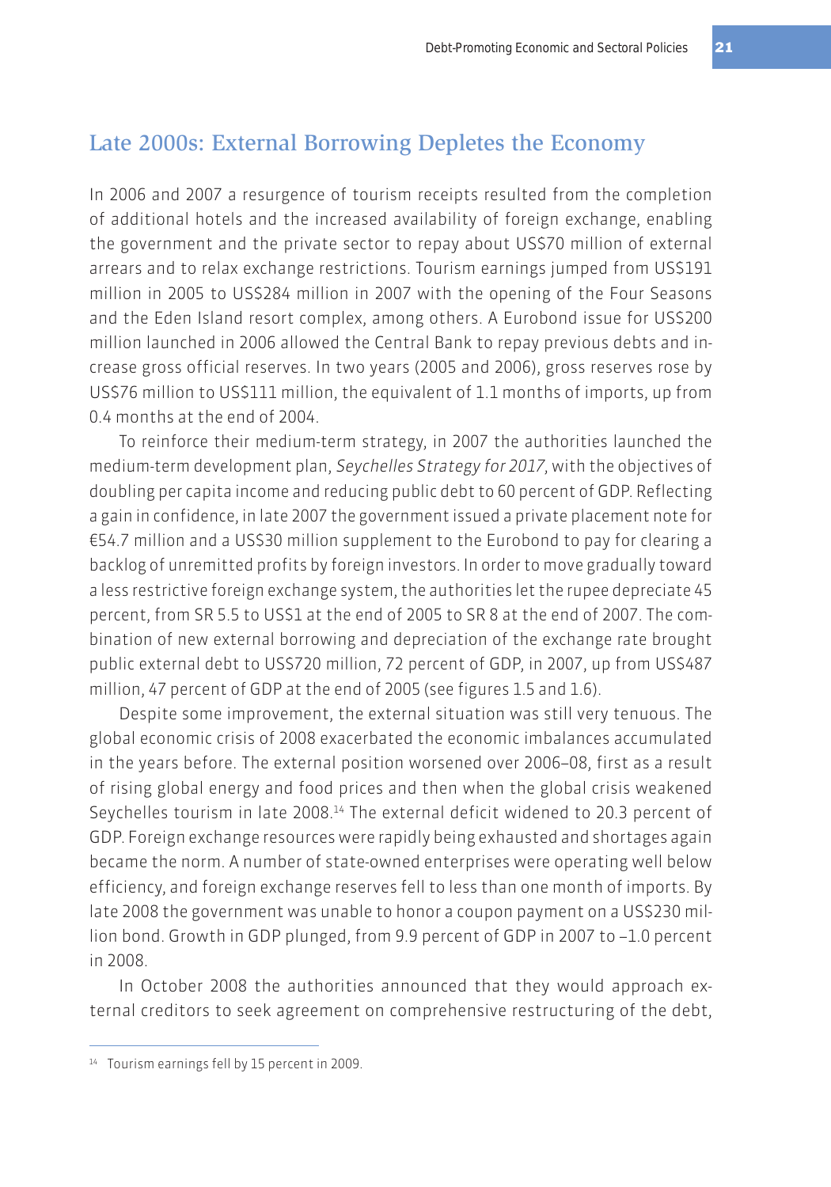## Late 2000s: External Borrowing Depletes the Economy

In 2006 and 2007 a resurgence of tourism receipts resulted from the completion of additional hotels and the increased availability of foreign exchange, enabling the government and the private sector to repay about US$70 million of external arrears and to relax exchange restrictions. Tourism earnings jumped from US$191 million in 2005 to US$284 million in 2007 with the opening of the Four Seasons and the Eden Island resort complex, among others. A Eurobond issue for US$200 million launched in 2006 allowed the Central Bank to repay previous debts and increase gross official reserves. In two years (2005 and 2006), gross reserves rose by US$76 million to US$111 million, the equivalent of 1.1 months of imports, up from 0.4 months at the end of 2004.

To reinforce their medium-term strategy, in 2007 the authorities launched the medium-term development plan, *Seychelles Strategy for 2017*, with the objectives of doubling per capita income and reducing public debt to 60 percent of GDP. Reflecting a gain in confidence, in late 2007 the government issued a private placement note for €54.7 million and a US$30 million supplement to the Eurobond to pay for clearing a backlog of unremitted profits by foreign investors. In order to move gradually toward a less restrictive foreign exchange system, the authorities let the rupee depreciate 45 percent, from SR 5.5 to US$1 at the end of 2005 to SR 8 at the end of 2007. The combination of new external borrowing and depreciation of the exchange rate brought public external debt to US$720 million, 72 percent of GDP, in 2007, up from US$487 million, 47 percent of GDP at the end of 2005 (see figures 1.5 and 1.6).

Despite some improvement, the external situation was still very tenuous. The global economic crisis of 2008 exacerbated the economic imbalances accumulated in the years before. The external position worsened over 2006–08, first as a result of rising global energy and food prices and then when the global crisis weakened Seychelles tourism in late 2008.[14] The external deficit widened to 20.3 percent of GDP. Foreign exchange resources were rapidly being exhausted and shortages again became the norm. A number of state-owned enterprises were operating well below efficiency, and foreign exchange reserves fell to less than one month of imports. By late 2008 the government was unable to honor a coupon payment on a US$230 million bond. Growth in GDP plunged, from 9.9 percent of GDP in 2007 to –1.0 percent in 2008.

In October 2008 the authorities announced that they would approach external creditors to seek agreement on comprehensive restructuring of the debt,

[14] Tourism earnings fell by 15 percent in 2009.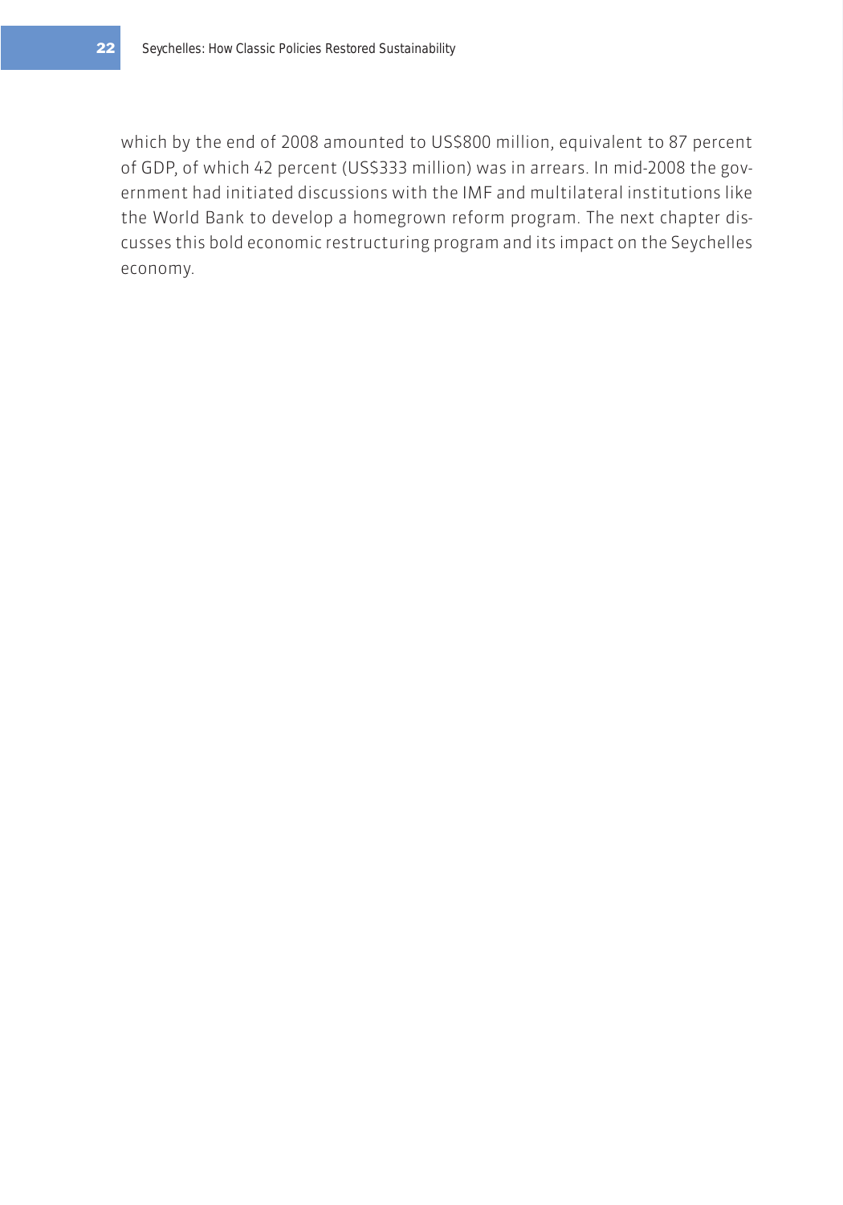which by the end of 2008 amounted to US$800 million, equivalent to 87 percent of GDP, of which 42 percent (US$333 million) was in arrears. In mid-2008 the government had initiated discussions with the IMF and multilateral institutions like the World Bank to develop a homegrown reform program. The next chapter discusses this bold economic restructuring program and its impact on the Seychelles economy.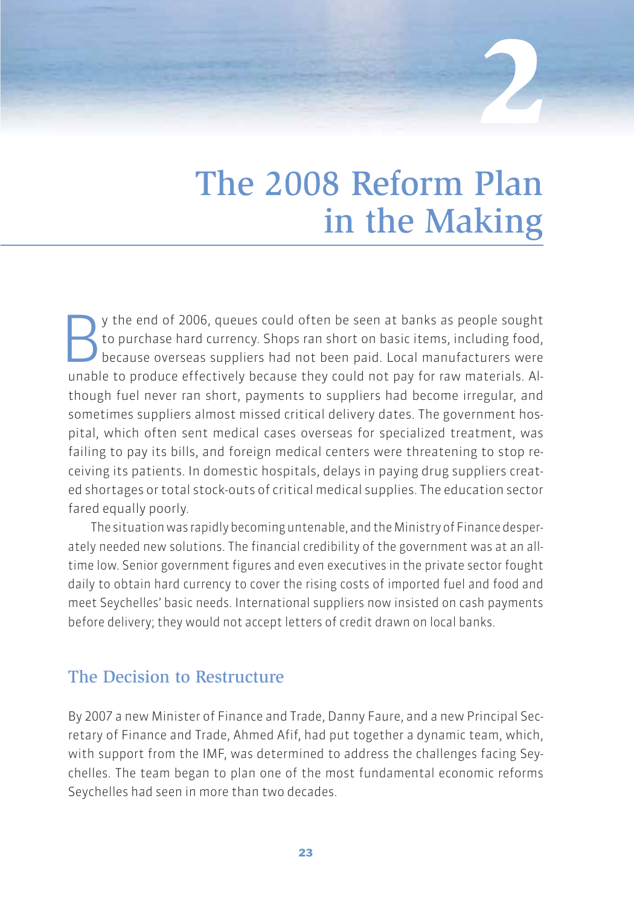# 2

# The 2008 Reform Plan in the Making

By the end of 2006, queues could often be seen at banks as people sought to purchase hard currency. Shops ran short on basic items, including food, because overseas suppliers had not been paid. Local manufacturers were unable to produce effectively because they could not pay for raw materials. Although fuel never ran short, payments to suppliers had become irregular, and sometimes suppliers almost missed critical delivery dates. The government hospital, which often sent medical cases overseas for specialized treatment, was failing to pay its bills, and foreign medical centers were threatening to stop receiving its patients. In domestic hospitals, delays in paying drug suppliers created shortages or total stock-outs of critical medical supplies. The education sector fared equally poorly.

The situation was rapidly becoming untenable, and the Ministry of Finance desperately needed new solutions. The financial credibility of the government was at an all-time low. Senior government figures and even executives in the private sector fought daily to obtain hard currency to cover the rising costs of imported fuel and food and meet Seychelles' basic needs. International suppliers now insisted on cash payments before delivery; they would not accept letters of credit drawn on local banks.

## The Decision to Restructure

By 2007 a new Minister of Finance and Trade, Danny Faure, and a new Principal Secretary of Finance and Trade, Ahmed Afif, had put together a dynamic team, which, with support from the IMF, was determined to address the challenges facing Seychelles. The team began to plan one of the most fundamental economic reforms Seychelles had seen in more than two decades.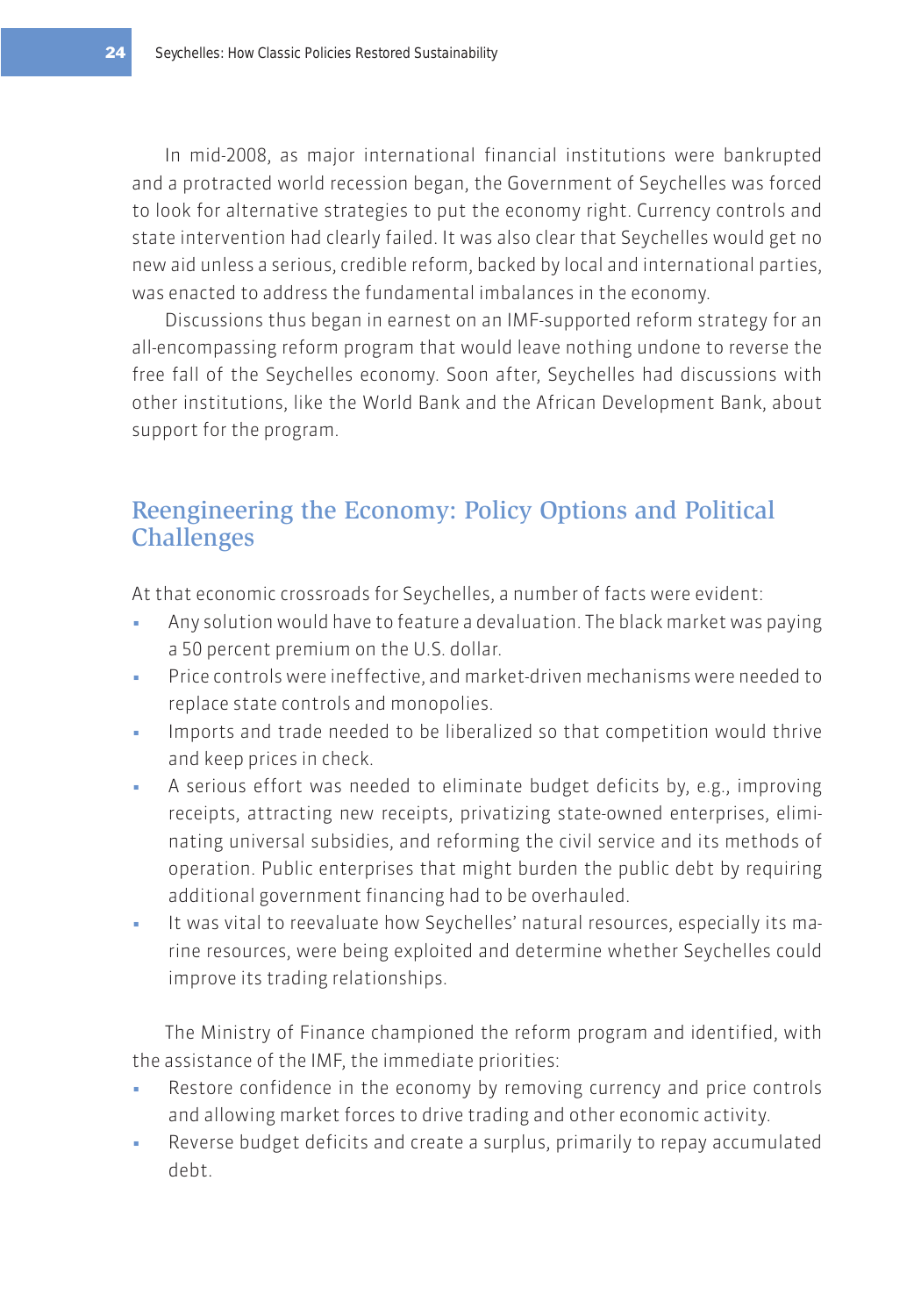In mid-2008, as major international financial institutions were bankrupted and a protracted world recession began, the Government of Seychelles was forced to look for alternative strategies to put the economy right. Currency controls and state intervention had clearly failed. It was also clear that Seychelles would get no new aid unless a serious, credible reform, backed by local and international parties, was enacted to address the fundamental imbalances in the economy.

Discussions thus began in earnest on an IMF-supported reform strategy for an all-encompassing reform program that would leave nothing undone to reverse the free fall of the Seychelles economy. Soon after, Seychelles had discussions with other institutions, like the World Bank and the African Development Bank, about support for the program.

## Reengineering the Economy: Policy Options and Political Challenges

At that economic crossroads for Seychelles, a number of facts were evident:

- Any solution would have to feature a devaluation. The black market was paying a 50 percent premium on the U.S. dollar.
- Price controls were ineffective, and market-driven mechanisms were needed to replace state controls and monopolies.
- Imports and trade needed to be liberalized so that competition would thrive and keep prices in check.
- A serious effort was needed to eliminate budget deficits by, e.g., improving receipts, attracting new receipts, privatizing state-owned enterprises, eliminating universal subsidies, and reforming the civil service and its methods of operation. Public enterprises that might burden the public debt by requiring additional government financing had to be overhauled.
- It was vital to reevaluate how Seychelles' natural resources, especially its marine resources, were being exploited and determine whether Seychelles could improve its trading relationships.

The Ministry of Finance championed the reform program and identified, with the assistance of the IMF, the immediate priorities:

- Restore confidence in the economy by removing currency and price controls and allowing market forces to drive trading and other economic activity.
- Reverse budget deficits and create a surplus, primarily to repay accumulated debt.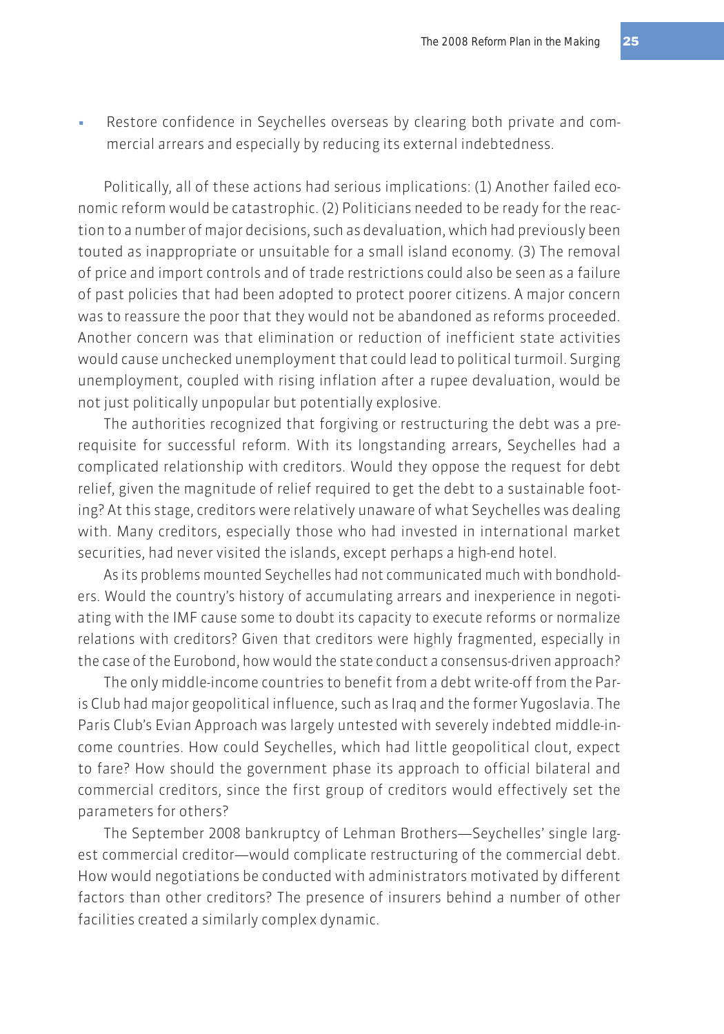- Restore confidence in Seychelles overseas by clearing both private and commercial arrears and especially by reducing its external indebtedness.

Politically, all of these actions had serious implications: (1) Another failed economic reform would be catastrophic. (2) Politicians needed to be ready for the reaction to a number of major decisions, such as devaluation, which had previously been touted as inappropriate or unsuitable for a small island economy. (3) The removal of price and import controls and of trade restrictions could also be seen as a failure of past policies that had been adopted to protect poorer citizens. A major concern was to reassure the poor that they would not be abandoned as reforms proceeded. Another concern was that elimination or reduction of inefficient state activities would cause unchecked unemployment that could lead to political turmoil. Surging unemployment, coupled with rising inflation after a rupee devaluation, would be not just politically unpopular but potentially explosive.

The authorities recognized that forgiving or restructuring the debt was a prerequisite for successful reform. With its longstanding arrears, Seychelles had a complicated relationship with creditors. Would they oppose the request for debt relief, given the magnitude of relief required to get the debt to a sustainable footing? At this stage, creditors were relatively unaware of what Seychelles was dealing with. Many creditors, especially those who had invested in international market securities, had never visited the islands, except perhaps a high-end hotel.

As its problems mounted Seychelles had not communicated much with bondholders. Would the country's history of accumulating arrears and inexperience in negotiating with the IMF cause some to doubt its capacity to execute reforms or normalize relations with creditors? Given that creditors were highly fragmented, especially in the case of the Eurobond, how would the state conduct a consensus-driven approach?

The only middle-income countries to benefit from a debt write-off from the Paris Club had major geopolitical influence, such as Iraq and the former Yugoslavia. The Paris Club's Evian Approach was largely untested with severely indebted middle-income countries. How could Seychelles, which had little geopolitical clout, expect to fare? How should the government phase its approach to official bilateral and commercial creditors, since the first group of creditors would effectively set the parameters for others?

The September 2008 bankruptcy of Lehman Brothers—Seychelles' single largest commercial creditor—would complicate restructuring of the commercial debt. How would negotiations be conducted with administrators motivated by different factors than other creditors? The presence of insurers behind a number of other facilities created a similarly complex dynamic.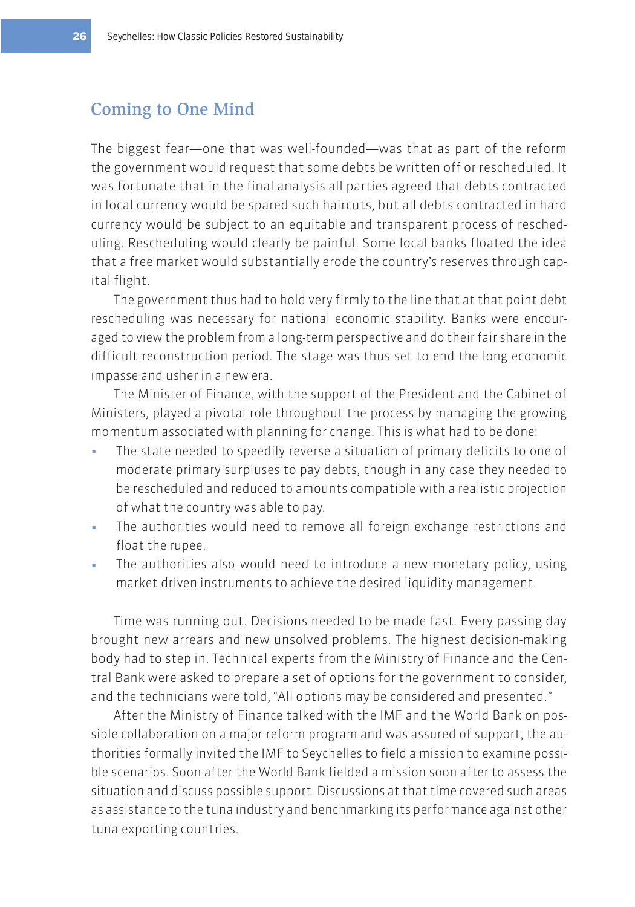## Coming to One Mind

The biggest fear—one that was well-founded—was that as part of the reform the government would request that some debts be written off or rescheduled. It was fortunate that in the final analysis all parties agreed that debts contracted in local currency would be spared such haircuts, but all debts contracted in hard currency would be subject to an equitable and transparent process of rescheduling. Rescheduling would clearly be painful. Some local banks floated the idea that a free market would substantially erode the country's reserves through capital flight.

The government thus had to hold very firmly to the line that at that point debt rescheduling was necessary for national economic stability. Banks were encouraged to view the problem from a long-term perspective and do their fair share in the difficult reconstruction period. The stage was thus set to end the long economic impasse and usher in a new era.

The Minister of Finance, with the support of the President and the Cabinet of Ministers, played a pivotal role throughout the process by managing the growing momentum associated with planning for change. This is what had to be done:

- The state needed to speedily reverse a situation of primary deficits to one of moderate primary surpluses to pay debts, though in any case they needed to be rescheduled and reduced to amounts compatible with a realistic projection of what the country was able to pay.
- The authorities would need to remove all foreign exchange restrictions and float the rupee.
- The authorities also would need to introduce a new monetary policy, using market-driven instruments to achieve the desired liquidity management.

Time was running out. Decisions needed to be made fast. Every passing day brought new arrears and new unsolved problems. The highest decision-making body had to step in. Technical experts from the Ministry of Finance and the Central Bank were asked to prepare a set of options for the government to consider, and the technicians were told, "All options may be considered and presented."

After the Ministry of Finance talked with the IMF and the World Bank on possible collaboration on a major reform program and was assured of support, the authorities formally invited the IMF to Seychelles to field a mission to examine possible scenarios. Soon after the World Bank fielded a mission soon after to assess the situation and discuss possible support. Discussions at that time covered such areas as assistance to the tuna industry and benchmarking its performance against other tuna-exporting countries.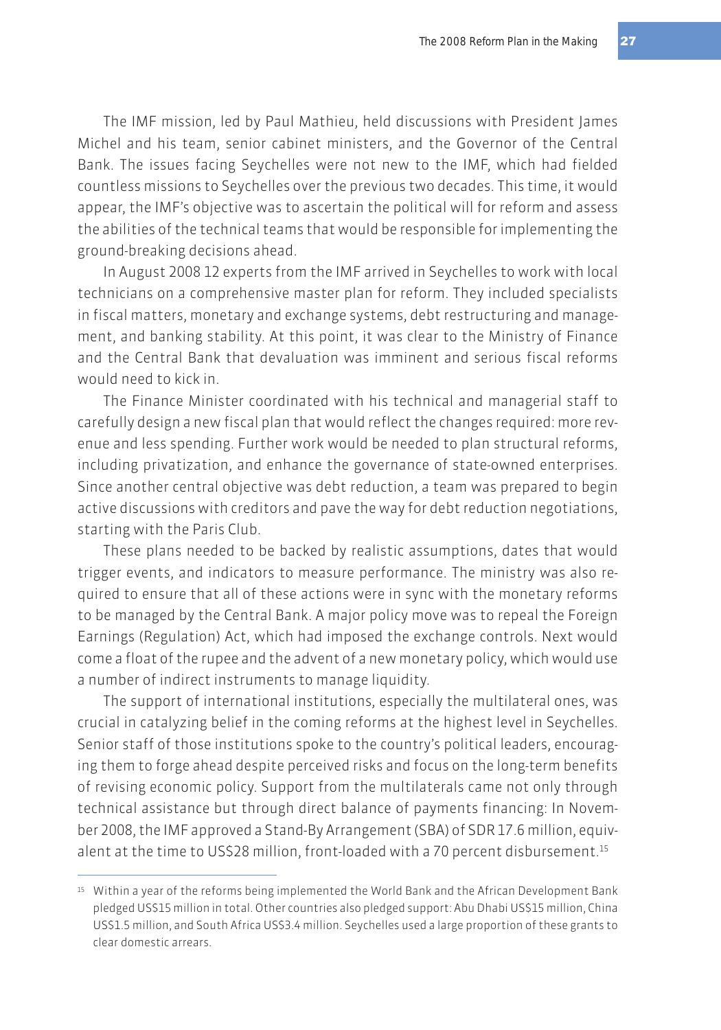The IMF mission, led by Paul Mathieu, held discussions with President James Michel and his team, senior cabinet ministers, and the Governor of the Central Bank. The issues facing Seychelles were not new to the IMF, which had fielded countless missions to Seychelles over the previous two decades. This time, it would appear, the IMF's objective was to ascertain the political will for reform and assess the abilities of the technical teams that would be responsible for implementing the ground-breaking decisions ahead.

In August 2008 12 experts from the IMF arrived in Seychelles to work with local technicians on a comprehensive master plan for reform. They included specialists in fiscal matters, monetary and exchange systems, debt restructuring and management, and banking stability. At this point, it was clear to the Ministry of Finance and the Central Bank that devaluation was imminent and serious fiscal reforms would need to kick in.

The Finance Minister coordinated with his technical and managerial staff to carefully design a new fiscal plan that would reflect the changes required: more revenue and less spending. Further work would be needed to plan structural reforms, including privatization, and enhance the governance of state-owned enterprises. Since another central objective was debt reduction, a team was prepared to begin active discussions with creditors and pave the way for debt reduction negotiations, starting with the Paris Club.

These plans needed to be backed by realistic assumptions, dates that would trigger events, and indicators to measure performance. The ministry was also required to ensure that all of these actions were in sync with the monetary reforms to be managed by the Central Bank. A major policy move was to repeal the Foreign Earnings (Regulation) Act, which had imposed the exchange controls. Next would come a float of the rupee and the advent of a new monetary policy, which would use a number of indirect instruments to manage liquidity.

The support of international institutions, especially the multilateral ones, was crucial in catalyzing belief in the coming reforms at the highest level in Seychelles. Senior staff of those institutions spoke to the country's political leaders, encouraging them to forge ahead despite perceived risks and focus on the long-term benefits of revising economic policy. Support from the multilaterals came not only through technical assistance but through direct balance of payments financing: In November 2008, the IMF approved a Stand-By Arrangement (SBA) of SDR 17.6 million, equivalent at the time to US$28 million, front-loaded with a 70 percent disbursement.[15]

---

[15] Within a year of the reforms being implemented the World Bank and the African Development Bank pledged US$15 million in total. Other countries also pledged support: Abu Dhabi US$15 million, China US$1.5 million, and South Africa US$3.4 million. Seychelles used a large proportion of these grants to clear domestic arrears.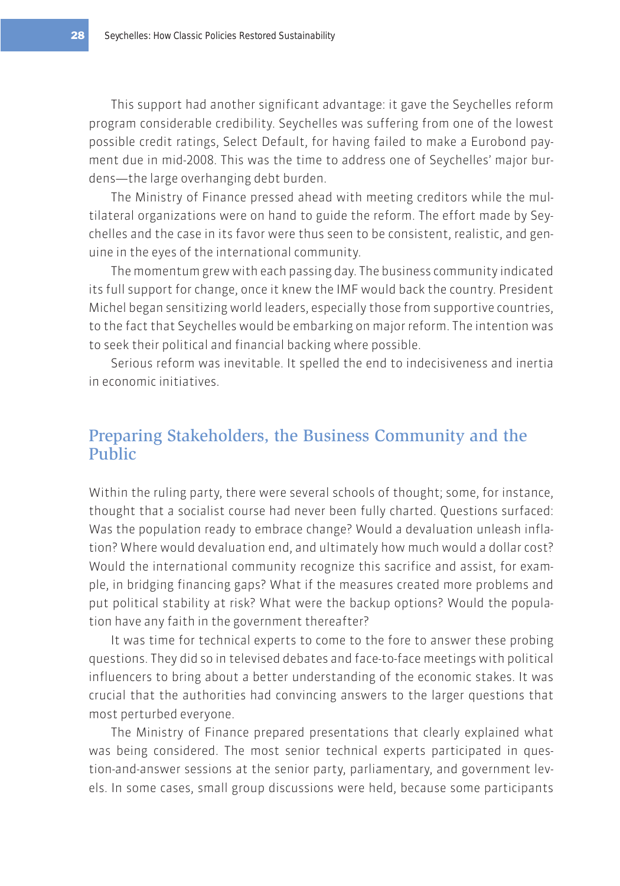This support had another significant advantage: it gave the Seychelles reform program considerable credibility. Seychelles was suffering from one of the lowest possible credit ratings, Select Default, for having failed to make a Eurobond payment due in mid-2008. This was the time to address one of Seychelles' major burdens—the large overhanging debt burden.

The Ministry of Finance pressed ahead with meeting creditors while the multilateral organizations were on hand to guide the reform. The effort made by Seychelles and the case in its favor were thus seen to be consistent, realistic, and genuine in the eyes of the international community.

The momentum grew with each passing day. The business community indicated its full support for change, once it knew the IMF would back the country. President Michel began sensitizing world leaders, especially those from supportive countries, to the fact that Seychelles would be embarking on major reform. The intention was to seek their political and financial backing where possible.

Serious reform was inevitable. It spelled the end to indecisiveness and inertia in economic initiatives.

## Preparing Stakeholders, the Business Community and the Public

Within the ruling party, there were several schools of thought; some, for instance, thought that a socialist course had never been fully charted. Questions surfaced: Was the population ready to embrace change? Would a devaluation unleash inflation? Where would devaluation end, and ultimately how much would a dollar cost? Would the international community recognize this sacrifice and assist, for example, in bridging financing gaps? What if the measures created more problems and put political stability at risk? What were the backup options? Would the population have any faith in the government thereafter?

It was time for technical experts to come to the fore to answer these probing questions. They did so in televised debates and face-to-face meetings with political influencers to bring about a better understanding of the economic stakes. It was crucial that the authorities had convincing answers to the larger questions that most perturbed everyone.

The Ministry of Finance prepared presentations that clearly explained what was being considered. The most senior technical experts participated in question-and-answer sessions at the senior party, parliamentary, and government levels. In some cases, small group discussions were held, because some participants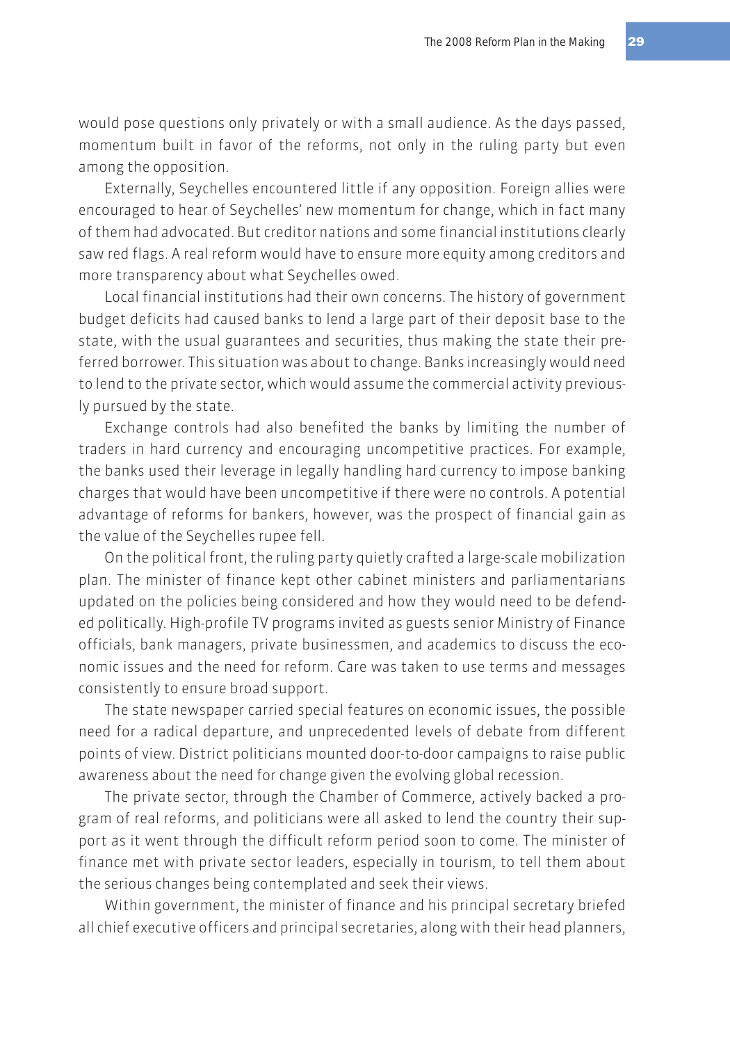would pose questions only privately or with a small audience. As the days passed, momentum built in favor of the reforms, not only in the ruling party but even among the opposition.

Externally, Seychelles encountered little if any opposition. Foreign allies were encouraged to hear of Seychelles' new momentum for change, which in fact many of them had advocated. But creditor nations and some financial institutions clearly saw red flags. A real reform would have to ensure more equity among creditors and more transparency about what Seychelles owed.

Local financial institutions had their own concerns. The history of government budget deficits had caused banks to lend a large part of their deposit base to the state, with the usual guarantees and securities, thus making the state their preferred borrower. This situation was about to change. Banks increasingly would need to lend to the private sector, which would assume the commercial activity previously pursued by the state.

Exchange controls had also benefited the banks by limiting the number of traders in hard currency and encouraging uncompetitive practices. For example, the banks used their leverage in legally handling hard currency to impose banking charges that would have been uncompetitive if there were no controls. A potential advantage of reforms for bankers, however, was the prospect of financial gain as the value of the Seychelles rupee fell.

On the political front, the ruling party quietly crafted a large-scale mobilization plan. The minister of finance kept other cabinet ministers and parliamentarians updated on the policies being considered and how they would need to be defended politically. High-profile TV programs invited as guests senior Ministry of Finance officials, bank managers, private businessmen, and academics to discuss the economic issues and the need for reform. Care was taken to use terms and messages consistently to ensure broad support.

The state newspaper carried special features on economic issues, the possible need for a radical departure, and unprecedented levels of debate from different points of view. District politicians mounted door-to-door campaigns to raise public awareness about the need for change given the evolving global recession.

The private sector, through the Chamber of Commerce, actively backed a program of real reforms, and politicians were all asked to lend the country their support as it went through the difficult reform period soon to come. The minister of finance met with private sector leaders, especially in tourism, to tell them about the serious changes being contemplated and seek their views.

Within government, the minister of finance and his principal secretary briefed all chief executive officers and principal secretaries, along with their head planners,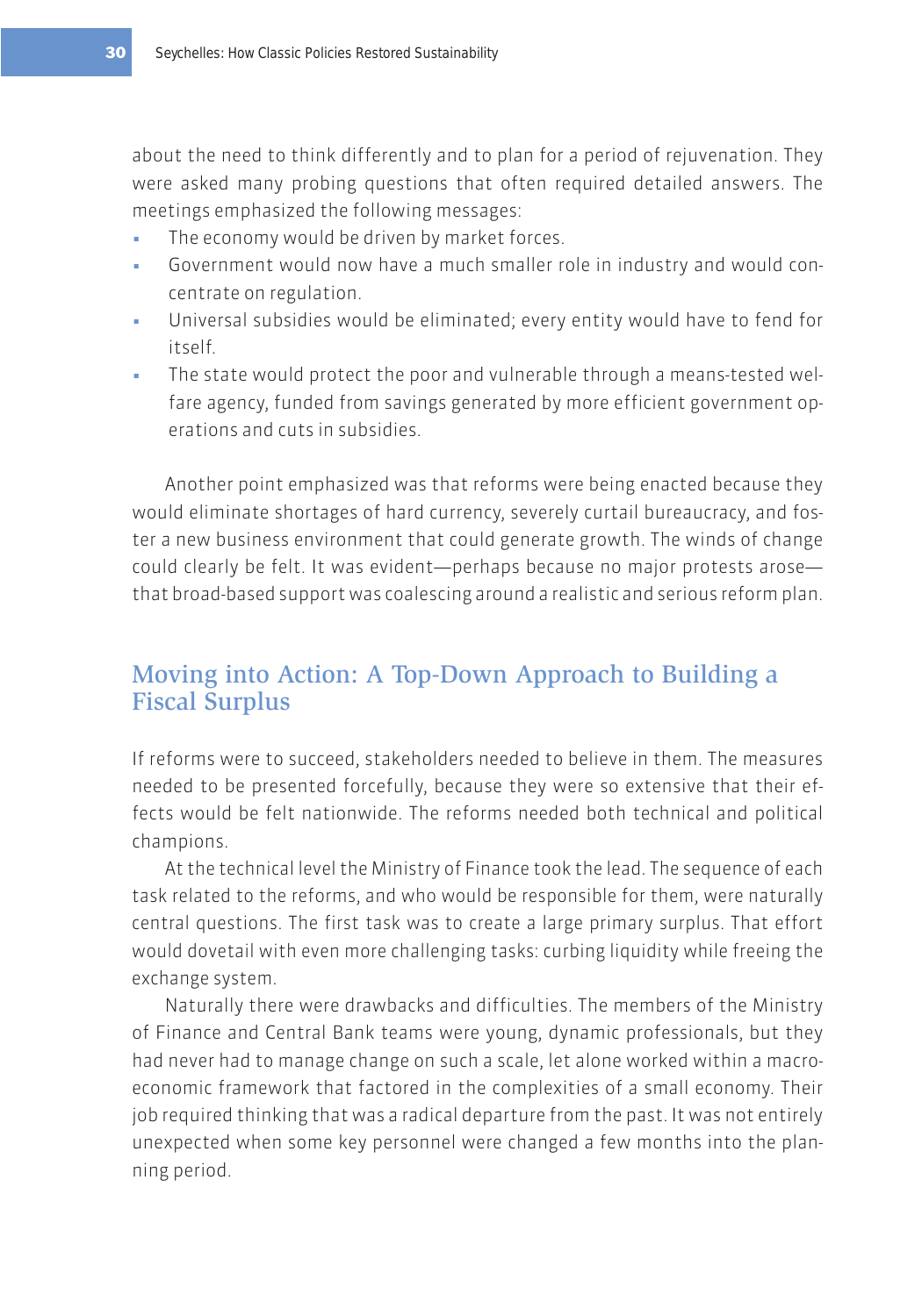about the need to think differently and to plan for a period of rejuvenation. They were asked many probing questions that often required detailed answers. The meetings emphasized the following messages:

- The economy would be driven by market forces.
- Government would now have a much smaller role in industry and would concentrate on regulation.
- Universal subsidies would be eliminated; every entity would have to fend for itself.
- The state would protect the poor and vulnerable through a means-tested welfare agency, funded from savings generated by more efficient government operations and cuts in subsidies.

Another point emphasized was that reforms were being enacted because they would eliminate shortages of hard currency, severely curtail bureaucracy, and foster a new business environment that could generate growth. The winds of change could clearly be felt. It was evident—perhaps because no major protests arose—that broad-based support was coalescing around a realistic and serious reform plan.

## Moving into Action: A Top-Down Approach to Building a Fiscal Surplus

If reforms were to succeed, stakeholders needed to believe in them. The measures needed to be presented forcefully, because they were so extensive that their effects would be felt nationwide. The reforms needed both technical and political champions.

At the technical level the Ministry of Finance took the lead. The sequence of each task related to the reforms, and who would be responsible for them, were naturally central questions. The first task was to create a large primary surplus. That effort would dovetail with even more challenging tasks: curbing liquidity while freeing the exchange system.

Naturally there were drawbacks and difficulties. The members of the Ministry of Finance and Central Bank teams were young, dynamic professionals, but they had never had to manage change on such a scale, let alone worked within a macroeconomic framework that factored in the complexities of a small economy. Their job required thinking that was a radical departure from the past. It was not entirely unexpected when some key personnel were changed a few months into the planning period.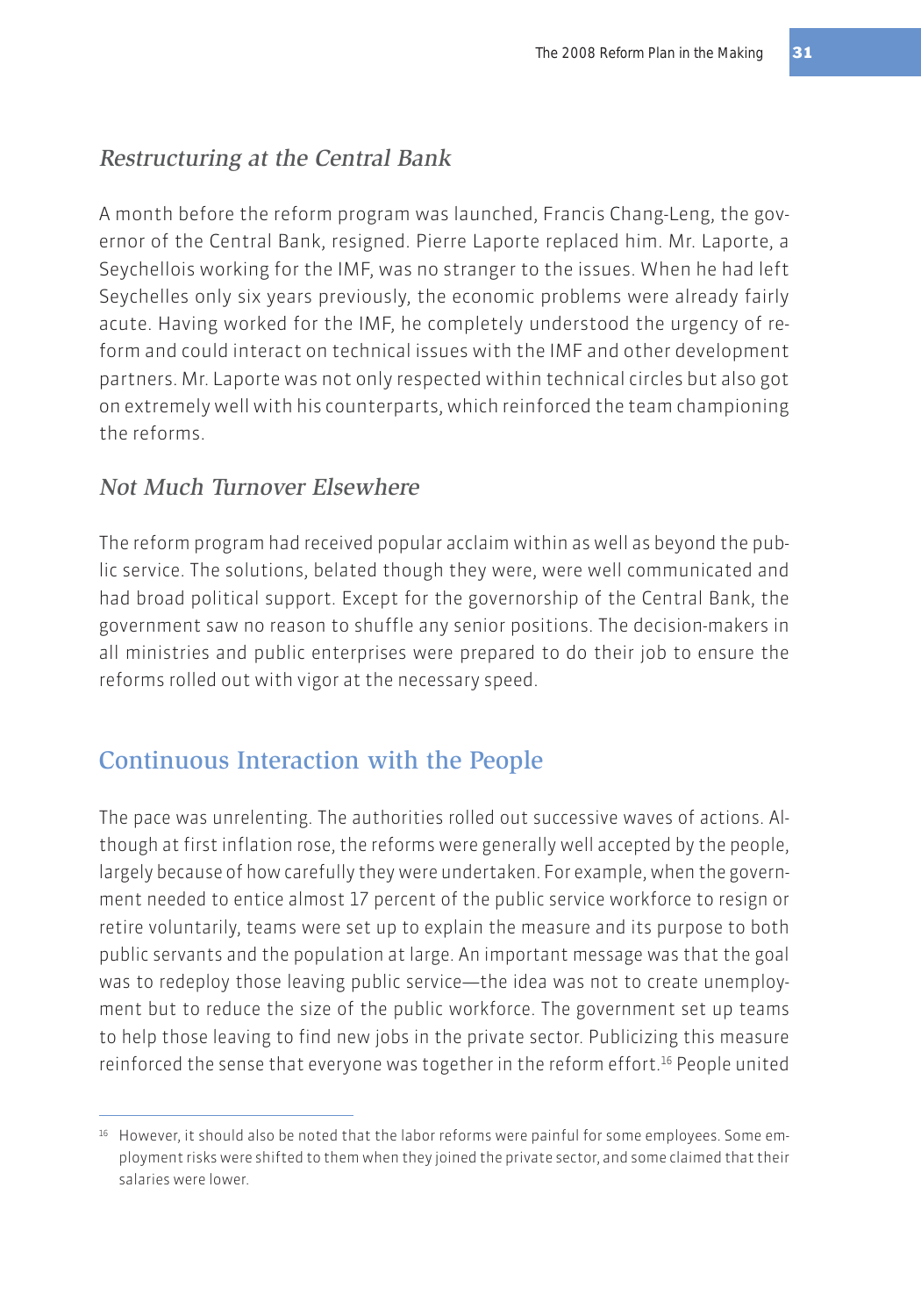### *Restructuring at the Central Bank*

A month before the reform program was launched, Francis Chang-Leng, the governor of the Central Bank, resigned. Pierre Laporte replaced him. Mr. Laporte, a Seychellois working for the IMF, was no stranger to the issues. When he had left Seychelles only six years previously, the economic problems were already fairly acute. Having worked for the IMF, he completely understood the urgency of reform and could interact on technical issues with the IMF and other development partners. Mr. Laporte was not only respected within technical circles but also got on extremely well with his counterparts, which reinforced the team championing the reforms.

### *Not Much Turnover Elsewhere*

The reform program had received popular acclaim within as well as beyond the public service. The solutions, belated though they were, were well communicated and had broad political support. Except for the governorship of the Central Bank, the government saw no reason to shuffle any senior positions. The decision-makers in all ministries and public enterprises were prepared to do their job to ensure the reforms rolled out with vigor at the necessary speed.

## Continuous Interaction with the People

The pace was unrelenting. The authorities rolled out successive waves of actions. Although at first inflation rose, the reforms were generally well accepted by the people, largely because of how carefully they were undertaken. For example, when the government needed to entice almost 17 percent of the public service workforce to resign or retire voluntarily, teams were set up to explain the measure and its purpose to both public servants and the population at large. An important message was that the goal was to redeploy those leaving public service—the idea was not to create unemployment but to reduce the size of the public workforce. The government set up teams to help those leaving to find new jobs in the private sector. Publicizing this measure reinforced the sense that everyone was together in the reform effort.[16] People united

---

[16] However, it should also be noted that the labor reforms were painful for some employees. Some employment risks were shifted to them when they joined the private sector, and some claimed that their salaries were lower.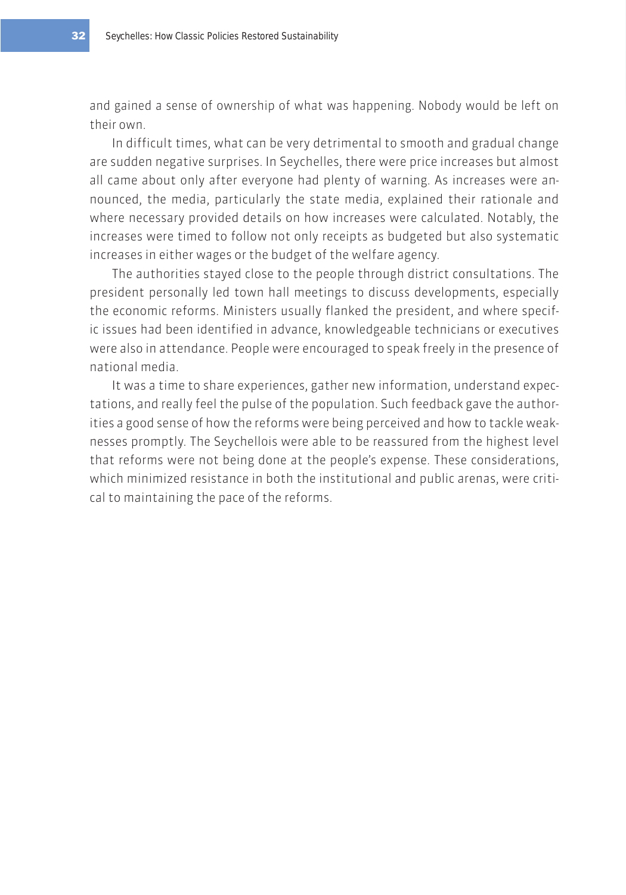and gained a sense of ownership of what was happening. Nobody would be left on their own.

In difficult times, what can be very detrimental to smooth and gradual change are sudden negative surprises. In Seychelles, there were price increases but almost all came about only after everyone had plenty of warning. As increases were announced, the media, particularly the state media, explained their rationale and where necessary provided details on how increases were calculated. Notably, the increases were timed to follow not only receipts as budgeted but also systematic increases in either wages or the budget of the welfare agency.

The authorities stayed close to the people through district consultations. The president personally led town hall meetings to discuss developments, especially the economic reforms. Ministers usually flanked the president, and where specific issues had been identified in advance, knowledgeable technicians or executives were also in attendance. People were encouraged to speak freely in the presence of national media.

It was a time to share experiences, gather new information, understand expectations, and really feel the pulse of the population. Such feedback gave the authorities a good sense of how the reforms were being perceived and how to tackle weaknesses promptly. The Seychellois were able to be reassured from the highest level that reforms were not being done at the people's expense. These considerations, which minimized resistance in both the institutional and public arenas, were critical to maintaining the pace of the reforms.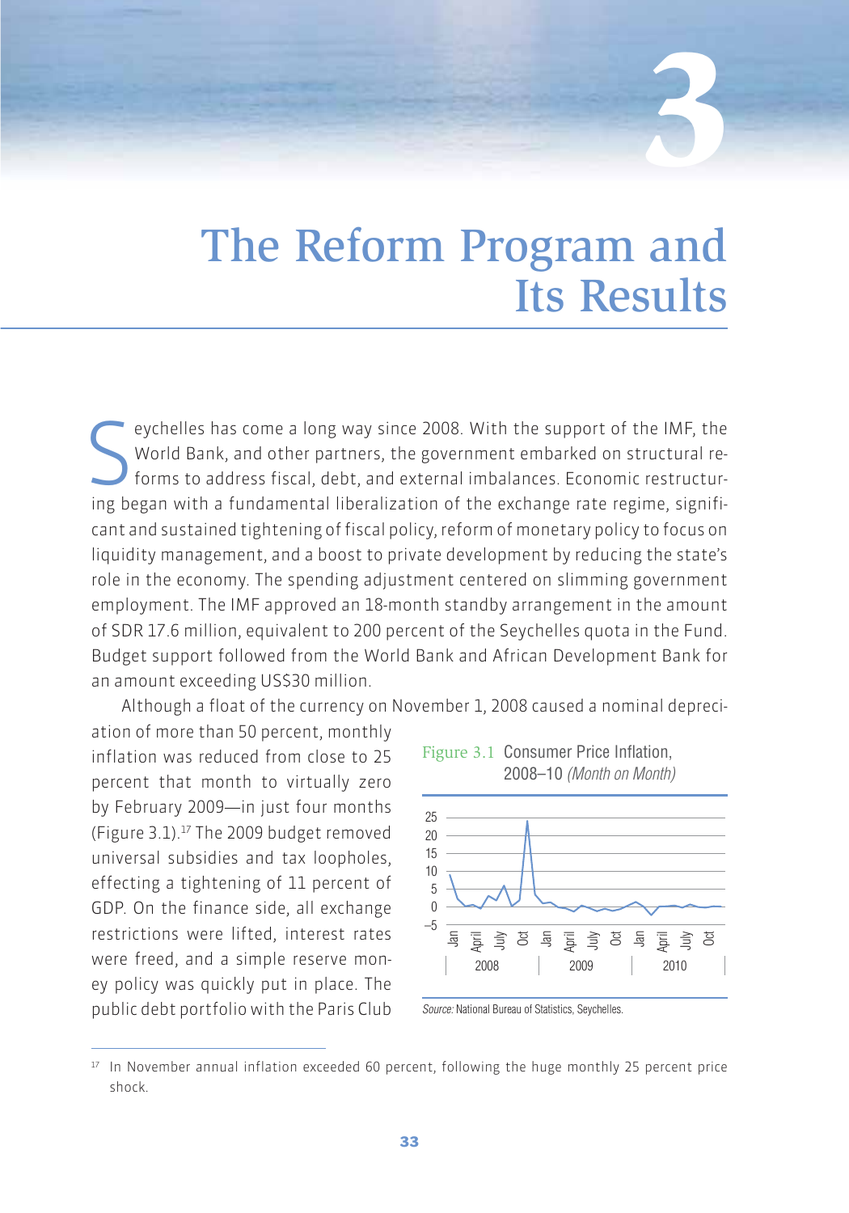# 3

# The Reform Program and Its Results

Seychelles has come a long way since 2008. With the support of the IMF, the World Bank, and other partners, the government embarked on structural reforms to address fiscal, debt, and external imbalances. Economic restructuring began with a fundamental liberalization of the exchange rate regime, significant and sustained tightening of fiscal policy, reform of monetary policy to focus on liquidity management, and a boost to private development by reducing the state's role in the economy. The spending adjustment centered on slimming government employment. The IMF approved an 18-month standby arrangement in the amount of SDR 17.6 million, equivalent to 200 percent of the Seychelles quota in the Fund. Budget support followed from the World Bank and African Development Bank for an amount exceeding US$30 million.

Although a float of the currency on November 1, 2008 caused a nominal depreciation of more than 50 percent, monthly inflation was reduced from close to 25 percent that month to virtually zero by February 2009—in just four months (Figure 3.1).[17] The 2009 budget removed universal subsidies and tax loopholes, effecting a tightening of 11 percent of GDP. On the finance side, all exchange restrictions were lifted, interest rates were freed, and a simple reserve money policy was quickly put in place. The public debt portfolio with the Paris Club

Figure 3.1 Consumer Price Inflation, 2008–10 *(Month on Month)*

*Source:* National Bureau of Statistics, Seychelles.

[17] In November annual inflation exceeded 60 percent, following the huge monthly 25 percent price shock.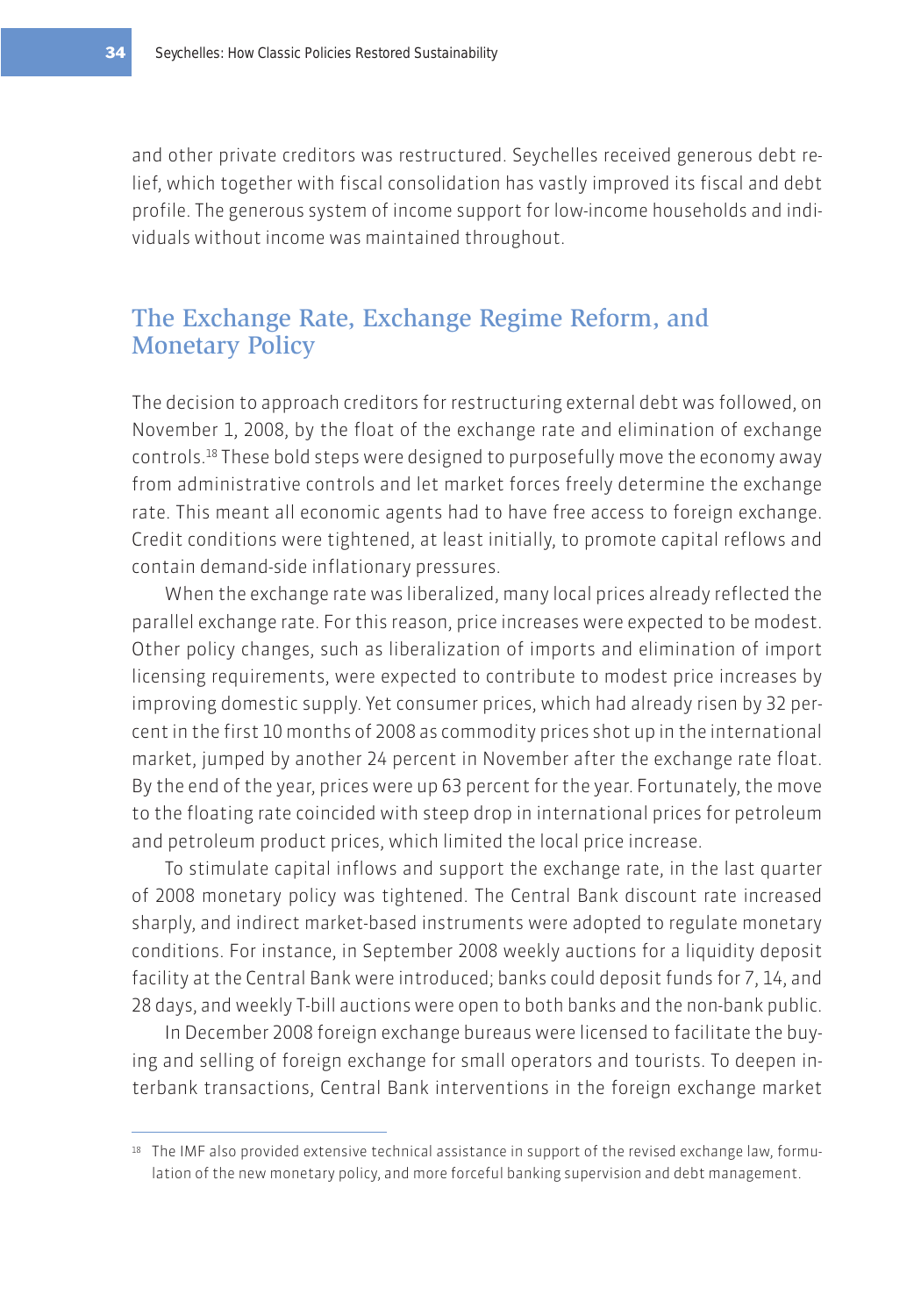and other private creditors was restructured. Seychelles received generous debt relief, which together with fiscal consolidation has vastly improved its fiscal and debt profile. The generous system of income support for low-income households and individuals without income was maintained throughout.

## The Exchange Rate, Exchange Regime Reform, and Monetary Policy

The decision to approach creditors for restructuring external debt was followed, on November 1, 2008, by the float of the exchange rate and elimination of exchange controls.[18] These bold steps were designed to purposefully move the economy away from administrative controls and let market forces freely determine the exchange rate. This meant all economic agents had to have free access to foreign exchange. Credit conditions were tightened, at least initially, to promote capital reflows and contain demand-side inflationary pressures.

When the exchange rate was liberalized, many local prices already reflected the parallel exchange rate. For this reason, price increases were expected to be modest. Other policy changes, such as liberalization of imports and elimination of import licensing requirements, were expected to contribute to modest price increases by improving domestic supply. Yet consumer prices, which had already risen by 32 percent in the first 10 months of 2008 as commodity prices shot up in the international market, jumped by another 24 percent in November after the exchange rate float. By the end of the year, prices were up 63 percent for the year. Fortunately, the move to the floating rate coincided with steep drop in international prices for petroleum and petroleum product prices, which limited the local price increase.

To stimulate capital inflows and support the exchange rate, in the last quarter of 2008 monetary policy was tightened. The Central Bank discount rate increased sharply, and indirect market-based instruments were adopted to regulate monetary conditions. For instance, in September 2008 weekly auctions for a liquidity deposit facility at the Central Bank were introduced; banks could deposit funds for 7, 14, and 28 days, and weekly T-bill auctions were open to both banks and the non-bank public.

In December 2008 foreign exchange bureaus were licensed to facilitate the buying and selling of foreign exchange for small operators and tourists. To deepen interbank transactions, Central Bank interventions in the foreign exchange market

[18] The IMF also provided extensive technical assistance in support of the revised exchange law, formulation of the new monetary policy, and more forceful banking supervision and debt management.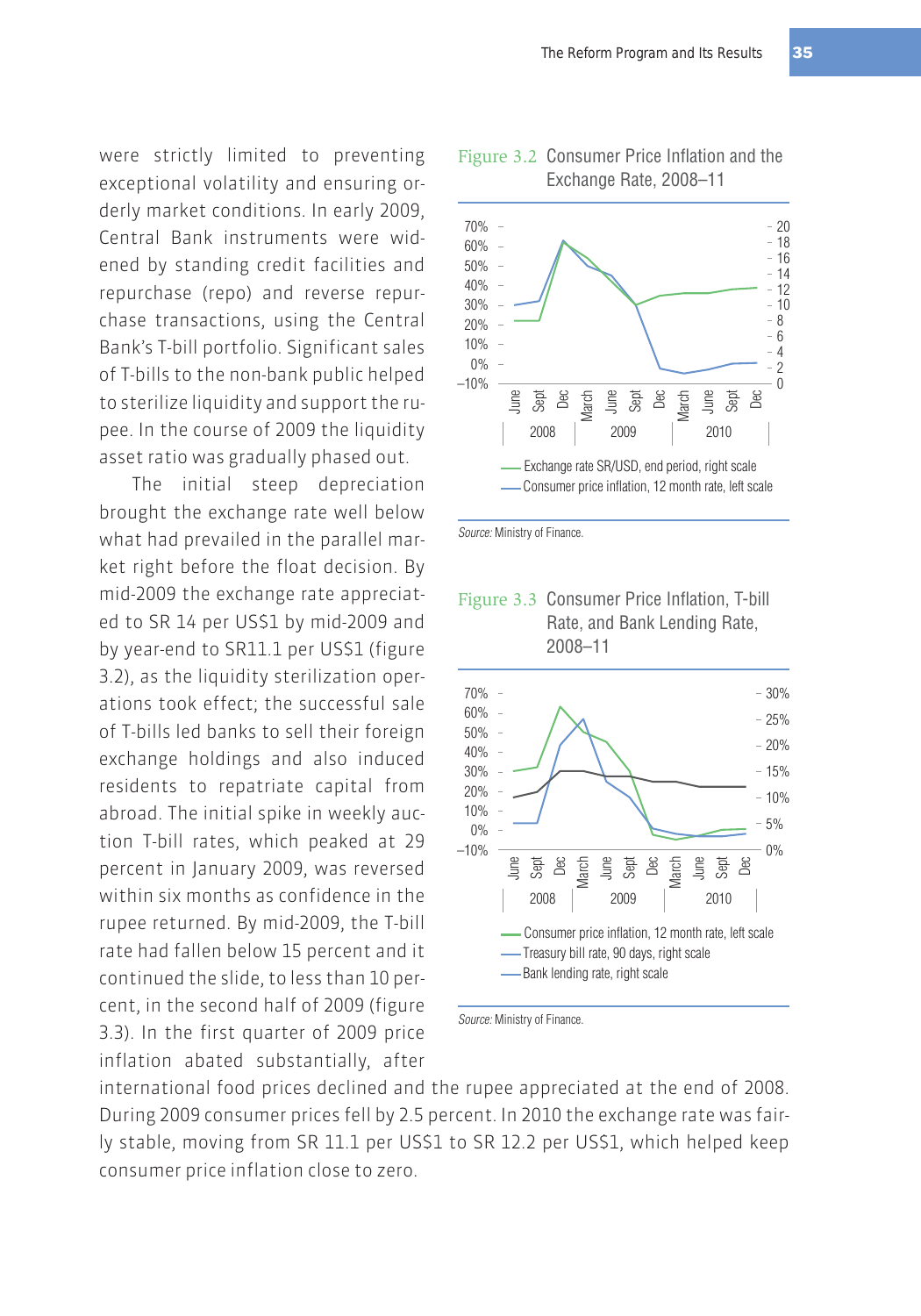were strictly limited to preventing exceptional volatility and ensuring orderly market conditions. In early 2009, Central Bank instruments were widened by standing credit facilities and repurchase (repo) and reverse repurchase transactions, using the Central Bank's T-bill portfolio. Significant sales of T-bills to the non-bank public helped to sterilize liquidity and support the rupee. In the course of 2009 the liquidity asset ratio was gradually phased out.

The initial steep depreciation brought the exchange rate well below what had prevailed in the parallel market right before the float decision. By mid-2009 the exchange rate appreciated to SR 14 per US$1 by mid-2009 and by year-end to SR11.1 per US$1 (figure 3.2), as the liquidity sterilization operations took effect; the successful sale of T-bills led banks to sell their foreign exchange holdings and also induced residents to repatriate capital from abroad. The initial spike in weekly auction T-bill rates, which peaked at 29 percent in January 2009, was reversed within six months as confidence in the rupee returned. By mid-2009, the T-bill rate had fallen below 15 percent and it continued the slide, to less than 10 percent, in the second half of 2009 (figure 3.3). In the first quarter of 2009 price inflation abated substantially, after international food prices declined and the rupee appreciated at the end of 2008. During 2009 consumer prices fell by 2.5 percent. In 2010 the exchange rate was fairly stable, moving from SR 11.1 per US$1 to SR 12.2 per US$1, which helped keep consumer price inflation close to zero.

Figure 3.2 Consumer Price Inflation and the Exchange Rate, 2008–11

Exchange rate SR/USD, end period, right scale
Consumer price inflation, 12 month rate, left scale

*Source:* Ministry of Finance.

Figure 3.3 Consumer Price Inflation, T-bill Rate, and Bank Lending Rate, 2008–11

Consumer price inflation, 12 month rate, left scale
Treasury bill rate, 90 days, right scale
Bank lending rate, right scale

*Source:* Ministry of Finance.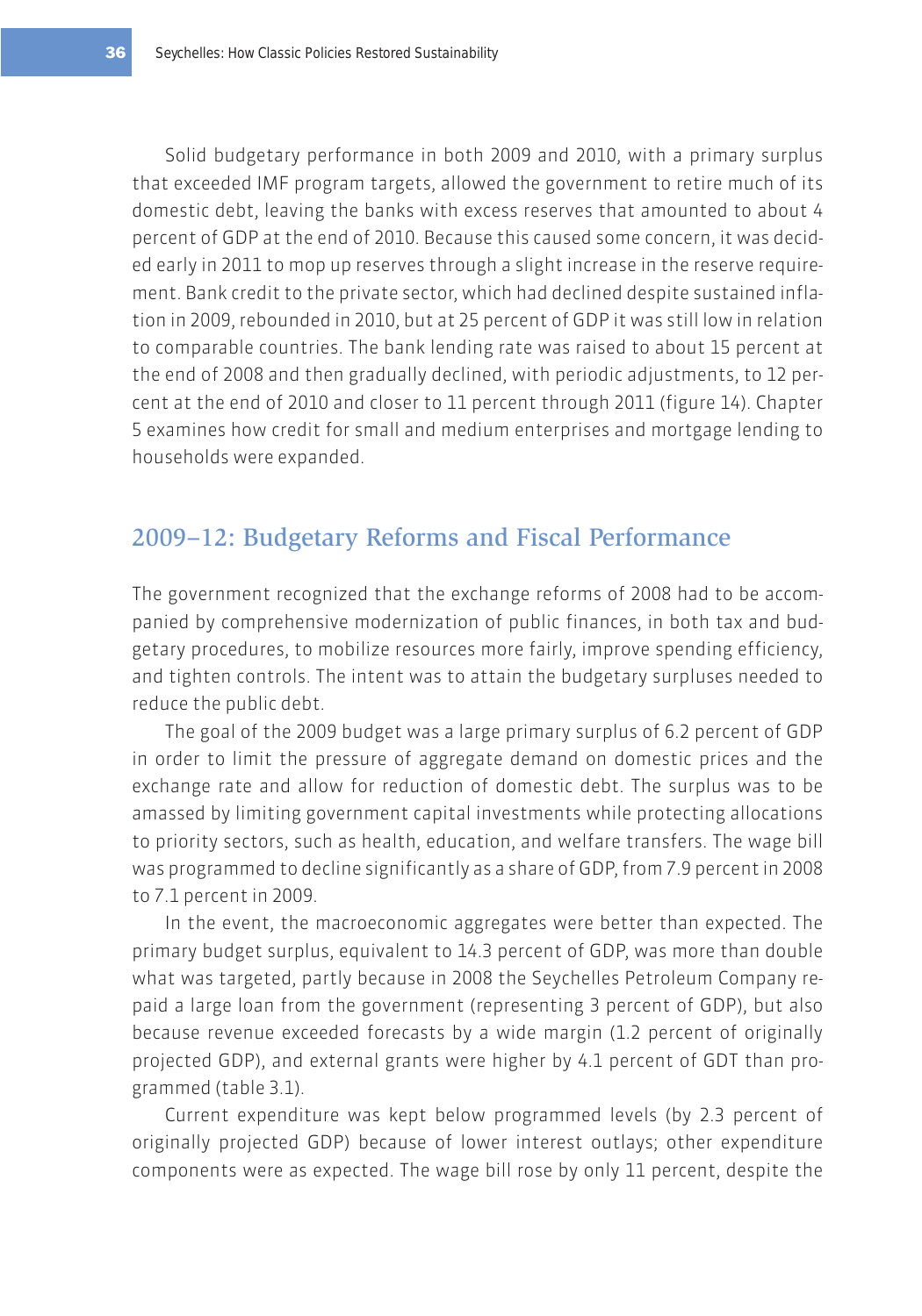Solid budgetary performance in both 2009 and 2010, with a primary surplus that exceeded IMF program targets, allowed the government to retire much of its domestic debt, leaving the banks with excess reserves that amounted to about 4 percent of GDP at the end of 2010. Because this caused some concern, it was decided early in 2011 to mop up reserves through a slight increase in the reserve requirement. Bank credit to the private sector, which had declined despite sustained inflation in 2009, rebounded in 2010, but at 25 percent of GDP it was still low in relation to comparable countries. The bank lending rate was raised to about 15 percent at the end of 2008 and then gradually declined, with periodic adjustments, to 12 percent at the end of 2010 and closer to 11 percent through 2011 (figure 14). Chapter 5 examines how credit for small and medium enterprises and mortgage lending to households were expanded.

## 2009–12: Budgetary Reforms and Fiscal Performance

The government recognized that the exchange reforms of 2008 had to be accompanied by comprehensive modernization of public finances, in both tax and budgetary procedures, to mobilize resources more fairly, improve spending efficiency, and tighten controls. The intent was to attain the budgetary surpluses needed to reduce the public debt.

The goal of the 2009 budget was a large primary surplus of 6.2 percent of GDP in order to limit the pressure of aggregate demand on domestic prices and the exchange rate and allow for reduction of domestic debt. The surplus was to be amassed by limiting government capital investments while protecting allocations to priority sectors, such as health, education, and welfare transfers. The wage bill was programmed to decline significantly as a share of GDP, from 7.9 percent in 2008 to 7.1 percent in 2009.

In the event, the macroeconomic aggregates were better than expected. The primary budget surplus, equivalent to 14.3 percent of GDP, was more than double what was targeted, partly because in 2008 the Seychelles Petroleum Company repaid a large loan from the government (representing 3 percent of GDP), but also because revenue exceeded forecasts by a wide margin (1.2 percent of originally projected GDP), and external grants were higher by 4.1 percent of GDT than programmed (table 3.1).

Current expenditure was kept below programmed levels (by 2.3 percent of originally projected GDP) because of lower interest outlays; other expenditure components were as expected. The wage bill rose by only 11 percent, despite the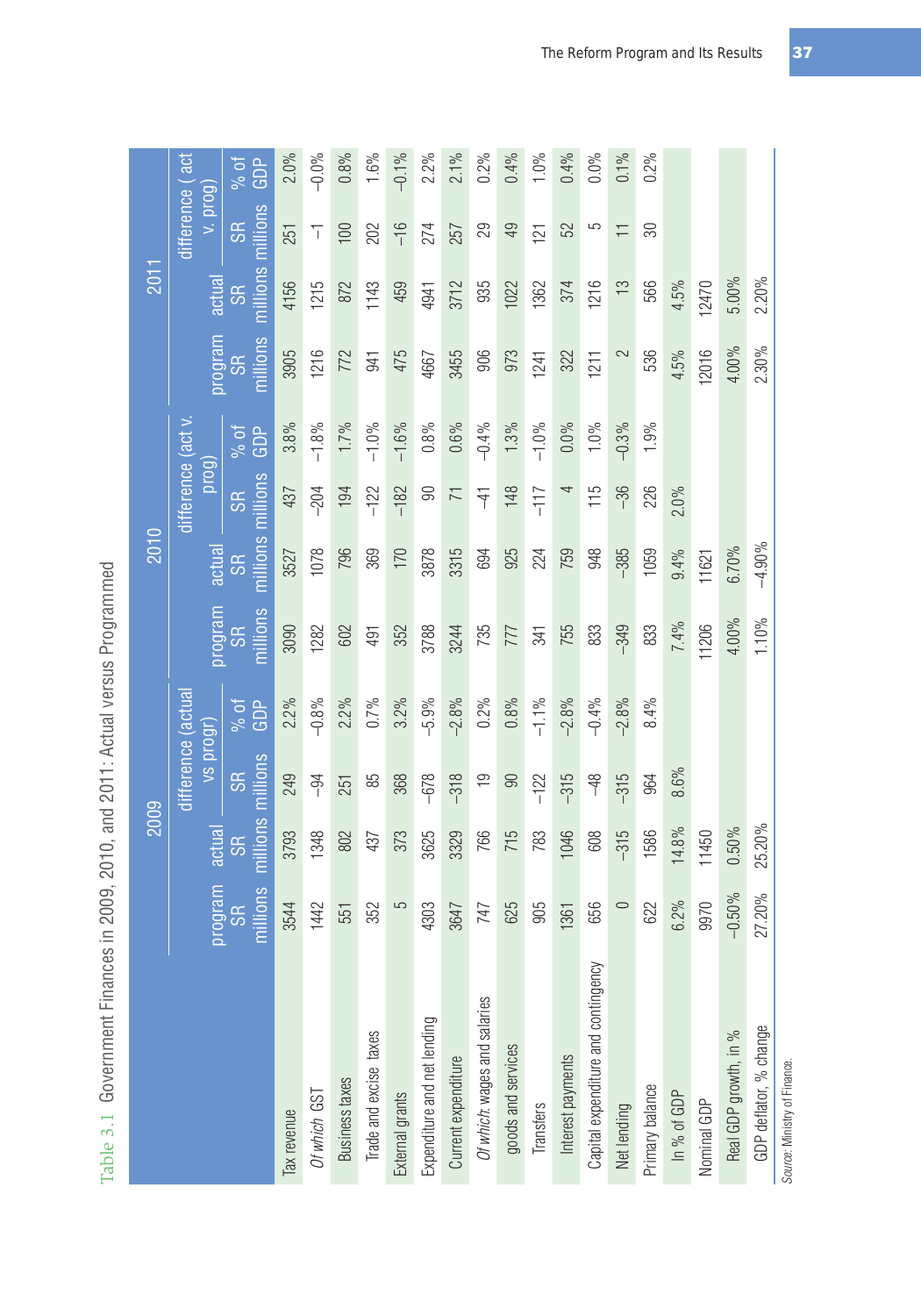Table 3.1 Government Finances in 2009, 2010, and 2011: Actual versus Programmed

| | 2009 | | | | 2010 | | | | 2011 | | | |
|---|---|---|---|---|---|---|---|---|---|---|---|---|
| | program SR millions | actual SR millions | difference (actual vs progr) SR millions | difference (actual vs progr) % of GDP | program SR millions | actual SR millions | difference (act v. prog) SR millions | difference (act v. prog) % of GDP | program SR millions | actual SR millions | difference ( act v. prog) SR millions | difference ( act v. prog) % of GDP |
| Tax revenue | 3544 | 3793 | 249 | 2.2% | 3090 | 3527 | 437 | 3.8% | 3905 | 4156 | 251 | 2.0% |
| *Of which* GST | 1442 | 1348 | −94 | −0.8% | 1282 | 1078 | −204 | −1.8% | 1216 | 1215 | −1 | −0.0% |
| Business taxes | 551 | 802 | 251 | 2.2% | 602 | 796 | 194 | 1.7% | 772 | 872 | 100 | 0.8% |
| Trade and excise taxes | 352 | 437 | 85 | 0.7% | 491 | 369 | −122 | −1.0% | 941 | 1143 | 202 | 1.6% |
| External grants | 5 | 373 | 368 | 3.2% | 352 | 170 | −182 | −1.6% | 475 | 459 | −16 | −0.1% |
| Expenditure and net lending | 4303 | 3625 | −678 | −5.9% | 3788 | 3878 | 90 | 0.8% | 4667 | 4941 | 274 | 2.2% |
| Current expenditure | 3647 | 3329 | −318 | −2.8% | 3244 | 3315 | 71 | 0.6% | 3455 | 3712 | 257 | 2.1% |
| *Of which*: wages and salaries | 747 | 766 | 19 | 0.2% | 735 | 694 | −41 | −0.4% | 906 | 935 | 29 | 0.2% |
| goods and services | 625 | 715 | 90 | 0.8% | 777 | 925 | 148 | 1.3% | 973 | 1022 | 49 | 0.4% |
| Transfers | 905 | 783 | −122 | −1.1% | 341 | 224 | −117 | −1.0% | 1241 | 1362 | 121 | 1.0% |
| Interest payments | 1361 | 1046 | −315 | −2.8% | 755 | 759 | 4 | 0.0% | 322 | 374 | 52 | 0.4% |
| Capital expenditure and contingency | 656 | 608 | −48 | −0.4% | 833 | 948 | 115 | 1.0% | 1211 | 1216 | 5 | 0.0% |
| Net lending | 0 | −315 | −315 | −2.8% | −349 | −385 | −36 | −0.3% | 2 | 13 | 11 | 0.1% |
| Primary balance | 622 | 1586 | 964 | 8.4% | 833 | 1059 | 226 | 1.9% | 536 | 566 | 30 | 0.2% |
| In % of GDP | 6.2% | 14.8% | 8.6% | | 7.4% | 9.4% | 2.0% | | 4.5% | 4.5% | | |
| Nominal GDP | 9970 | 11450 | | | 11206 | 11621 | | | 12016 | 12470 | | |
| Real GDP growth, in % | −0.50% | 0.50% | | | 4.00% | 6.70% | | | 4.00% | 5.00% | | |
| GDP deflator, % change | 27.20% | 25.20% | | | 1.10% | −4.90% | | | 2.30% | 2.20% | | |

*Source:* Ministry of Finance.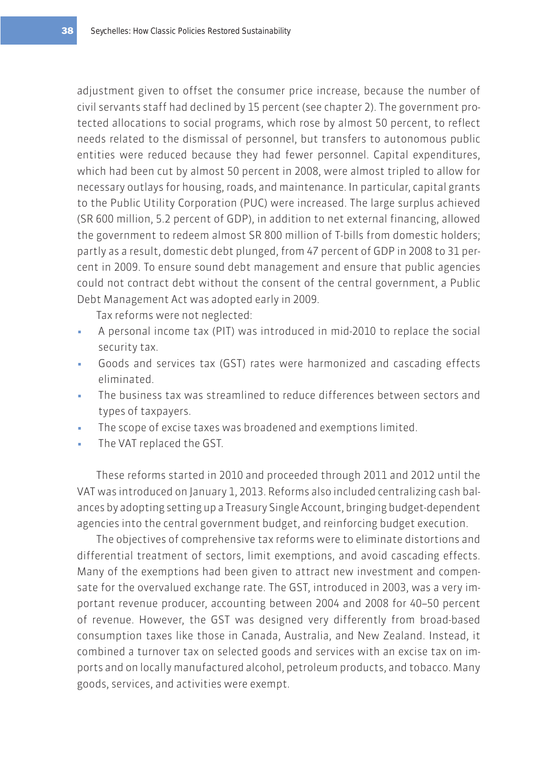adjustment given to offset the consumer price increase, because the number of civil servants staff had declined by 15 percent (see chapter 2). The government protected allocations to social programs, which rose by almost 50 percent, to reflect needs related to the dismissal of personnel, but transfers to autonomous public entities were reduced because they had fewer personnel. Capital expenditures, which had been cut by almost 50 percent in 2008, were almost tripled to allow for necessary outlays for housing, roads, and maintenance. In particular, capital grants to the Public Utility Corporation (PUC) were increased. The large surplus achieved (SR 600 million, 5.2 percent of GDP), in addition to net external financing, allowed the government to redeem almost SR 800 million of T-bills from domestic holders; partly as a result, domestic debt plunged, from 47 percent of GDP in 2008 to 31 percent in 2009. To ensure sound debt management and ensure that public agencies could not contract debt without the consent of the central government, a Public Debt Management Act was adopted early in 2009.

Tax reforms were not neglected:

- A personal income tax (PIT) was introduced in mid-2010 to replace the social security tax.
- Goods and services tax (GST) rates were harmonized and cascading effects eliminated.
- The business tax was streamlined to reduce differences between sectors and types of taxpayers.
- The scope of excise taxes was broadened and exemptions limited.
- The VAT replaced the GST.

These reforms started in 2010 and proceeded through 2011 and 2012 until the VAT was introduced on January 1, 2013. Reforms also included centralizing cash balances by adopting setting up a Treasury Single Account, bringing budget-dependent agencies into the central government budget, and reinforcing budget execution.

The objectives of comprehensive tax reforms were to eliminate distortions and differential treatment of sectors, limit exemptions, and avoid cascading effects. Many of the exemptions had been given to attract new investment and compensate for the overvalued exchange rate. The GST, introduced in 2003, was a very important revenue producer, accounting between 2004 and 2008 for 40–50 percent of revenue. However, the GST was designed very differently from broad-based consumption taxes like those in Canada, Australia, and New Zealand. Instead, it combined a turnover tax on selected goods and services with an excise tax on imports and on locally manufactured alcohol, petroleum products, and tobacco. Many goods, services, and activities were exempt.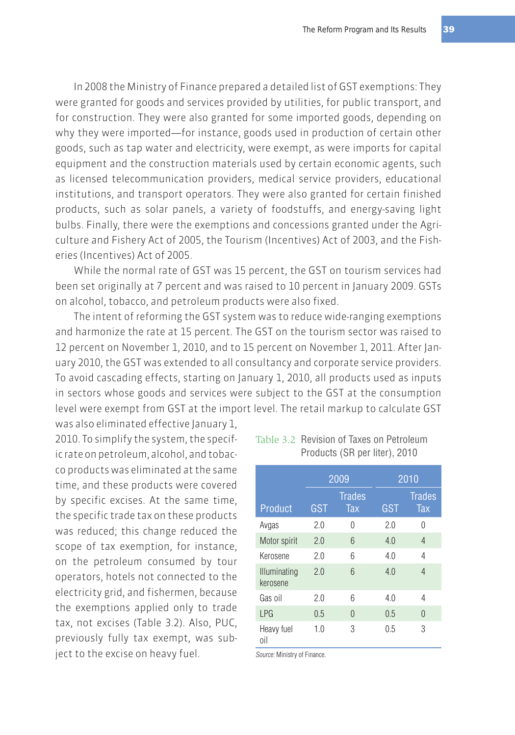In 2008 the Ministry of Finance prepared a detailed list of GST exemptions: They were granted for goods and services provided by utilities, for public transport, and for construction. They were also granted for some imported goods, depending on why they were imported—for instance, goods used in production of certain other goods, such as tap water and electricity, were exempt, as were imports for capital equipment and the construction materials used by certain economic agents, such as licensed telecommunication providers, medical service providers, educational institutions, and transport operators. They were also granted for certain finished products, such as solar panels, a variety of foodstuffs, and energy-saving light bulbs. Finally, there were the exemptions and concessions granted under the Agriculture and Fishery Act of 2005, the Tourism (Incentives) Act of 2003, and the Fisheries (Incentives) Act of 2005.

While the normal rate of GST was 15 percent, the GST on tourism services had been set originally at 7 percent and was raised to 10 percent in January 2009. GSTs on alcohol, tobacco, and petroleum products were also fixed.

The intent of reforming the GST system was to reduce wide-ranging exemptions and harmonize the rate at 15 percent. The GST on the tourism sector was raised to 12 percent on November 1, 2010, and to 15 percent on November 1, 2011. After January 2010, the GST was extended to all consultancy and corporate service providers. To avoid cascading effects, starting on January 1, 2010, all products used as inputs in sectors whose goods and services were subject to the GST at the consumption level were exempt from GST at the import level. The retail markup to calculate GST was also eliminated effective January 1, 2010. To simplify the system, the specific rate on petroleum, alcohol, and tobacco products was eliminated at the same time, and these products were covered by specific excises. At the same time, the specific trade tax on these products was reduced; this change reduced the scope of tax exemption, for instance, on the petroleum consumed by tour operators, hotels not connected to the electricity grid, and fishermen, because the exemptions applied only to trade tax, not excises (Table 3.2). Also, PUC, previously fully tax exempt, was subject to the excise on heavy fuel.

Table 3.2 Revision of Taxes on Petroleum Products (SR per liter), 2010

| | 2009 | | 2010 | |
|---|---|---|---|---|
| Product | GST | Trades Tax | GST | Trades Tax |
| Avgas | 2.0 | 0 | 2.0 | 0 |
| Motor spirit | 2.0 | 6 | 4.0 | 4 |
| Kerosene | 2.0 | 6 | 4.0 | 4 |
| Illuminating kerosene | 2.0 | 6 | 4.0 | 4 |
| Gas oil | 2.0 | 6 | 4.0 | 4 |
| LPG | 0.5 | 0 | 0.5 | 0 |
| Heavy fuel oil | 1.0 | 3 | 0.5 | 3 |

*Source:* Ministry of Finance.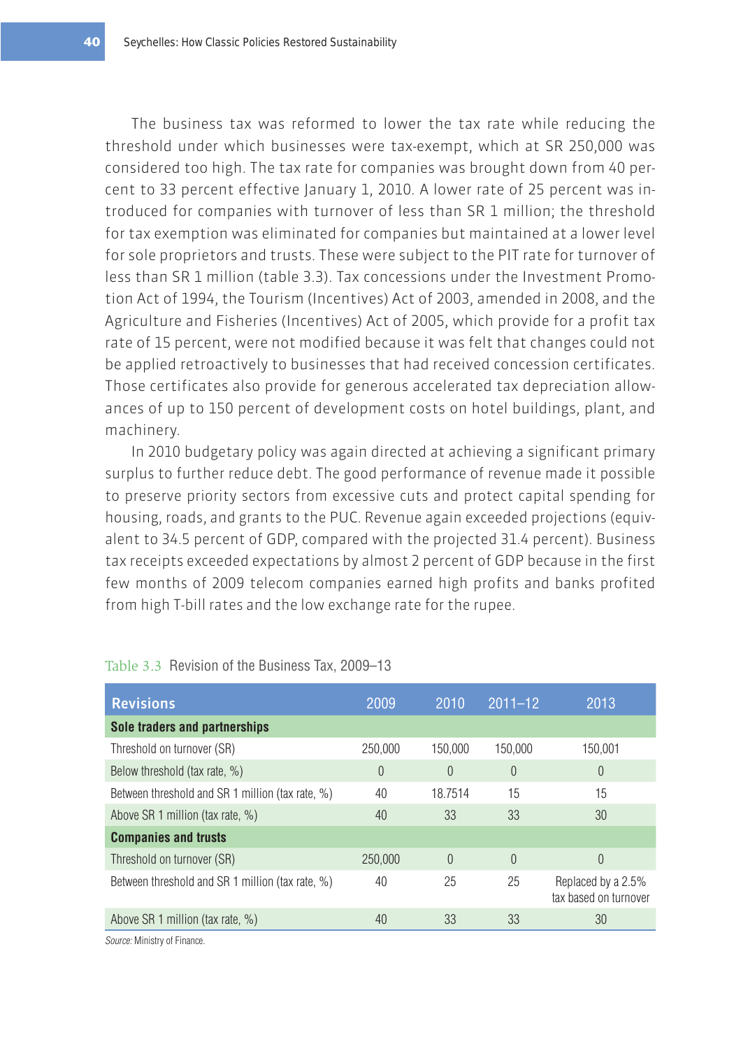The business tax was reformed to lower the tax rate while reducing the threshold under which businesses were tax-exempt, which at SR 250,000 was considered too high. The tax rate for companies was brought down from 40 percent to 33 percent effective January 1, 2010. A lower rate of 25 percent was introduced for companies with turnover of less than SR 1 million; the threshold for tax exemption was eliminated for companies but maintained at a lower level for sole proprietors and trusts. These were subject to the PIT rate for turnover of less than SR 1 million (table 3.3). Tax concessions under the Investment Promotion Act of 1994, the Tourism (Incentives) Act of 2003, amended in 2008, and the Agriculture and Fisheries (Incentives) Act of 2005, which provide for a profit tax rate of 15 percent, were not modified because it was felt that changes could not be applied retroactively to businesses that had received concession certificates. Those certificates also provide for generous accelerated tax depreciation allowances of up to 150 percent of development costs on hotel buildings, plant, and machinery.

In 2010 budgetary policy was again directed at achieving a significant primary surplus to further reduce debt. The good performance of revenue made it possible to preserve priority sectors from excessive cuts and protect capital spending for housing, roads, and grants to the PUC. Revenue again exceeded projections (equivalent to 34.5 percent of GDP, compared with the projected 31.4 percent). Business tax receipts exceeded expectations by almost 2 percent of GDP because in the first few months of 2009 telecom companies earned high profits and banks profited from high T-bill rates and the low exchange rate for the rupee.

Table 3.3 Revision of the Business Tax, 2009–13

| Revisions | 2009 | 2010 | 2011–12 | 2013 |
|---|---|---|---|---|
| **Sole traders and partnerships** | | | | |
| Threshold on turnover (SR) | 250,000 | 150,000 | 150,000 | 150,001 |
| Below threshold (tax rate, %) | 0 | 0 | 0 | 0 |
| Between threshold and SR 1 million (tax rate, %) | 40 | 18.7514 | 15 | 15 |
| Above SR 1 million (tax rate, %) | 40 | 33 | 33 | 30 |
| **Companies and trusts** | | | | |
| Threshold on turnover (SR) | 250,000 | 0 | 0 | 0 |
| Between threshold and SR 1 million (tax rate, %) | 40 | 25 | 25 | Replaced by a 2.5% tax based on turnover |
| Above SR 1 million (tax rate, %) | 40 | 33 | 33 | 30 |

*Source:* Ministry of Finance.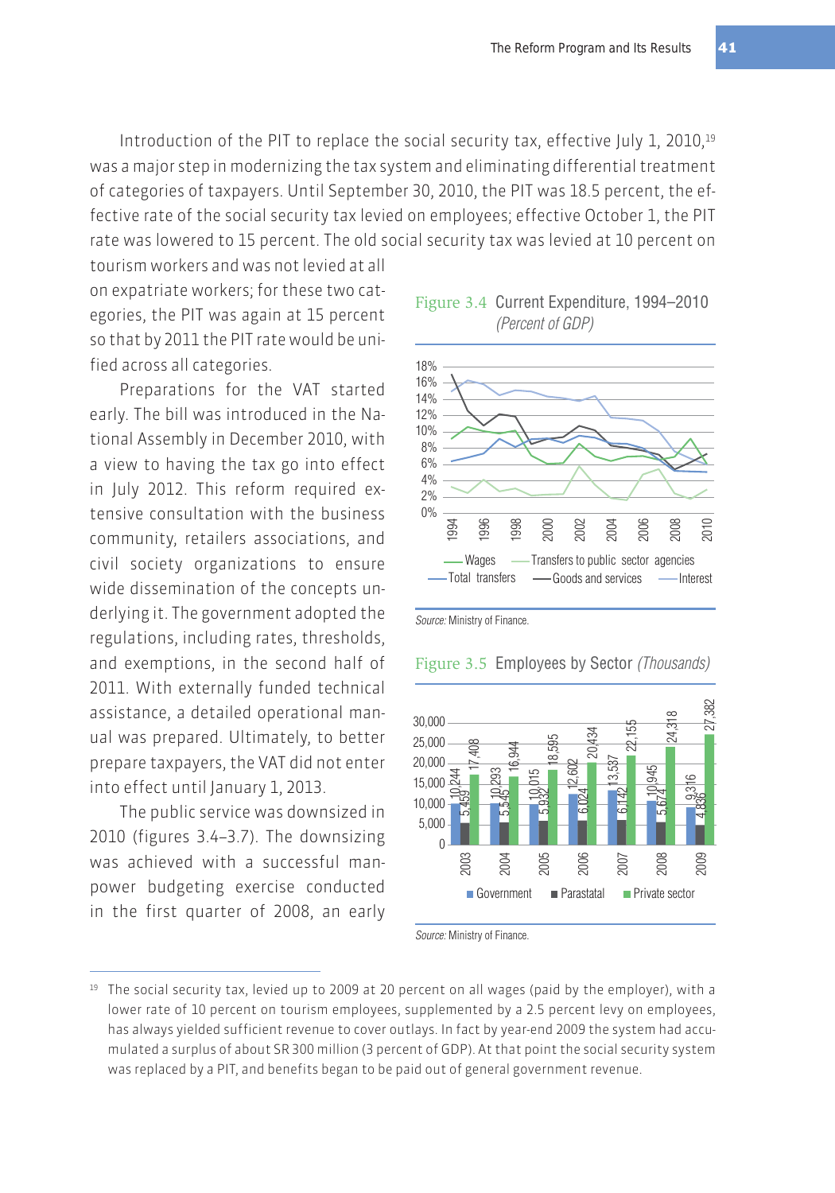Introduction of the PIT to replace the social security tax, effective July 1, 2010,[19] was a major step in modernizing the tax system and eliminating differential treatment of categories of taxpayers. Until September 30, 2010, the PIT was 18.5 percent, the effective rate of the social security tax levied on employees; effective October 1, the PIT rate was lowered to 15 percent. The old social security tax was levied at 10 percent on tourism workers and was not levied at all on expatriate workers; for these two categories, the PIT was again at 15 percent so that by 2011 the PIT rate would be unified across all categories.

Preparations for the VAT started early. The bill was introduced in the National Assembly in December 2010, with a view to having the tax go into effect in July 2012. This reform required extensive consultation with the business community, retailers associations, and civil society organizations to ensure wide dissemination of the concepts underlying it. The government adopted the regulations, including rates, thresholds, and exemptions, in the second half of 2011. With externally funded technical assistance, a detailed operational manual was prepared. Ultimately, to better prepare taxpayers, the VAT did not enter into effect until January 1, 2013.

The public service was downsized in 2010 (figures 3.4–3.7). The downsizing was achieved with a successful manpower budgeting exercise conducted in the first quarter of 2008, an early

**Figure 3.4** Current Expenditure, 1994–2010 *(Percent of GDP)*

Legend: Wages; Transfers to public sector agencies; Total transfers; Goods and services; Interest

*Source:* Ministry of Finance.

**Figure 3.5** Employees by Sector *(Thousands)*

| Year | Government | Parastatal | Private sector |
|---|---|---|---|
| 2003 | 10,244 | 5,459 | 17,408 |
| 2004 | 10,293 | 5,545 | 16,944 |
| 2005 | 10,015 | 5,932 | 18,595 |
| 2006 | 12,602 | 6,024 | 20,434 |
| 2007 | 13,537 | 6,142 | 22,155 |
| 2008 | 10,945 | 5,674 | 24,318 |
| 2009 | 9,316 | 4,836 | 27,382 |

*Source:* Ministry of Finance.

---

[19] The social security tax, levied up to 2009 at 20 percent on all wages (paid by the employer), with a lower rate of 10 percent on tourism employees, supplemented by a 2.5 percent levy on employees, has always yielded sufficient revenue to cover outlays. In fact by year-end 2009 the system had accumulated a surplus of about SR 300 million (3 percent of GDP). At that point the social security system was replaced by a PIT, and benefits began to be paid out of general government revenue.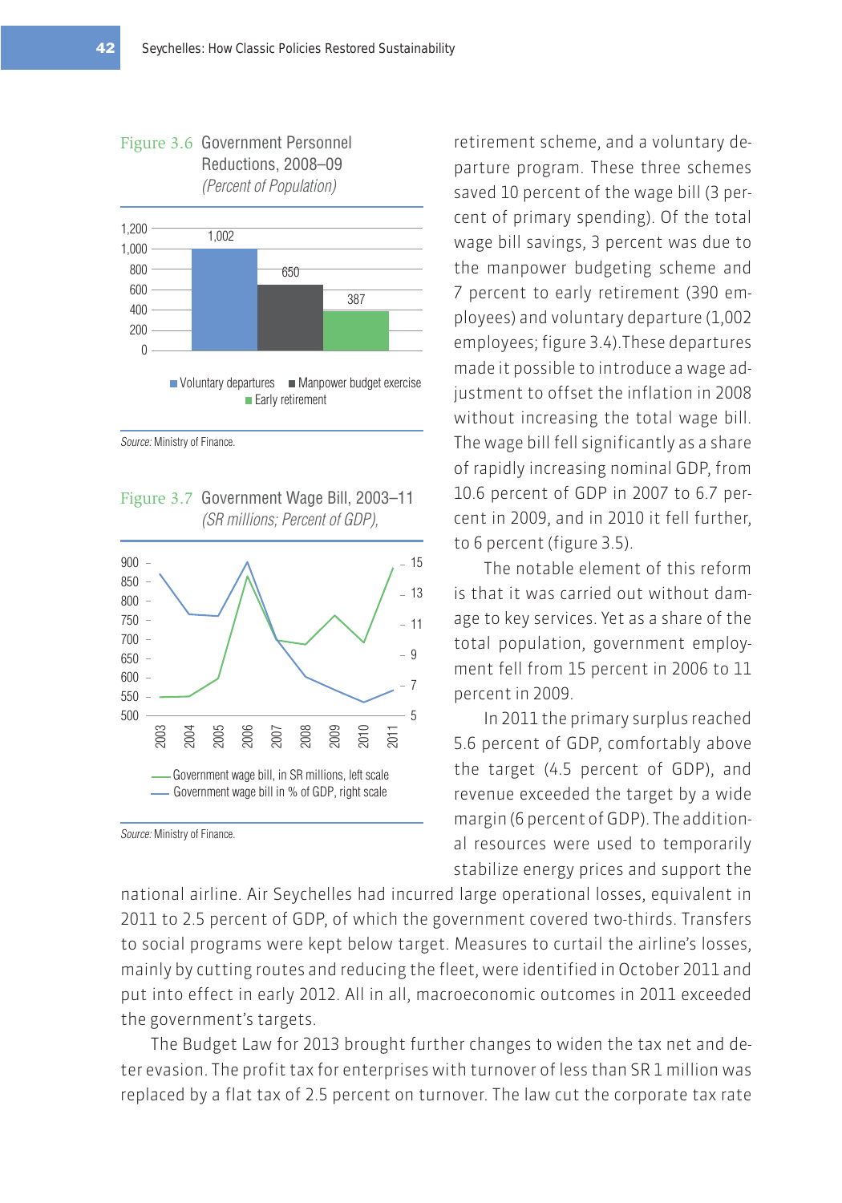Figure 3.6 Government Personnel Reductions, 2008–09
*(Percent of Population)*

| | Voluntary departures | Manpower budget exercise | Early retirement |
|---|---|---|---|
| | 1,002 | 650 | 387 |

*Source:* Ministry of Finance.

Figure 3.7 Government Wage Bill, 2003–11
*(SR millions; Percent of GDP),*

Government wage bill, in SR millions, left scale
Government wage bill in % of GDP, right scale

*Source:* Ministry of Finance.

retirement scheme, and a voluntary departure program. These three schemes saved 10 percent of the wage bill (3 percent of primary spending). Of the total wage bill savings, 3 percent was due to the manpower budgeting scheme and 7 percent to early retirement (390 employees) and voluntary departure (1,002 employees; figure 3.4).These departures made it possible to introduce a wage adjustment to offset the inflation in 2008 without increasing the total wage bill. The wage bill fell significantly as a share of rapidly increasing nominal GDP, from 10.6 percent of GDP in 2007 to 6.7 percent in 2009, and in 2010 it fell further, to 6 percent (figure 3.5).

The notable element of this reform is that it was carried out without damage to key services. Yet as a share of the total population, government employment fell from 15 percent in 2006 to 11 percent in 2009.

In 2011 the primary surplus reached 5.6 percent of GDP, comfortably above the target (4.5 percent of GDP), and revenue exceeded the target by a wide margin (6 percent of GDP). The additional resources were used to temporarily stabilize energy prices and support the national airline. Air Seychelles had incurred large operational losses, equivalent in 2011 to 2.5 percent of GDP, of which the government covered two-thirds. Transfers to social programs were kept below target. Measures to curtail the airline's losses, mainly by cutting routes and reducing the fleet, were identified in October 2011 and put into effect in early 2012. All in all, macroeconomic outcomes in 2011 exceeded the government's targets.

The Budget Law for 2013 brought further changes to widen the tax net and deter evasion. The profit tax for enterprises with turnover of less than SR 1 million was replaced by a flat tax of 2.5 percent on turnover. The law cut the corporate tax rate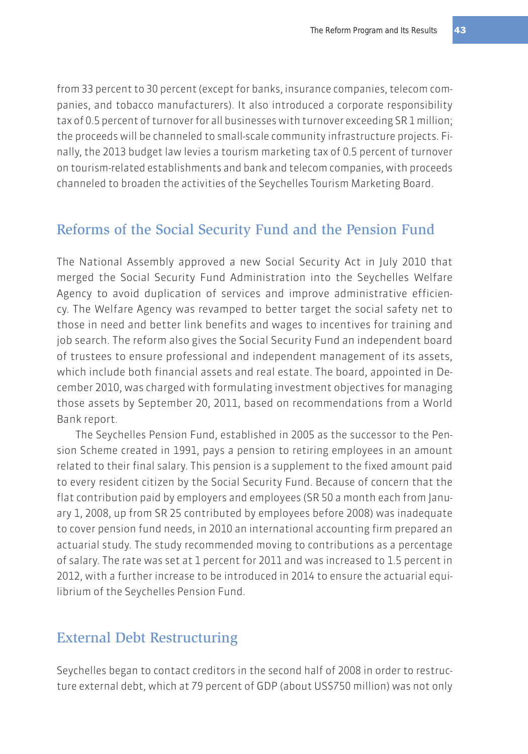from 33 percent to 30 percent (except for banks, insurance companies, telecom companies, and tobacco manufacturers). It also introduced a corporate responsibility tax of 0.5 percent of turnover for all businesses with turnover exceeding SR 1 million; the proceeds will be channeled to small-scale community infrastructure projects. Finally, the 2013 budget law levies a tourism marketing tax of 0.5 percent of turnover on tourism-related establishments and bank and telecom companies, with proceeds channeled to broaden the activities of the Seychelles Tourism Marketing Board.

## Reforms of the Social Security Fund and the Pension Fund

The National Assembly approved a new Social Security Act in July 2010 that merged the Social Security Fund Administration into the Seychelles Welfare Agency to avoid duplication of services and improve administrative efficiency. The Welfare Agency was revamped to better target the social safety net to those in need and better link benefits and wages to incentives for training and job search. The reform also gives the Social Security Fund an independent board of trustees to ensure professional and independent management of its assets, which include both financial assets and real estate. The board, appointed in December 2010, was charged with formulating investment objectives for managing those assets by September 20, 2011, based on recommendations from a World Bank report.

The Seychelles Pension Fund, established in 2005 as the successor to the Pension Scheme created in 1991, pays a pension to retiring employees in an amount related to their final salary. This pension is a supplement to the fixed amount paid to every resident citizen by the Social Security Fund. Because of concern that the flat contribution paid by employers and employees (SR 50 a month each from January 1, 2008, up from SR 25 contributed by employees before 2008) was inadequate to cover pension fund needs, in 2010 an international accounting firm prepared an actuarial study. The study recommended moving to contributions as a percentage of salary. The rate was set at 1 percent for 2011 and was increased to 1.5 percent in 2012, with a further increase to be introduced in 2014 to ensure the actuarial equilibrium of the Seychelles Pension Fund.

## External Debt Restructuring

Seychelles began to contact creditors in the second half of 2008 in order to restructure external debt, which at 79 percent of GDP (about US$750 million) was not only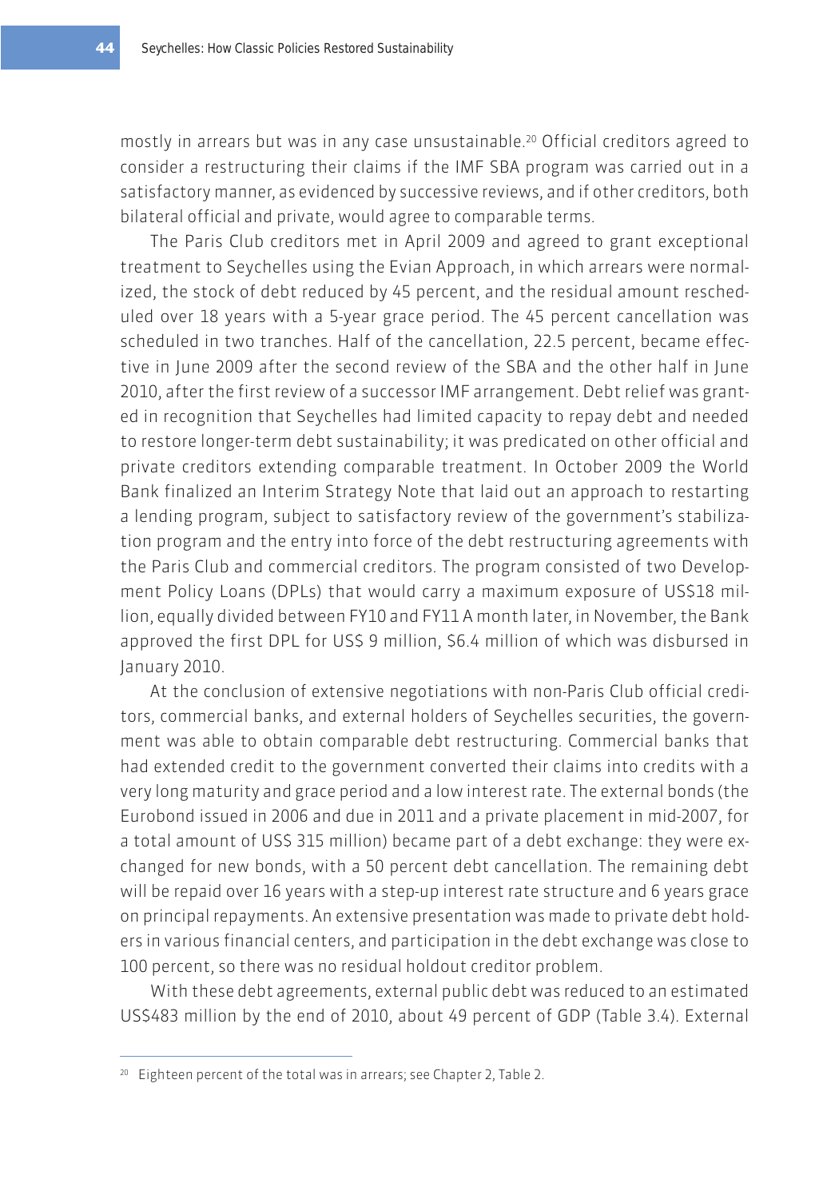mostly in arrears but was in any case unsustainable.[20] Official creditors agreed to consider a restructuring their claims if the IMF SBA program was carried out in a satisfactory manner, as evidenced by successive reviews, and if other creditors, both bilateral official and private, would agree to comparable terms.

The Paris Club creditors met in April 2009 and agreed to grant exceptional treatment to Seychelles using the Evian Approach, in which arrears were normalized, the stock of debt reduced by 45 percent, and the residual amount rescheduled over 18 years with a 5-year grace period. The 45 percent cancellation was scheduled in two tranches. Half of the cancellation, 22.5 percent, became effective in June 2009 after the second review of the SBA and the other half in June 2010, after the first review of a successor IMF arrangement. Debt relief was granted in recognition that Seychelles had limited capacity to repay debt and needed to restore longer-term debt sustainability; it was predicated on other official and private creditors extending comparable treatment. In October 2009 the World Bank finalized an Interim Strategy Note that laid out an approach to restarting a lending program, subject to satisfactory review of the government's stabilization program and the entry into force of the debt restructuring agreements with the Paris Club and commercial creditors. The program consisted of two Development Policy Loans (DPLs) that would carry a maximum exposure of US$18 million, equally divided between FY10 and FY11 A month later, in November, the Bank approved the first DPL for US$ 9 million, $6.4 million of which was disbursed in January 2010.

At the conclusion of extensive negotiations with non-Paris Club official creditors, commercial banks, and external holders of Seychelles securities, the government was able to obtain comparable debt restructuring. Commercial banks that had extended credit to the government converted their claims into credits with a very long maturity and grace period and a low interest rate. The external bonds (the Eurobond issued in 2006 and due in 2011 and a private placement in mid-2007, for a total amount of US$ 315 million) became part of a debt exchange: they were exchanged for new bonds, with a 50 percent debt cancellation. The remaining debt will be repaid over 16 years with a step-up interest rate structure and 6 years grace on principal repayments. An extensive presentation was made to private debt holders in various financial centers, and participation in the debt exchange was close to 100 percent, so there was no residual holdout creditor problem.

With these debt agreements, external public debt was reduced to an estimated US$483 million by the end of 2010, about 49 percent of GDP (Table 3.4). External

[20] Eighteen percent of the total was in arrears; see Chapter 2, Table 2.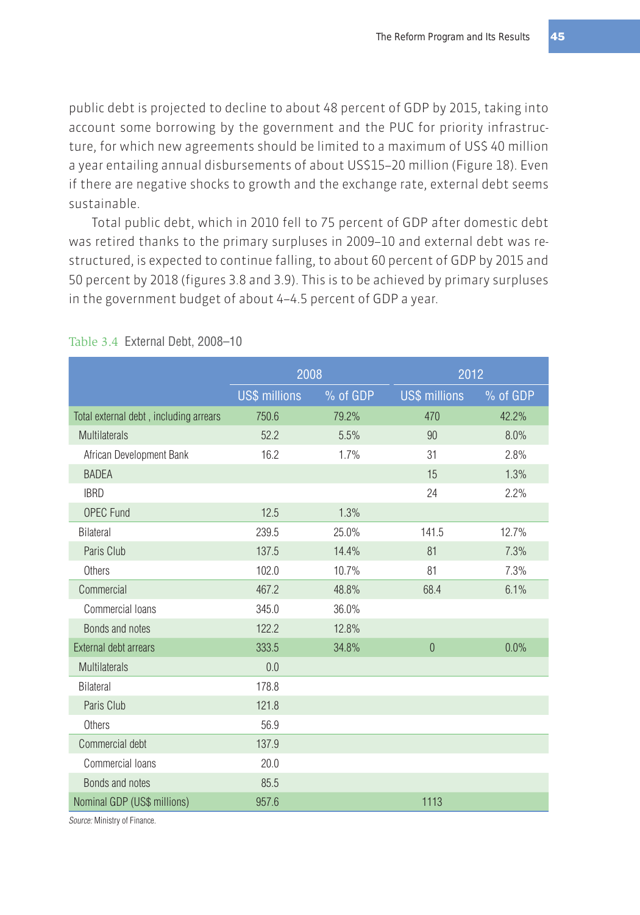public debt is projected to decline to about 48 percent of GDP by 2015, taking into account some borrowing by the government and the PUC for priority infrastructure, for which new agreements should be limited to a maximum of US$ 40 million a year entailing annual disbursements of about US$15–20 million (Figure 18). Even if there are negative shocks to growth and the exchange rate, external debt seems sustainable.

Total public debt, which in 2010 fell to 75 percent of GDP after domestic debt was retired thanks to the primary surpluses in 2009–10 and external debt was restructured, is expected to continue falling, to about 60 percent of GDP by 2015 and 50 percent by 2018 (figures 3.8 and 3.9). This is to be achieved by primary surpluses in the government budget of about 4–4.5 percent of GDP a year.

Table 3.4 External Debt, 2008–10

| | 2008 | | 2012 | |
|---|---|---|---|---|
| | US$ millions | % of GDP | US$ millions | % of GDP |
| Total external debt , including arrears | 750.6 | 79.2% | 470 | 42.2% |
| Multilaterals | 52.2 | 5.5% | 90 | 8.0% |
| African Development Bank | 16.2 | 1.7% | 31 | 2.8% |
| BADEA | | | 15 | 1.3% |
| IBRD | | | 24 | 2.2% |
| OPEC Fund | 12.5 | 1.3% | | |
| Bilateral | 239.5 | 25.0% | 141.5 | 12.7% |
| Paris Club | 137.5 | 14.4% | 81 | 7.3% |
| Others | 102.0 | 10.7% | 81 | 7.3% |
| Commercial | 467.2 | 48.8% | 68.4 | 6.1% |
| Commercial loans | 345.0 | 36.0% | | |
| Bonds and notes | 122.2 | 12.8% | | |
| External debt arrears | 333.5 | 34.8% | 0 | 0.0% |
| Multilaterals | 0.0 | | | |
| Bilateral | 178.8 | | | |
| Paris Club | 121.8 | | | |
| Others | 56.9 | | | |
| Commercial debt | 137.9 | | | |
| Commercial loans | 20.0 | | | |
| Bonds and notes | 85.5 | | | |
| Nominal GDP (US$ millions) | 957.6 | | 1113 | |

*Source:* Ministry of Finance.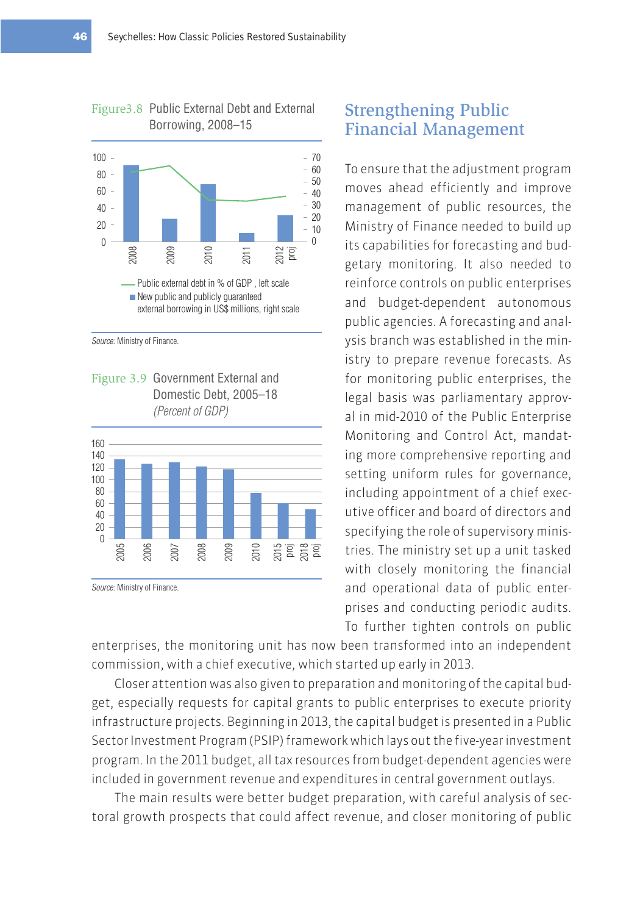Figure3.8 Public External Debt and External Borrowing, 2008–15

Public external debt in % of GDP , left scale
New public and publicly guaranteed external borrowing in US$ millions, right scale

*Source:* Ministry of Finance.

Figure 3.9 Government External and Domestic Debt, 2005–18
*(Percent of GDP)*

*Source:* Ministry of Finance.

## Strengthening Public Financial Management

To ensure that the adjustment program moves ahead efficiently and improve management of public resources, the Ministry of Finance needed to build up its capabilities for forecasting and budgetary monitoring. It also needed to reinforce controls on public enterprises and budget-dependent autonomous public agencies. A forecasting and analysis branch was established in the ministry to prepare revenue forecasts. As for monitoring public enterprises, the legal basis was parliamentary approval in mid-2010 of the Public Enterprise Monitoring and Control Act, mandating more comprehensive reporting and setting uniform rules for governance, including appointment of a chief executive officer and board of directors and specifying the role of supervisory ministries. The ministry set up a unit tasked with closely monitoring the financial and operational data of public enterprises and conducting periodic audits. To further tighten controls on public enterprises, the monitoring unit has now been transformed into an independent commission, with a chief executive, which started up early in 2013.

Closer attention was also given to preparation and monitoring of the capital budget, especially requests for capital grants to public enterprises to execute priority infrastructure projects. Beginning in 2013, the capital budget is presented in a Public Sector Investment Program (PSIP) framework which lays out the five-year investment program. In the 2011 budget, all tax resources from budget-dependent agencies were included in government revenue and expenditures in central government outlays.

The main results were better budget preparation, with careful analysis of sectoral growth prospects that could affect revenue, and closer monitoring of public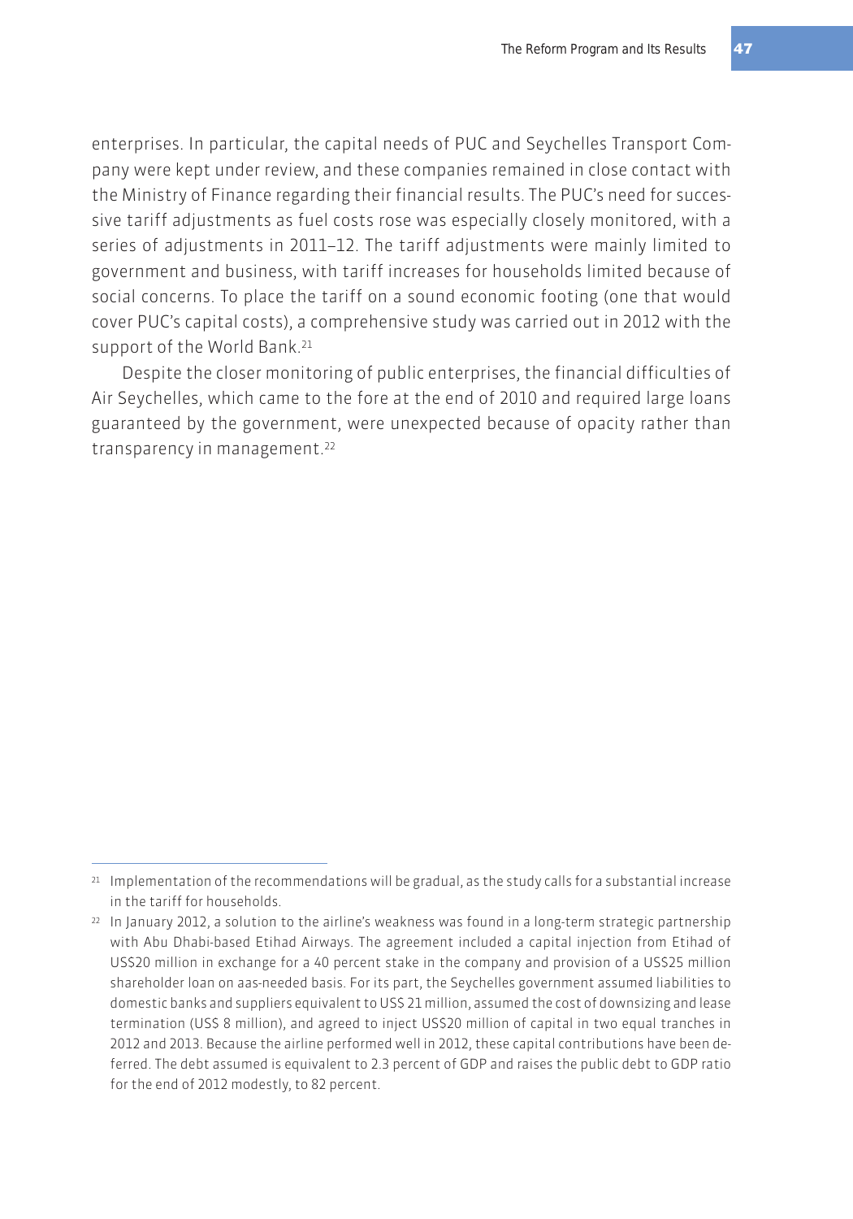enterprises. In particular, the capital needs of PUC and Seychelles Transport Company were kept under review, and these companies remained in close contact with the Ministry of Finance regarding their financial results. The PUC's need for successive tariff adjustments as fuel costs rose was especially closely monitored, with a series of adjustments in 2011–12. The tariff adjustments were mainly limited to government and business, with tariff increases for households limited because of social concerns. To place the tariff on a sound economic footing (one that would cover PUC's capital costs), a comprehensive study was carried out in 2012 with the support of the World Bank.[21]

Despite the closer monitoring of public enterprises, the financial difficulties of Air Seychelles, which came to the fore at the end of 2010 and required large loans guaranteed by the government, were unexpected because of opacity rather than transparency in management.[22]

---

[21] Implementation of the recommendations will be gradual, as the study calls for a substantial increase in the tariff for households.

[22] In January 2012, a solution to the airline's weakness was found in a long-term strategic partnership with Abu Dhabi-based Etihad Airways. The agreement included a capital injection from Etihad of US$20 million in exchange for a 40 percent stake in the company and provision of a US$25 million shareholder loan on aas-needed basis. For its part, the Seychelles government assumed liabilities to domestic banks and suppliers equivalent to US$ 21 million, assumed the cost of downsizing and lease termination (US$ 8 million), and agreed to inject US$20 million of capital in two equal tranches in 2012 and 2013. Because the airline performed well in 2012, these capital contributions have been deferred. The debt assumed is equivalent to 2.3 percent of GDP and raises the public debt to GDP ratio for the end of 2012 modestly, to 82 percent.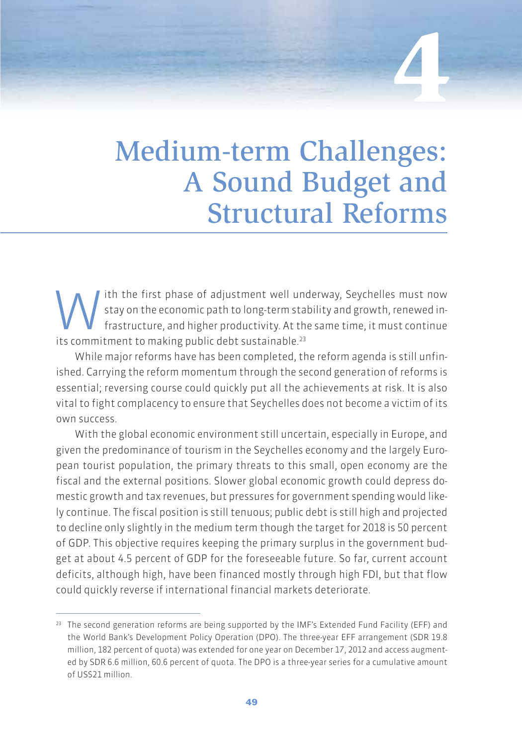# 4

# Medium-term Challenges: A Sound Budget and Structural Reforms

With the first phase of adjustment well underway, Seychelles must now stay on the economic path to long-term stability and growth, renewed infrastructure, and higher productivity. At the same time, it must continue its commitment to making public debt sustainable.[23]

While major reforms have has been completed, the reform agenda is still unfinished. Carrying the reform momentum through the second generation of reforms is essential; reversing course could quickly put all the achievements at risk. It is also vital to fight complacency to ensure that Seychelles does not become a victim of its own success.

With the global economic environment still uncertain, especially in Europe, and given the predominance of tourism in the Seychelles economy and the largely European tourist population, the primary threats to this small, open economy are the fiscal and the external positions. Slower global economic growth could depress domestic growth and tax revenues, but pressures for government spending would likely continue. The fiscal position is still tenuous; public debt is still high and projected to decline only slightly in the medium term though the target for 2018 is 50 percent of GDP. This objective requires keeping the primary surplus in the government budget at about 4.5 percent of GDP for the foreseeable future. So far, current account deficits, although high, have been financed mostly through high FDI, but that flow could quickly reverse if international financial markets deteriorate.

---

[23] The second generation reforms are being supported by the IMF's Extended Fund Facility (EFF) and the World Bank's Development Policy Operation (DPO). The three-year EFF arrangement (SDR 19.8 million, 182 percent of quota) was extended for one year on December 17, 2012 and access augmented by SDR 6.6 million, 60.6 percent of quota. The DPO is a three-year series for a cumulative amount of US$21 million.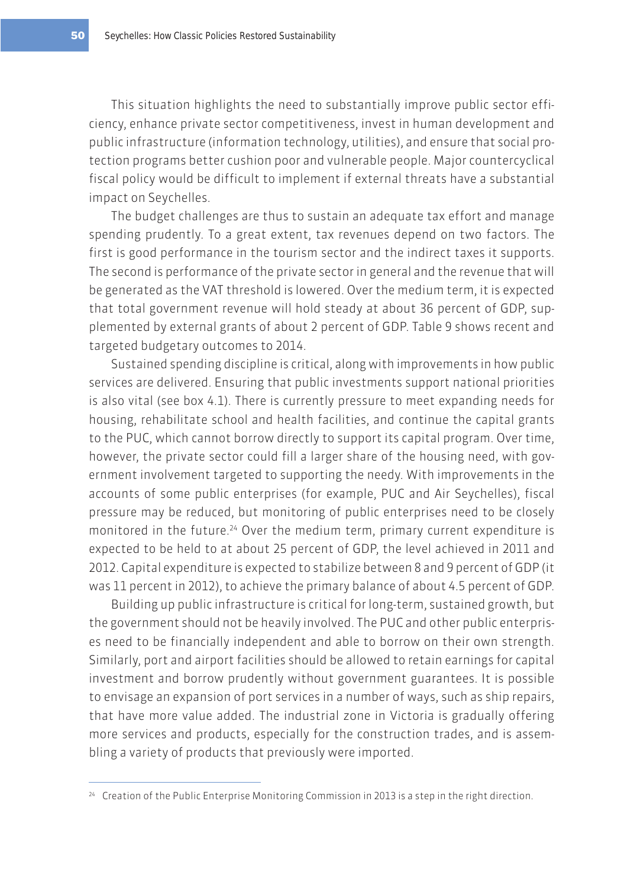This situation highlights the need to substantially improve public sector efficiency, enhance private sector competitiveness, invest in human development and public infrastructure (information technology, utilities), and ensure that social protection programs better cushion poor and vulnerable people. Major countercyclical fiscal policy would be difficult to implement if external threats have a substantial impact on Seychelles.

The budget challenges are thus to sustain an adequate tax effort and manage spending prudently. To a great extent, tax revenues depend on two factors. The first is good performance in the tourism sector and the indirect taxes it supports. The second is performance of the private sector in general and the revenue that will be generated as the VAT threshold is lowered. Over the medium term, it is expected that total government revenue will hold steady at about 36 percent of GDP, supplemented by external grants of about 2 percent of GDP. Table 9 shows recent and targeted budgetary outcomes to 2014.

Sustained spending discipline is critical, along with improvements in how public services are delivered. Ensuring that public investments support national priorities is also vital (see box 4.1). There is currently pressure to meet expanding needs for housing, rehabilitate school and health facilities, and continue the capital grants to the PUC, which cannot borrow directly to support its capital program. Over time, however, the private sector could fill a larger share of the housing need, with government involvement targeted to supporting the needy. With improvements in the accounts of some public enterprises (for example, PUC and Air Seychelles), fiscal pressure may be reduced, but monitoring of public enterprises need to be closely monitored in the future.[24] Over the medium term, primary current expenditure is expected to be held to at about 25 percent of GDP, the level achieved in 2011 and 2012. Capital expenditure is expected to stabilize between 8 and 9 percent of GDP (it was 11 percent in 2012), to achieve the primary balance of about 4.5 percent of GDP.

Building up public infrastructure is critical for long-term, sustained growth, but the government should not be heavily involved. The PUC and other public enterprises need to be financially independent and able to borrow on their own strength. Similarly, port and airport facilities should be allowed to retain earnings for capital investment and borrow prudently without government guarantees. It is possible to envisage an expansion of port services in a number of ways, such as ship repairs, that have more value added. The industrial zone in Victoria is gradually offering more services and products, especially for the construction trades, and is assembling a variety of products that previously were imported.

[24] Creation of the Public Enterprise Monitoring Commission in 2013 is a step in the right direction.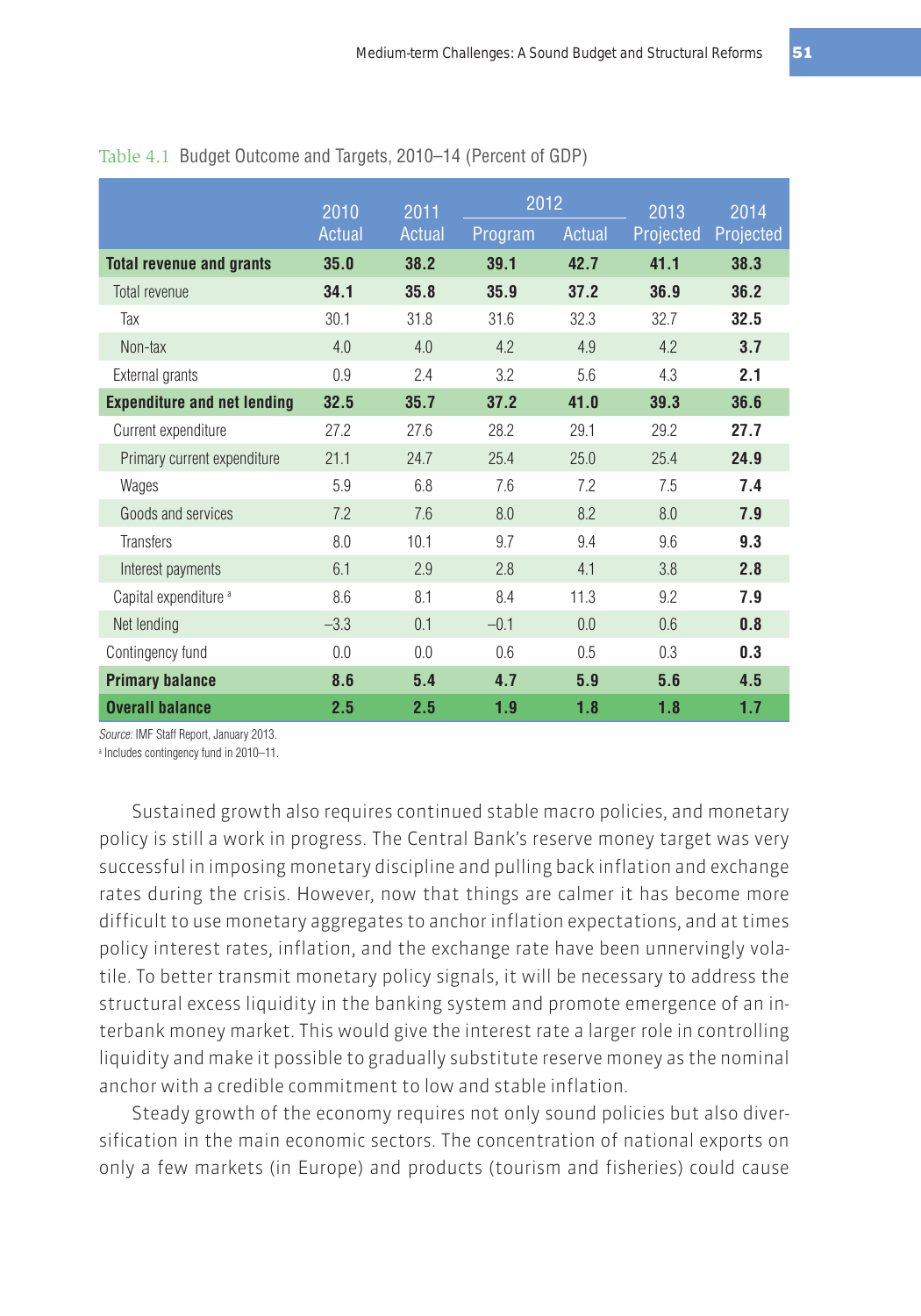Table 4.1 Budget Outcome and Targets, 2010–14 (Percent of GDP)

| | 2010 | 2011 | 2012 | | 2013 | 2014 |
|---|---|---|---|---|---|---|
| | Actual | Actual | Program | Actual | Projected | Projected |
| **Total revenue and grants** | **35.0** | **38.2** | **39.1** | **42.7** | **41.1** | **38.3** |
| Total revenue | **34.1** | **35.8** | **35.9** | **37.2** | **36.9** | **36.2** |
| Tax | 30.1 | 31.8 | 31.6 | 32.3 | 32.7 | **32.5** |
| Non-tax | 4.0 | 4.0 | 4.2 | 4.9 | 4.2 | **3.7** |
| External grants | 0.9 | 2.4 | 3.2 | 5.6 | 4.3 | **2.1** |
| **Expenditure and net lending** | **32.5** | **35.7** | **37.2** | **41.0** | **39.3** | **36.6** |
| Current expenditure | 27.2 | 27.6 | 28.2 | 29.1 | 29.2 | **27.7** |
| Primary current expenditure | 21.1 | 24.7 | 25.4 | 25.0 | 25.4 | **24.9** |
| Wages | 5.9 | 6.8 | 7.6 | 7.2 | 7.5 | **7.4** |
| Goods and services | 7.2 | 7.6 | 8.0 | 8.2 | 8.0 | **7.9** |
| Transfers | 8.0 | 10.1 | 9.7 | 9.4 | 9.6 | **9.3** |
| Interest payments | 6.1 | 2.9 | 2.8 | 4.1 | 3.8 | **2.8** |
| Capital expenditure [a] | 8.6 | 8.1 | 8.4 | 11.3 | 9.2 | **7.9** |
| Net lending | –3.3 | 0.1 | –0.1 | 0.0 | 0.6 | **0.8** |
| Contingency fund | 0.0 | 0.0 | 0.6 | 0.5 | 0.3 | **0.3** |
| **Primary balance** | **8.6** | **5.4** | **4.7** | **5.9** | **5.6** | **4.5** |
| **Overall balance** | **2.5** | **2.5** | **1.9** | **1.8** | **1.8** | **1.7** |

*Source:* IMF Staff Report, January 2013.
[a] Includes contingency fund in 2010–11.

Sustained growth also requires continued stable macro policies, and monetary policy is still a work in progress. The Central Bank's reserve money target was very successful in imposing monetary discipline and pulling back inflation and exchange rates during the crisis. However, now that things are calmer it has become more difficult to use monetary aggregates to anchor inflation expectations, and at times policy interest rates, inflation, and the exchange rate have been unnervingly volatile. To better transmit monetary policy signals, it will be necessary to address the structural excess liquidity in the banking system and promote emergence of an interbank money market. This would give the interest rate a larger role in controlling liquidity and make it possible to gradually substitute reserve money as the nominal anchor with a credible commitment to low and stable inflation.

Steady growth of the economy requires not only sound policies but also diversification in the main economic sectors. The concentration of national exports on only a few markets (in Europe) and products (tourism and fisheries) could cause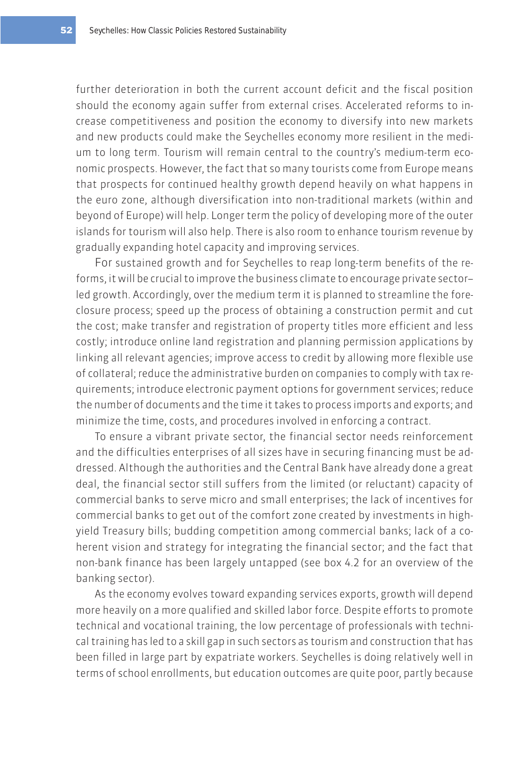further deterioration in both the current account deficit and the fiscal position should the economy again suffer from external crises. Accelerated reforms to increase competitiveness and position the economy to diversify into new markets and new products could make the Seychelles economy more resilient in the medium to long term. Tourism will remain central to the country's medium-term economic prospects. However, the fact that so many tourists come from Europe means that prospects for continued healthy growth depend heavily on what happens in the euro zone, although diversification into non-traditional markets (within and beyond of Europe) will help. Longer term the policy of developing more of the outer islands for tourism will also help. There is also room to enhance tourism revenue by gradually expanding hotel capacity and improving services.

For sustained growth and for Seychelles to reap long-term benefits of the reforms, it will be crucial to improve the business climate to encourage private sector–led growth. Accordingly, over the medium term it is planned to streamline the foreclosure process; speed up the process of obtaining a construction permit and cut the cost; make transfer and registration of property titles more efficient and less costly; introduce online land registration and planning permission applications by linking all relevant agencies; improve access to credit by allowing more flexible use of collateral; reduce the administrative burden on companies to comply with tax requirements; introduce electronic payment options for government services; reduce the number of documents and the time it takes to process imports and exports; and minimize the time, costs, and procedures involved in enforcing a contract.

To ensure a vibrant private sector, the financial sector needs reinforcement and the difficulties enterprises of all sizes have in securing financing must be addressed. Although the authorities and the Central Bank have already done a great deal, the financial sector still suffers from the limited (or reluctant) capacity of commercial banks to serve micro and small enterprises; the lack of incentives for commercial banks to get out of the comfort zone created by investments in high-yield Treasury bills; budding competition among commercial banks; lack of a coherent vision and strategy for integrating the financial sector; and the fact that non-bank finance has been largely untapped (see box 4.2 for an overview of the banking sector).

As the economy evolves toward expanding services exports, growth will depend more heavily on a more qualified and skilled labor force. Despite efforts to promote technical and vocational training, the low percentage of professionals with technical training has led to a skill gap in such sectors as tourism and construction that has been filled in large part by expatriate workers. Seychelles is doing relatively well in terms of school enrollments, but education outcomes are quite poor, partly because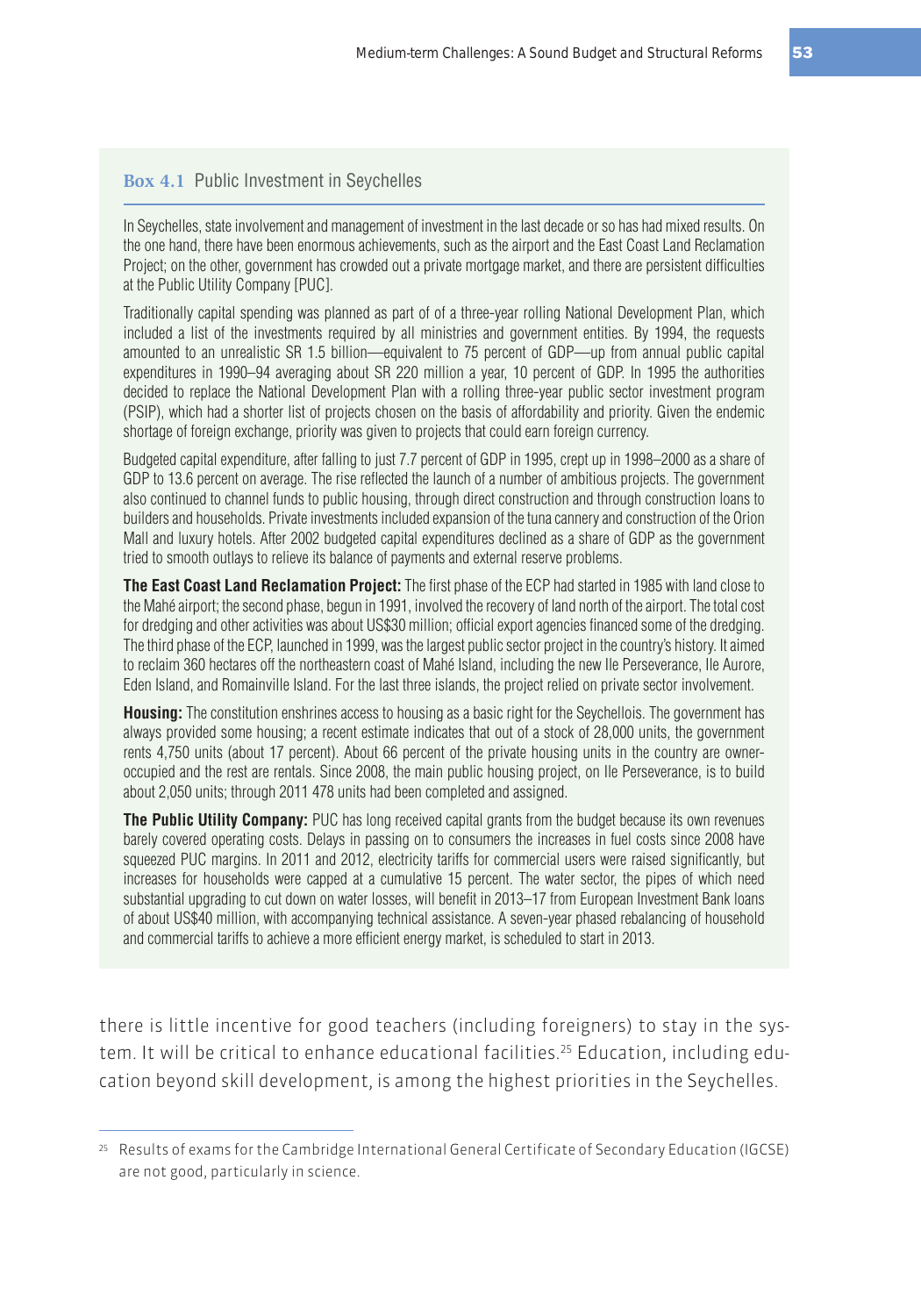**Box 4.1** Public Investment in Seychelles

In Seychelles, state involvement and management of investment in the last decade or so has had mixed results. On the one hand, there have been enormous achievements, such as the airport and the East Coast Land Reclamation Project; on the other, government has crowded out a private mortgage market, and there are persistent difficulties at the Public Utility Company [PUC].

Traditionally capital spending was planned as part of of a three-year rolling National Development Plan, which included a list of the investments required by all ministries and government entities. By 1994, the requests amounted to an unrealistic SR 1.5 billion—equivalent to 75 percent of GDP—up from annual public capital expenditures in 1990–94 averaging about SR 220 million a year, 10 percent of GDP. In 1995 the authorities decided to replace the National Development Plan with a rolling three-year public sector investment program (PSIP), which had a shorter list of projects chosen on the basis of affordability and priority. Given the endemic shortage of foreign exchange, priority was given to projects that could earn foreign currency.

Budgeted capital expenditure, after falling to just 7.7 percent of GDP in 1995, crept up in 1998–2000 as a share of GDP to 13.6 percent on average. The rise reflected the launch of a number of ambitious projects. The government also continued to channel funds to public housing, through direct construction and through construction loans to builders and households. Private investments included expansion of the tuna cannery and construction of the Orion Mall and luxury hotels. After 2002 budgeted capital expenditures declined as a share of GDP as the government tried to smooth outlays to relieve its balance of payments and external reserve problems.

**The East Coast Land Reclamation Project:** The first phase of the ECP had started in 1985 with land close to the Mahé airport; the second phase, begun in 1991, involved the recovery of land north of the airport. The total cost for dredging and other activities was about US$30 million; official export agencies financed some of the dredging. The third phase of the ECP, launched in 1999, was the largest public sector project in the country's history. It aimed to reclaim 360 hectares off the northeastern coast of Mahé Island, including the new Ile Perseverance, Ile Aurore, Eden Island, and Romainville Island. For the last three islands, the project relied on private sector involvement.

**Housing:** The constitution enshrines access to housing as a basic right for the Seychellois. The government has always provided some housing; a recent estimate indicates that out of a stock of 28,000 units, the government rents 4,750 units (about 17 percent). About 66 percent of the private housing units in the country are owner-occupied and the rest are rentals. Since 2008, the main public housing project, on Ile Perseverance, is to build about 2,050 units; through 2011 478 units had been completed and assigned.

**The Public Utility Company:** PUC has long received capital grants from the budget because its own revenues barely covered operating costs. Delays in passing on to consumers the increases in fuel costs since 2008 have squeezed PUC margins. In 2011 and 2012, electricity tariffs for commercial users were raised significantly, but increases for households were capped at a cumulative 15 percent. The water sector, the pipes of which need substantial upgrading to cut down on water losses, will benefit in 2013–17 from European Investment Bank loans of about US$40 million, with accompanying technical assistance. A seven-year phased rebalancing of household and commercial tariffs to achieve a more efficient energy market, is scheduled to start in 2013.

there is little incentive for good teachers (including foreigners) to stay in the system. It will be critical to enhance educational facilities.[25] Education, including education beyond skill development, is among the highest priorities in the Seychelles.

[25] Results of exams for the Cambridge International General Certificate of Secondary Education (IGCSE) are not good, particularly in science.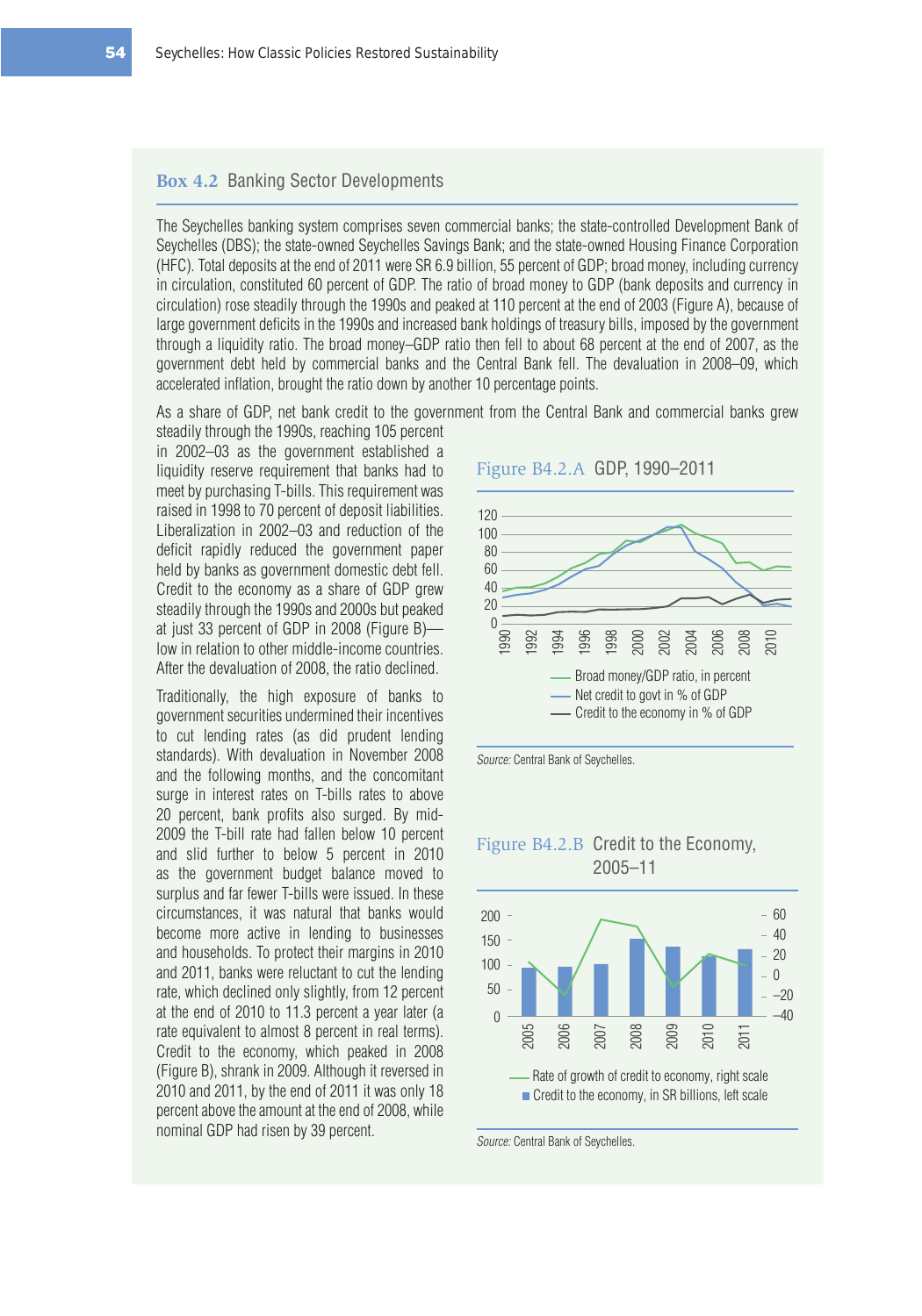## Box 4.2 Banking Sector Developments

The Seychelles banking system comprises seven commercial banks; the state-controlled Development Bank of Seychelles (DBS); the state-owned Seychelles Savings Bank; and the state-owned Housing Finance Corporation (HFC). Total deposits at the end of 2011 were SR 6.9 billion, 55 percent of GDP; broad money, including currency in circulation, constituted 60 percent of GDP. The ratio of broad money to GDP (bank deposits and currency in circulation) rose steadily through the 1990s and peaked at 110 percent at the end of 2003 (Figure A), because of large government deficits in the 1990s and increased bank holdings of treasury bills, imposed by the government through a liquidity ratio. The broad money–GDP ratio then fell to about 68 percent at the end of 2007, as the government debt held by commercial banks and the Central Bank fell. The devaluation in 2008–09, which accelerated inflation, brought the ratio down by another 10 percentage points.

As a share of GDP, net bank credit to the government from the Central Bank and commercial banks grew steadily through the 1990s, reaching 105 percent in 2002–03 as the government established a liquidity reserve requirement that banks had to meet by purchasing T-bills. This requirement was raised in 1998 to 70 percent of deposit liabilities. Liberalization in 2002–03 and reduction of the deficit rapidly reduced the government paper held by banks as government domestic debt fell. Credit to the economy as a share of GDP grew steadily through the 1990s and 2000s but peaked at just 33 percent of GDP in 2008 (Figure B)—low in relation to other middle-income countries. After the devaluation of 2008, the ratio declined.

Traditionally, the high exposure of banks to government securities undermined their incentives to cut lending rates (as did prudent lending standards). With devaluation in November 2008 and the following months, and the concomitant surge in interest rates on T-bills rates to above 20 percent, bank profits also surged. By mid-2009 the T-bill rate had fallen below 10 percent and slid further to below 5 percent in 2010 as the government budget balance moved to surplus and far fewer T-bills were issued. In these circumstances, it was natural that banks would become more active in lending to businesses and households. To protect their margins in 2010 and 2011, banks were reluctant to cut the lending rate, which declined only slightly, from 12 percent at the end of 2010 to 11.3 percent a year later (a rate equivalent to almost 8 percent in real terms). Credit to the economy, which peaked in 2008 (Figure B), shrank in 2009. Although it reversed in 2010 and 2011, by the end of 2011 it was only 18 percent above the amount at the end of 2008, while nominal GDP had risen by 39 percent.

**Figure B4.2.A** GDP, 1990–2011

Broad money/GDP ratio, in percent
Net credit to govt in % of GDP
Credit to the economy in % of GDP

*Source:* Central Bank of Seychelles.

**Figure B4.2.B** Credit to the Economy, 2005–11

Rate of growth of credit to economy, right scale
Credit to the economy, in SR billions, left scale

*Source:* Central Bank of Seychelles.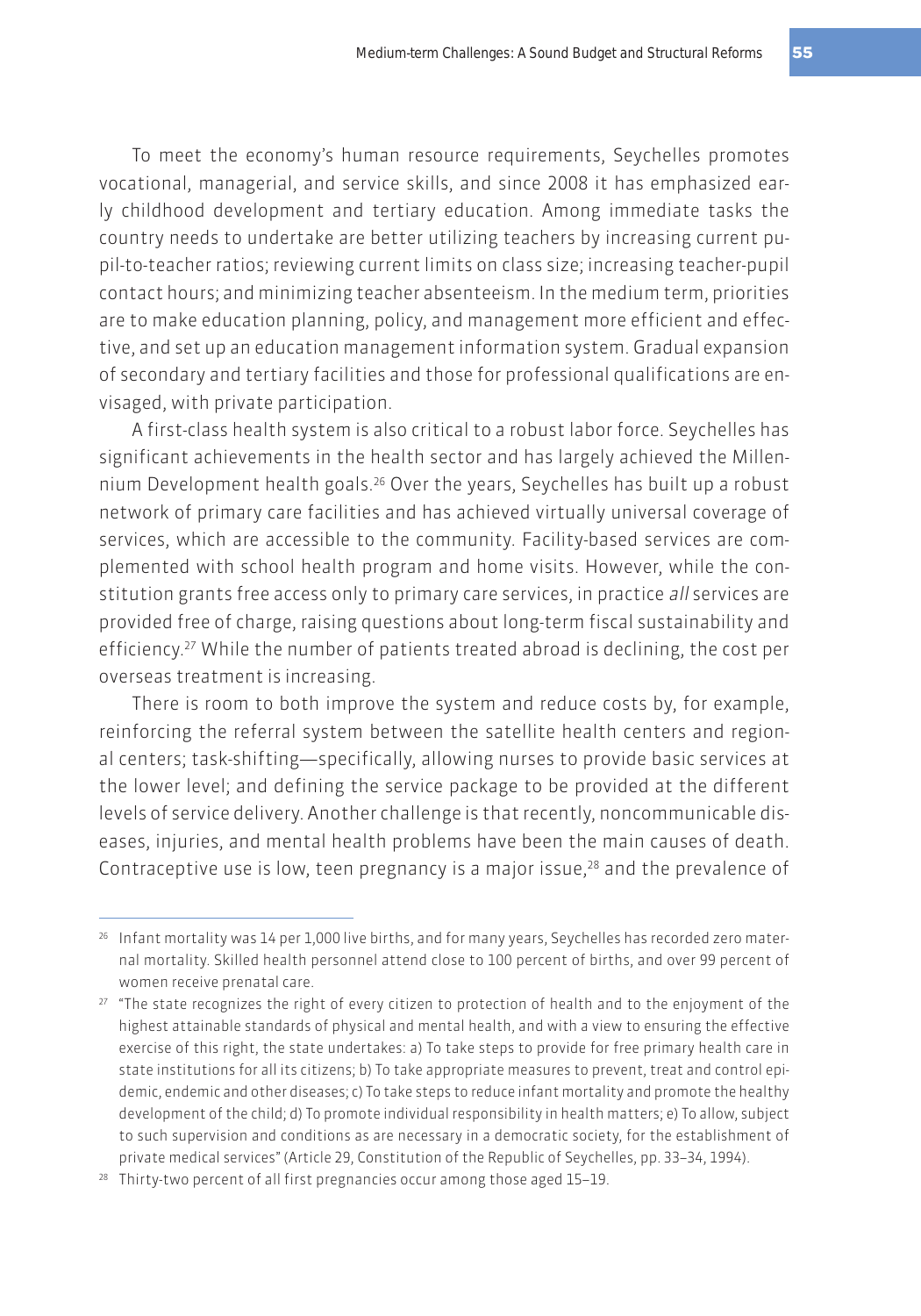To meet the economy's human resource requirements, Seychelles promotes vocational, managerial, and service skills, and since 2008 it has emphasized early childhood development and tertiary education. Among immediate tasks the country needs to undertake are better utilizing teachers by increasing current pupil-to-teacher ratios; reviewing current limits on class size; increasing teacher-pupil contact hours; and minimizing teacher absenteeism. In the medium term, priorities are to make education planning, policy, and management more efficient and effective, and set up an education management information system. Gradual expansion of secondary and tertiary facilities and those for professional qualifications are envisaged, with private participation.

A first-class health system is also critical to a robust labor force. Seychelles has significant achievements in the health sector and has largely achieved the Millennium Development health goals.[26] Over the years, Seychelles has built up a robust network of primary care facilities and has achieved virtually universal coverage of services, which are accessible to the community. Facility-based services are complemented with school health program and home visits. However, while the constitution grants free access only to primary care services, in practice *all* services are provided free of charge, raising questions about long-term fiscal sustainability and efficiency.[27] While the number of patients treated abroad is declining, the cost per overseas treatment is increasing.

There is room to both improve the system and reduce costs by, for example, reinforcing the referral system between the satellite health centers and regional centers; task-shifting—specifically, allowing nurses to provide basic services at the lower level; and defining the service package to be provided at the different levels of service delivery. Another challenge is that recently, noncommunicable diseases, injuries, and mental health problems have been the main causes of death. Contraceptive use is low, teen pregnancy is a major issue,[28] and the prevalence of

---

[26] Infant mortality was 14 per 1,000 live births, and for many years, Seychelles has recorded zero maternal mortality. Skilled health personnel attend close to 100 percent of births, and over 99 percent of women receive prenatal care.

[27] "The state recognizes the right of every citizen to protection of health and to the enjoyment of the highest attainable standards of physical and mental health, and with a view to ensuring the effective exercise of this right, the state undertakes: a) To take steps to provide for free primary health care in state institutions for all its citizens; b) To take appropriate measures to prevent, treat and control epidemic, endemic and other diseases; c) To take steps to reduce infant mortality and promote the healthy development of the child; d) To promote individual responsibility in health matters; e) To allow, subject to such supervision and conditions as are necessary in a democratic society, for the establishment of private medical services" (Article 29, Constitution of the Republic of Seychelles, pp. 33–34, 1994).

[28] Thirty-two percent of all first pregnancies occur among those aged 15–19.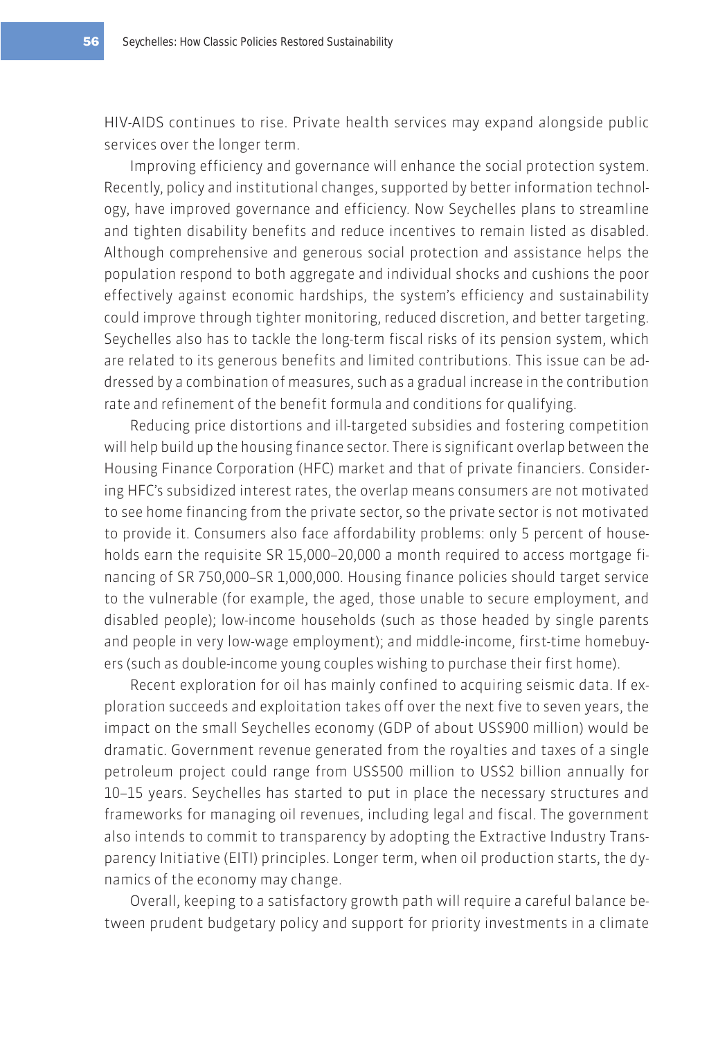HIV-AIDS continues to rise. Private health services may expand alongside public services over the longer term.

Improving efficiency and governance will enhance the social protection system. Recently, policy and institutional changes, supported by better information technology, have improved governance and efficiency. Now Seychelles plans to streamline and tighten disability benefits and reduce incentives to remain listed as disabled. Although comprehensive and generous social protection and assistance helps the population respond to both aggregate and individual shocks and cushions the poor effectively against economic hardships, the system's efficiency and sustainability could improve through tighter monitoring, reduced discretion, and better targeting. Seychelles also has to tackle the long-term fiscal risks of its pension system, which are related to its generous benefits and limited contributions. This issue can be addressed by a combination of measures, such as a gradual increase in the contribution rate and refinement of the benefit formula and conditions for qualifying.

Reducing price distortions and ill-targeted subsidies and fostering competition will help build up the housing finance sector. There is significant overlap between the Housing Finance Corporation (HFC) market and that of private financiers. Considering HFC's subsidized interest rates, the overlap means consumers are not motivated to see home financing from the private sector, so the private sector is not motivated to provide it. Consumers also face affordability problems: only 5 percent of households earn the requisite SR 15,000–20,000 a month required to access mortgage financing of SR 750,000–SR 1,000,000. Housing finance policies should target service to the vulnerable (for example, the aged, those unable to secure employment, and disabled people); low-income households (such as those headed by single parents and people in very low-wage employment); and middle-income, first-time homebuyers (such as double-income young couples wishing to purchase their first home).

Recent exploration for oil has mainly confined to acquiring seismic data. If exploration succeeds and exploitation takes off over the next five to seven years, the impact on the small Seychelles economy (GDP of about US$900 million) would be dramatic. Government revenue generated from the royalties and taxes of a single petroleum project could range from US$500 million to US$2 billion annually for 10–15 years. Seychelles has started to put in place the necessary structures and frameworks for managing oil revenues, including legal and fiscal. The government also intends to commit to transparency by adopting the Extractive Industry Transparency Initiative (EITI) principles. Longer term, when oil production starts, the dynamics of the economy may change.

Overall, keeping to a satisfactory growth path will require a careful balance between prudent budgetary policy and support for priority investments in a climate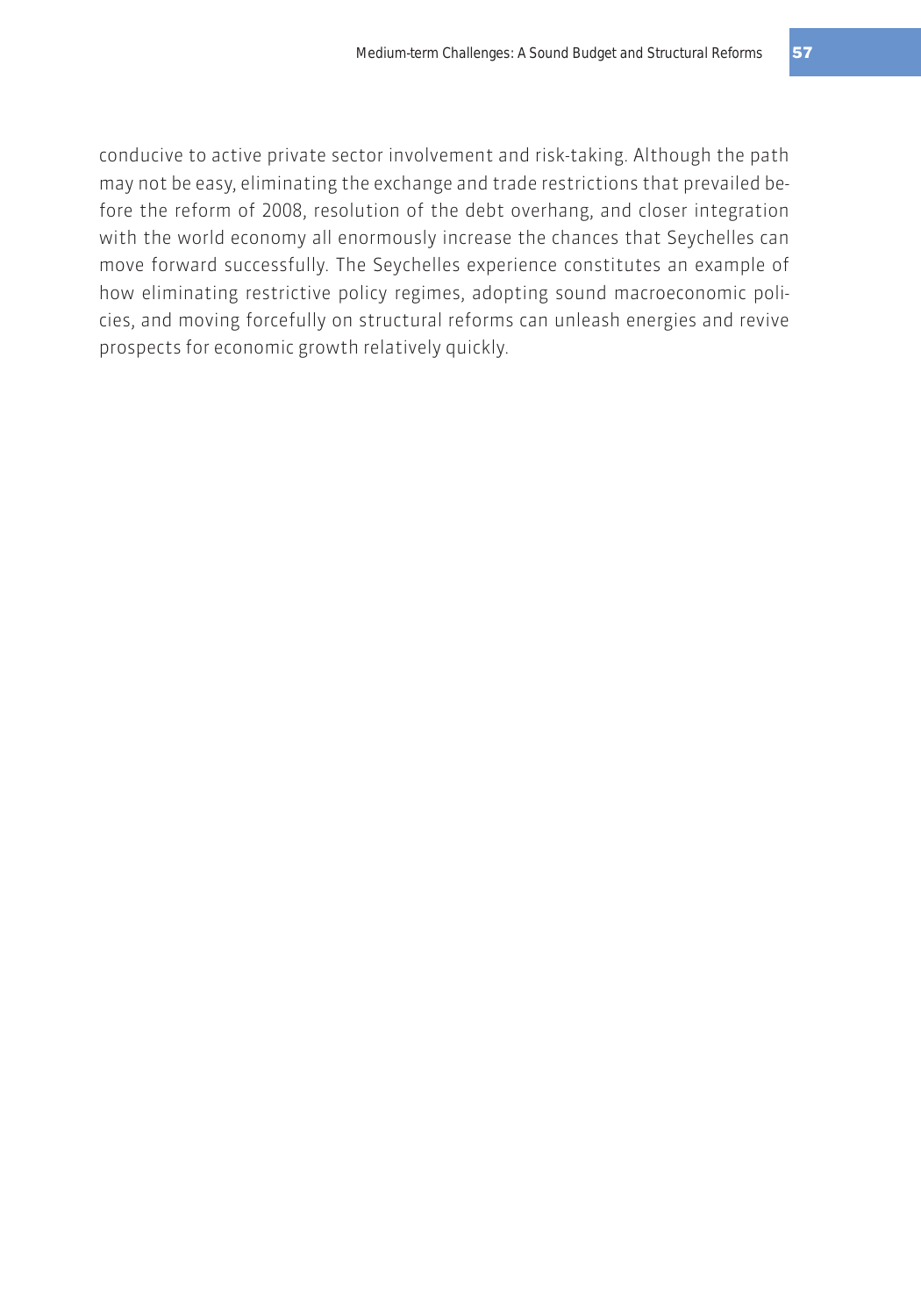conducive to active private sector involvement and risk-taking. Although the path may not be easy, eliminating the exchange and trade restrictions that prevailed before the reform of 2008, resolution of the debt overhang, and closer integration with the world economy all enormously increase the chances that Seychelles can move forward successfully. The Seychelles experience constitutes an example of how eliminating restrictive policy regimes, adopting sound macroeconomic policies, and moving forcefully on structural reforms can unleash energies and revive prospects for economic growth relatively quickly.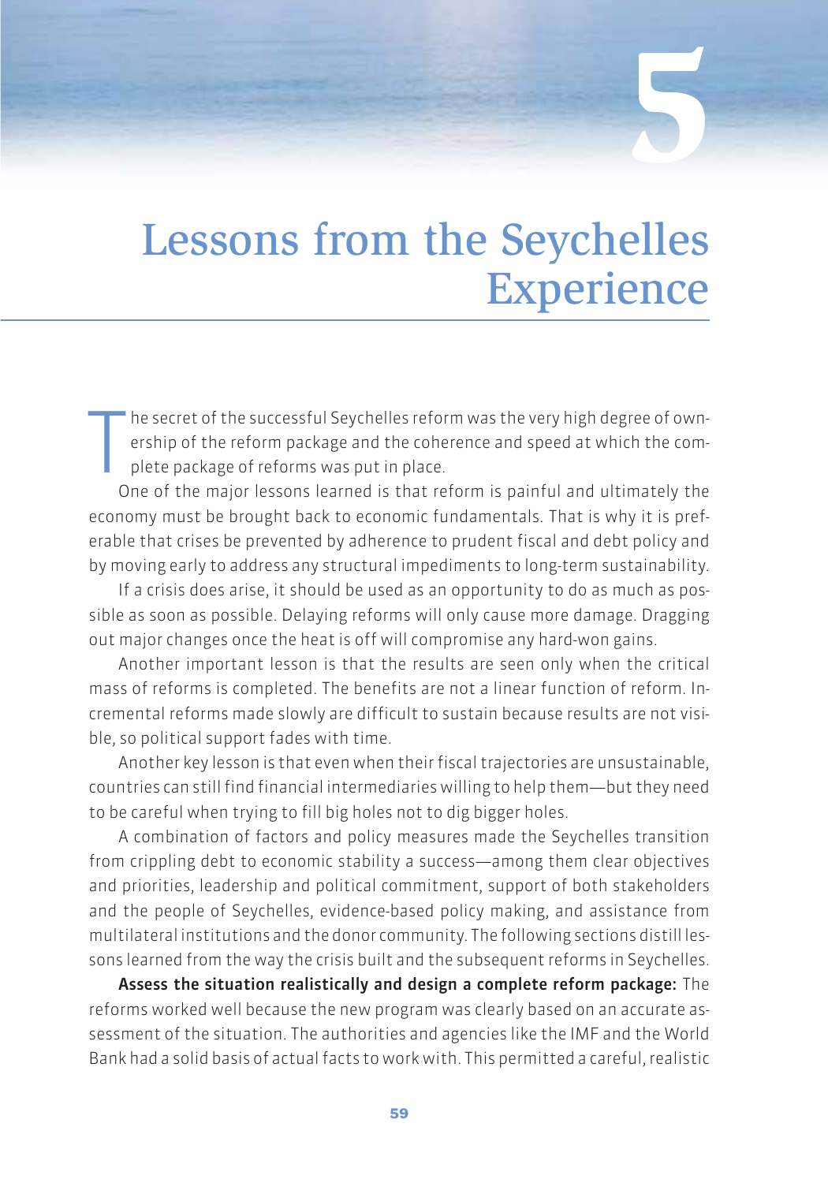# 5

# Lessons from the Seychelles Experience

The secret of the successful Seychelles reform was the very high degree of ownership of the reform package and the coherence and speed at which the complete package of reforms was put in place.

One of the major lessons learned is that reform is painful and ultimately the economy must be brought back to economic fundamentals. That is why it is preferable that crises be prevented by adherence to prudent fiscal and debt policy and by moving early to address any structural impediments to long-term sustainability.

If a crisis does arise, it should be used as an opportunity to do as much as possible as soon as possible. Delaying reforms will only cause more damage. Dragging out major changes once the heat is off will compromise any hard-won gains.

Another important lesson is that the results are seen only when the critical mass of reforms is completed. The benefits are not a linear function of reform. Incremental reforms made slowly are difficult to sustain because results are not visible, so political support fades with time.

Another key lesson is that even when their fiscal trajectories are unsustainable, countries can still find financial intermediaries willing to help them—but they need to be careful when trying to fill big holes not to dig bigger holes.

A combination of factors and policy measures made the Seychelles transition from crippling debt to economic stability a success—among them clear objectives and priorities, leadership and political commitment, support of both stakeholders and the people of Seychelles, evidence-based policy making, and assistance from multilateral institutions and the donor community. The following sections distill lessons learned from the way the crisis built and the subsequent reforms in Seychelles.

**Assess the situation realistically and design a complete reform package:** The reforms worked well because the new program was clearly based on an accurate assessment of the situation. The authorities and agencies like the IMF and the World Bank had a solid basis of actual facts to work with. This permitted a careful, realistic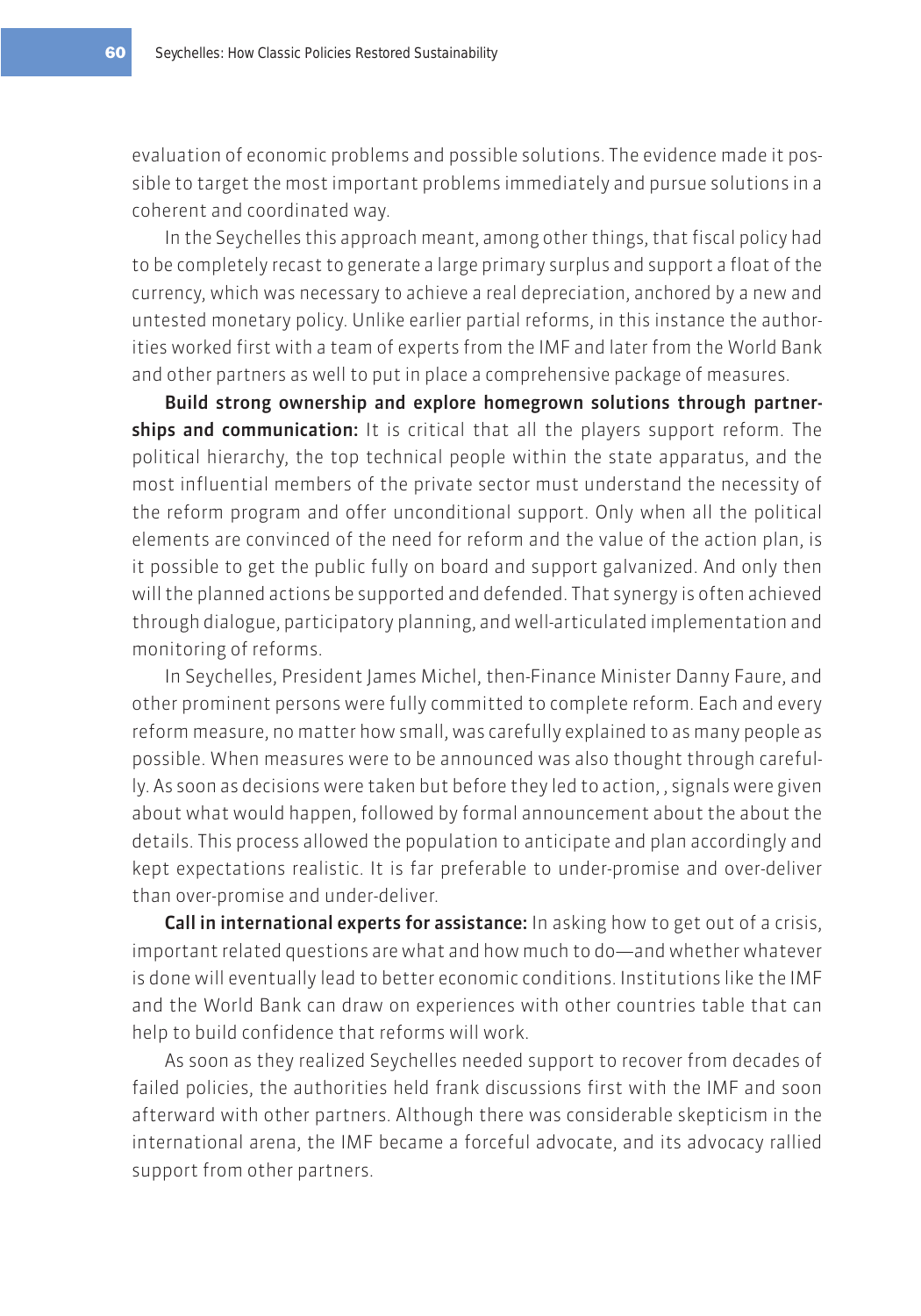evaluation of economic problems and possible solutions. The evidence made it possible to target the most important problems immediately and pursue solutions in a coherent and coordinated way.

In the Seychelles this approach meant, among other things, that fiscal policy had to be completely recast to generate a large primary surplus and support a float of the currency, which was necessary to achieve a real depreciation, anchored by a new and untested monetary policy. Unlike earlier partial reforms, in this instance the authorities worked first with a team of experts from the IMF and later from the World Bank and other partners as well to put in place a comprehensive package of measures.

**Build strong ownership and explore homegrown solutions through partnerships and communication:** It is critical that all the players support reform. The political hierarchy, the top technical people within the state apparatus, and the most influential members of the private sector must understand the necessity of the reform program and offer unconditional support. Only when all the political elements are convinced of the need for reform and the value of the action plan, is it possible to get the public fully on board and support galvanized. And only then will the planned actions be supported and defended. That synergy is often achieved through dialogue, participatory planning, and well-articulated implementation and monitoring of reforms.

In Seychelles, President James Michel, then-Finance Minister Danny Faure, and other prominent persons were fully committed to complete reform. Each and every reform measure, no matter how small, was carefully explained to as many people as possible. When measures were to be announced was also thought through carefully. As soon as decisions were taken but before they led to action, , signals were given about what would happen, followed by formal announcement about the about the details. This process allowed the population to anticipate and plan accordingly and kept expectations realistic. It is far preferable to under-promise and over-deliver than over-promise and under-deliver.

**Call in international experts for assistance:** In asking how to get out of a crisis, important related questions are what and how much to do—and whether whatever is done will eventually lead to better economic conditions. Institutions like the IMF and the World Bank can draw on experiences with other countries table that can help to build confidence that reforms will work.

As soon as they realized Seychelles needed support to recover from decades of failed policies, the authorities held frank discussions first with the IMF and soon afterward with other partners. Although there was considerable skepticism in the international arena, the IMF became a forceful advocate, and its advocacy rallied support from other partners.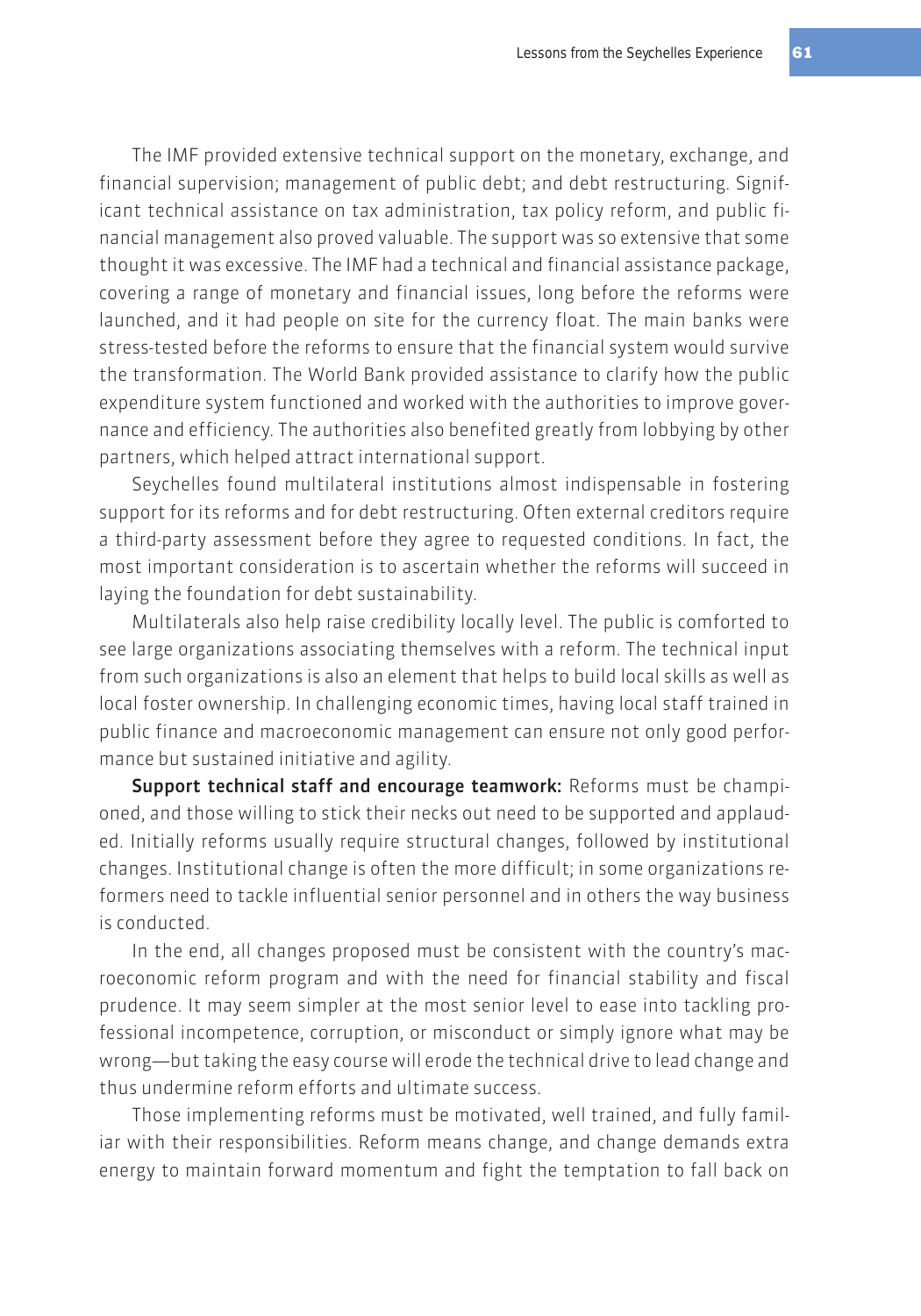The IMF provided extensive technical support on the monetary, exchange, and financial supervision; management of public debt; and debt restructuring. Significant technical assistance on tax administration, tax policy reform, and public financial management also proved valuable. The support was so extensive that some thought it was excessive. The IMF had a technical and financial assistance package, covering a range of monetary and financial issues, long before the reforms were launched, and it had people on site for the currency float. The main banks were stress-tested before the reforms to ensure that the financial system would survive the transformation. The World Bank provided assistance to clarify how the public expenditure system functioned and worked with the authorities to improve governance and efficiency. The authorities also benefited greatly from lobbying by other partners, which helped attract international support.

Seychelles found multilateral institutions almost indispensable in fostering support for its reforms and for debt restructuring. Often external creditors require a third-party assessment before they agree to requested conditions. In fact, the most important consideration is to ascertain whether the reforms will succeed in laying the foundation for debt sustainability.

Multilaterals also help raise credibility locally level. The public is comforted to see large organizations associating themselves with a reform. The technical input from such organizations is also an element that helps to build local skills as well as local foster ownership. In challenging economic times, having local staff trained in public finance and macroeconomic management can ensure not only good performance but sustained initiative and agility.

**Support technical staff and encourage teamwork:** Reforms must be championed, and those willing to stick their necks out need to be supported and applauded. Initially reforms usually require structural changes, followed by institutional changes. Institutional change is often the more difficult; in some organizations reformers need to tackle influential senior personnel and in others the way business is conducted.

In the end, all changes proposed must be consistent with the country's macroeconomic reform program and with the need for financial stability and fiscal prudence. It may seem simpler at the most senior level to ease into tackling professional incompetence, corruption, or misconduct or simply ignore what may be wrong—but taking the easy course will erode the technical drive to lead change and thus undermine reform efforts and ultimate success.

Those implementing reforms must be motivated, well trained, and fully familiar with their responsibilities. Reform means change, and change demands extra energy to maintain forward momentum and fight the temptation to fall back on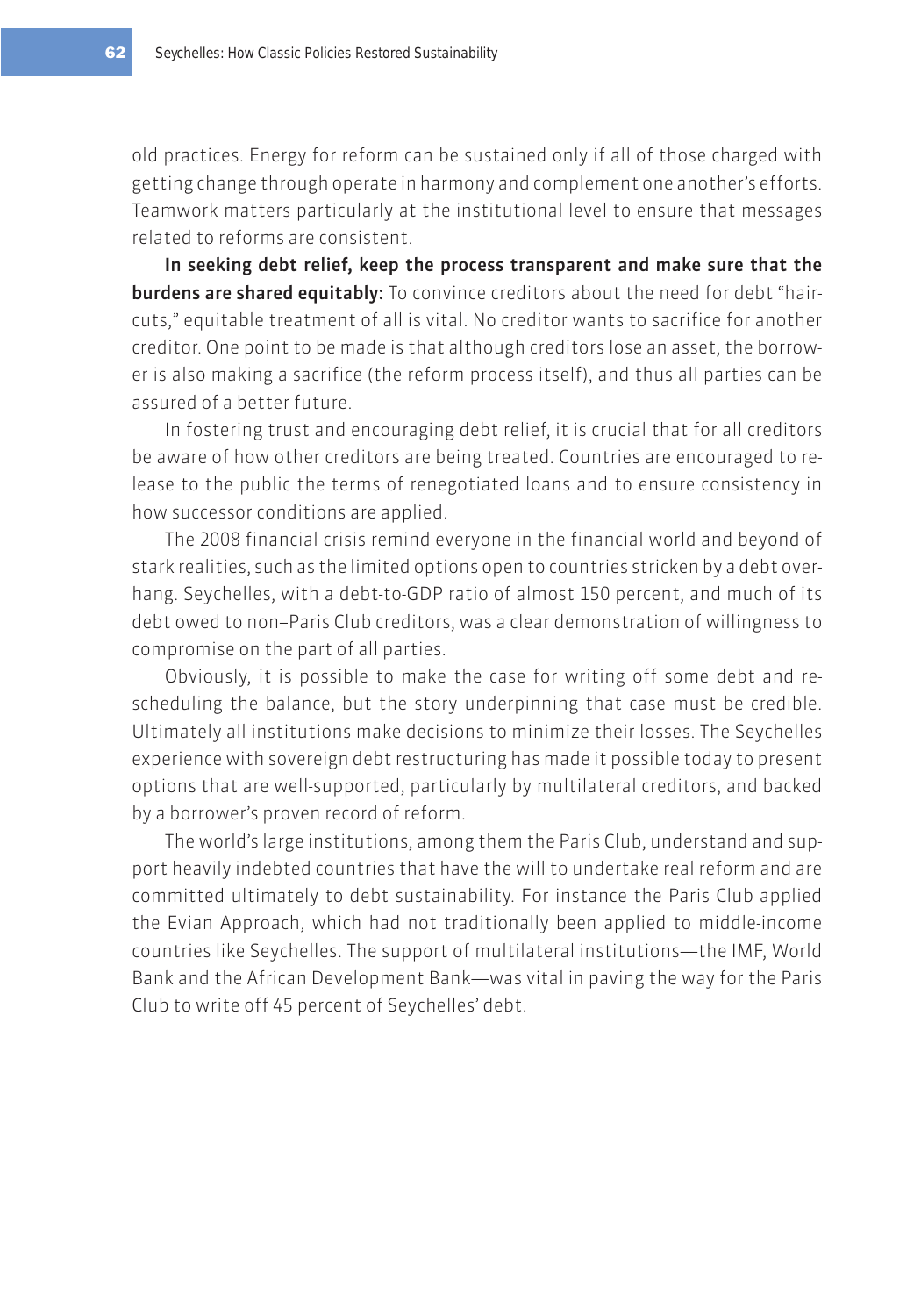old practices. Energy for reform can be sustained only if all of those charged with getting change through operate in harmony and complement one another's efforts. Teamwork matters particularly at the institutional level to ensure that messages related to reforms are consistent.

**In seeking debt relief, keep the process transparent and make sure that the burdens are shared equitably:** To convince creditors about the need for debt "haircuts," equitable treatment of all is vital. No creditor wants to sacrifice for another creditor. One point to be made is that although creditors lose an asset, the borrower is also making a sacrifice (the reform process itself), and thus all parties can be assured of a better future.

In fostering trust and encouraging debt relief, it is crucial that for all creditors be aware of how other creditors are being treated. Countries are encouraged to release to the public the terms of renegotiated loans and to ensure consistency in how successor conditions are applied.

The 2008 financial crisis remind everyone in the financial world and beyond of stark realities, such as the limited options open to countries stricken by a debt overhang. Seychelles, with a debt-to-GDP ratio of almost 150 percent, and much of its debt owed to non–Paris Club creditors, was a clear demonstration of willingness to compromise on the part of all parties.

Obviously, it is possible to make the case for writing off some debt and rescheduling the balance, but the story underpinning that case must be credible. Ultimately all institutions make decisions to minimize their losses. The Seychelles experience with sovereign debt restructuring has made it possible today to present options that are well-supported, particularly by multilateral creditors, and backed by a borrower's proven record of reform.

The world's large institutions, among them the Paris Club, understand and support heavily indebted countries that have the will to undertake real reform and are committed ultimately to debt sustainability. For instance the Paris Club applied the Evian Approach, which had not traditionally been applied to middle-income countries like Seychelles. The support of multilateral institutions—the IMF, World Bank and the African Development Bank—was vital in paving the way for the Paris Club to write off 45 percent of Seychelles' debt.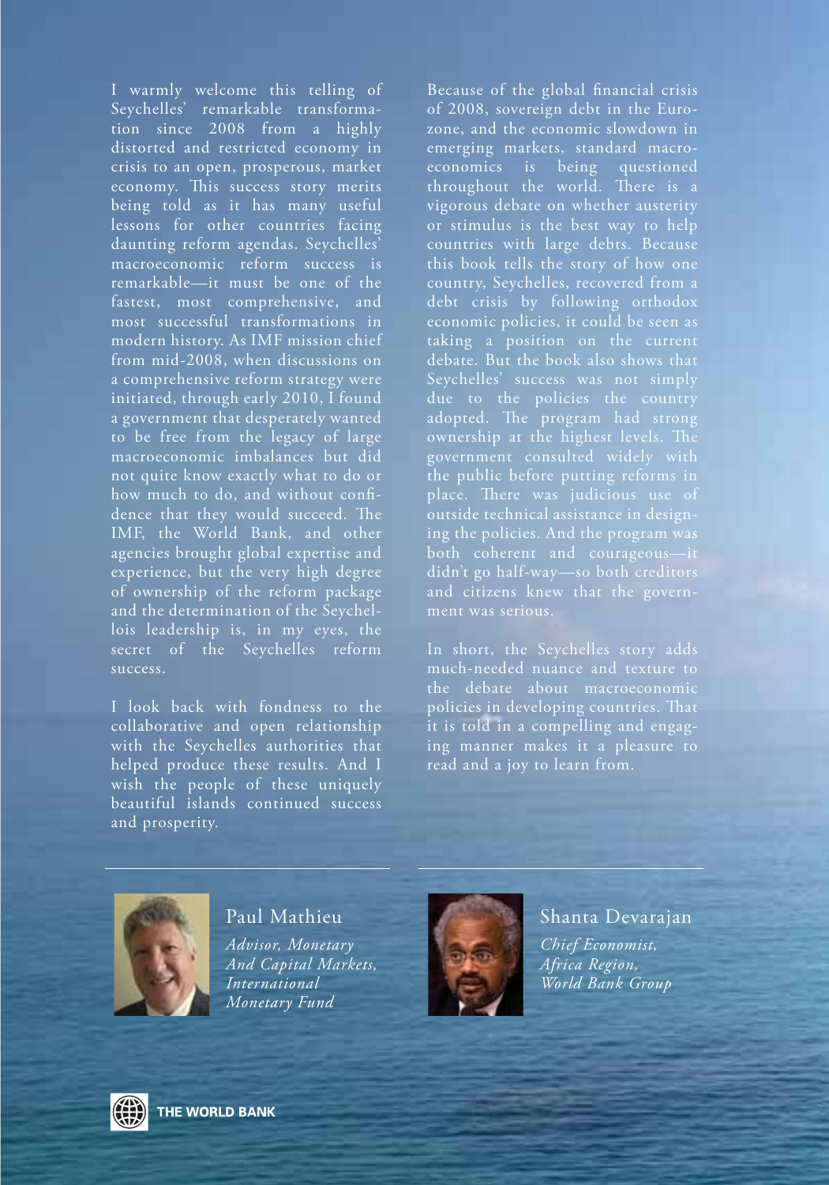I warmly welcome this telling of Seychelles' remarkable transformation since 2008 from a highly distorted and restricted economy in crisis to an open, prosperous, market economy. This success story merits being told as it has many useful lessons for other countries facing daunting reform agendas. Seychelles' macroeconomic reform success is remarkable—it must be one of the fastest, most comprehensive, and most successful transformations in modern history. As IMF mission chief from mid-2008, when discussions on a comprehensive reform strategy were initiated, through early 2010, I found a government that desperately wanted to be free from the legacy of large macroeconomic imbalances but did not quite know exactly what to do or how much to do, and without confidence that they would succeed. The IMF, the World Bank, and other agencies brought global expertise and experience, but the very high degree of ownership of the reform package and the determination of the Seychellois leadership is, in my eyes, the secret of the Seychelles reform success.

I look back with fondness to the collaborative and open relationship with the Seychelles authorities that helped produce these results. And I wish the people of these uniquely beautiful islands continued success and prosperity.

Paul Mathieu

*Advisor, Monetary And Capital Markets, International Monetary Fund*

Because of the global financial crisis of 2008, sovereign debt in the Eurozone, and the economic slowdown in emerging markets, standard macroeconomics is being questioned throughout the world. There is a vigorous debate on whether austerity or stimulus is the best way to help countries with large debts. Because this book tells the story of how one country, Seychelles, recovered from a debt crisis by following orthodox economic policies, it could be seen as taking a position on the current debate. But the book also shows that Seychelles' success was not simply due to the policies the country adopted. The program had strong ownership at the highest levels. The government consulted widely with the public before putting reforms in place. There was judicious use of outside technical assistance in designing the policies. And the program was both coherent and courageous—it didn't go half-way—so both creditors and citizens knew that the government was serious.

In short, the Seychelles story adds much-needed nuance and texture to the debate about macroeconomic policies in developing countries. That it is told in a compelling and engaging manner makes it a pleasure to read and a joy to learn from.

Shanta Devarajan

*Chief Economist, Africa Region, World Bank Group*

THE WORLD BANK